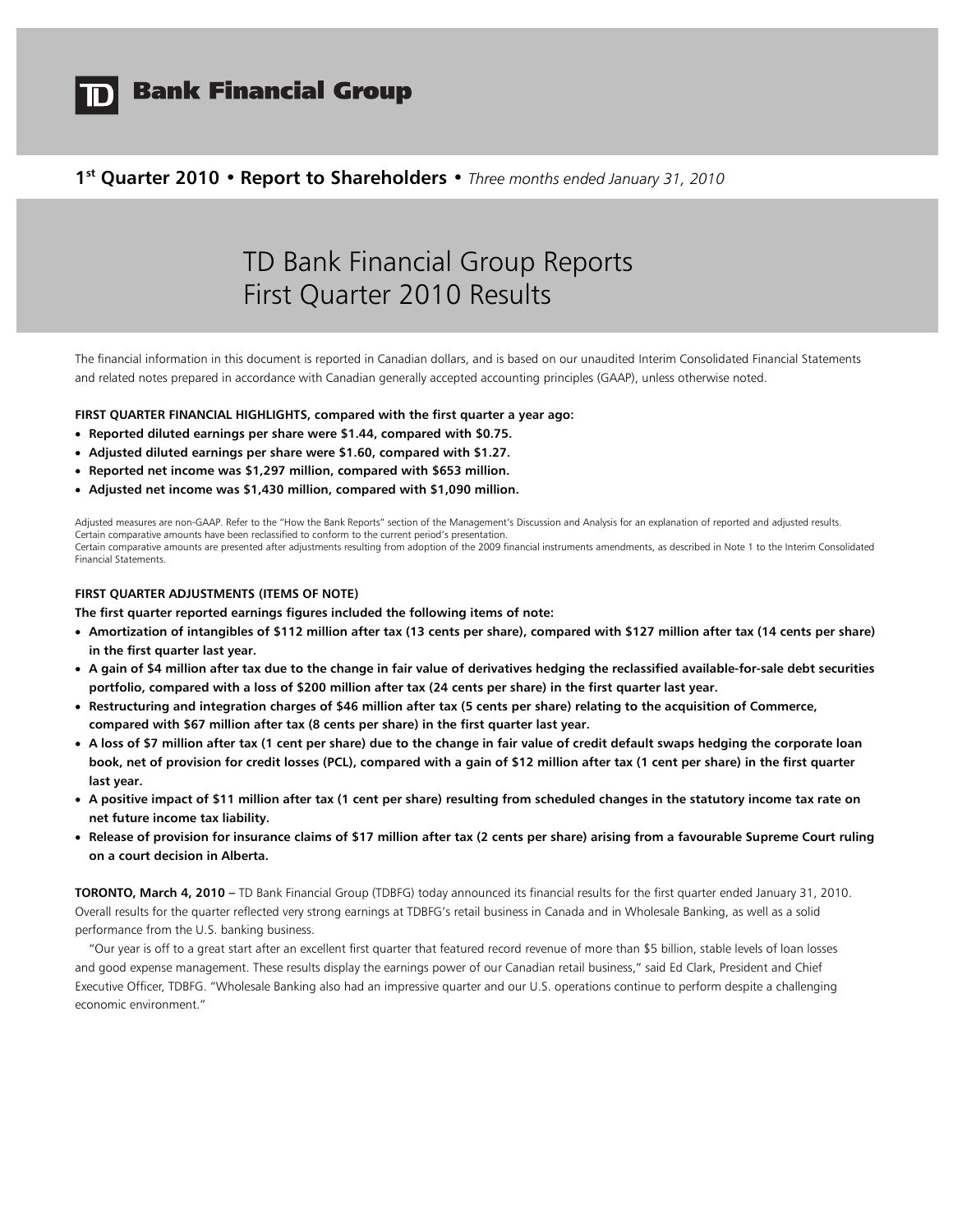# TD Bank Financial Group

**1st Quarter 2010 • Report to Shareholders •** *Three months ended January 31, 2010*

# TD Bank Financial Group Reports First Quarter 2010 Results

The financial information in this document is reported in Canadian dollars, and is based on our unaudited Interim Consolidated Financial Statements and related notes prepared in accordance with Canadian generally accepted accounting principles (GAAP), unless otherwise noted.

**FIRST QUARTER FINANCIAL HIGHLIGHTS, compared with the first quarter a year ago:**

- **Reported diluted earnings per share were $1.44, compared with $0.75.**
- **Adjusted diluted earnings per share were $1.60, compared with $1.27.**
- **Reported net income was $1,297 million, compared with $653 million.**
- **Adjusted net income was $1,430 million, compared with $1,090 million.**

Adjusted measures are non-GAAP. Refer to the "How the Bank Reports" section of the Management's Discussion and Analysis for an explanation of reported and adjusted results.
Certain comparative amounts have been reclassified to conform to the current period's presentation.
Certain comparative amounts are presented after adjustments resulting from adoption of the 2009 financial instruments amendments, as described in Note 1 to the Interim Consolidated Financial Statements.

**FIRST QUARTER ADJUSTMENTS (ITEMS OF NOTE)**

**The first quarter reported earnings figures included the following items of note:**

- **Amortization of intangibles of $112 million after tax (13 cents per share), compared with $127 million after tax (14 cents per share) in the first quarter last year.**
- **A gain of $4 million after tax due to the change in fair value of derivatives hedging the reclassified available-for-sale debt securities portfolio, compared with a loss of $200 million after tax (24 cents per share) in the first quarter last year.**
- **Restructuring and integration charges of $46 million after tax (5 cents per share) relating to the acquisition of Commerce, compared with $67 million after tax (8 cents per share) in the first quarter last year.**
- **A loss of $7 million after tax (1 cent per share) due to the change in fair value of credit default swaps hedging the corporate loan book, net of provision for credit losses (PCL), compared with a gain of $12 million after tax (1 cent per share) in the first quarter last year.**
- **A positive impact of $11 million after tax (1 cent per share) resulting from scheduled changes in the statutory income tax rate on net future income tax liability.**
- **Release of provision for insurance claims of $17 million after tax (2 cents per share) arising from a favourable Supreme Court ruling on a court decision in Alberta.**

**TORONTO, March 4, 2010** – TD Bank Financial Group (TDBFG) today announced its financial results for the first quarter ended January 31, 2010. Overall results for the quarter reflected very strong earnings at TDBFG's retail business in Canada and in Wholesale Banking, as well as a solid performance from the U.S. banking business.

"Our year is off to a great start after an excellent first quarter that featured record revenue of more than $5 billion, stable levels of loan losses and good expense management. These results display the earnings power of our Canadian retail business," said Ed Clark, President and Chief Executive Officer, TDBFG. "Wholesale Banking also had an impressive quarter and our U.S. operations continue to perform despite a challenging economic environment."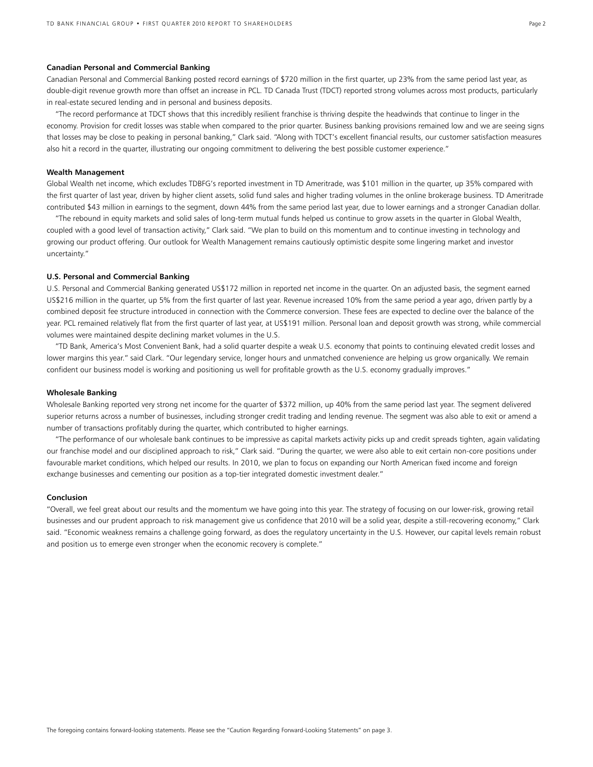**Canadian Personal and Commercial Banking**

Canadian Personal and Commercial Banking posted record earnings of $720 million in the first quarter, up 23% from the same period last year, as double-digit revenue growth more than offset an increase in PCL. TD Canada Trust (TDCT) reported strong volumes across most products, particularly in real-estate secured lending and in personal and business deposits.

"The record performance at TDCT shows that this incredibly resilient franchise is thriving despite the headwinds that continue to linger in the economy. Provision for credit losses was stable when compared to the prior quarter. Business banking provisions remained low and we are seeing signs that losses may be close to peaking in personal banking," Clark said. "Along with TDCT's excellent financial results, our customer satisfaction measures also hit a record in the quarter, illustrating our ongoing commitment to delivering the best possible customer experience."

**Wealth Management**

Global Wealth net income, which excludes TDBFG's reported investment in TD Ameritrade, was $101 million in the quarter, up 35% compared with the first quarter of last year, driven by higher client assets, solid fund sales and higher trading volumes in the online brokerage business. TD Ameritrade contributed $43 million in earnings to the segment, down 44% from the same period last year, due to lower earnings and a stronger Canadian dollar.

"The rebound in equity markets and solid sales of long-term mutual funds helped us continue to grow assets in the quarter in Global Wealth, coupled with a good level of transaction activity," Clark said. "We plan to build on this momentum and to continue investing in technology and growing our product offering. Our outlook for Wealth Management remains cautiously optimistic despite some lingering market and investor uncertainty."

**U.S. Personal and Commercial Banking**

U.S. Personal and Commercial Banking generated US$172 million in reported net income in the quarter. On an adjusted basis, the segment earned US$216 million in the quarter, up 5% from the first quarter of last year. Revenue increased 10% from the same period a year ago, driven partly by a combined deposit fee structure introduced in connection with the Commerce conversion. These fees are expected to decline over the balance of the year. PCL remained relatively flat from the first quarter of last year, at US$191 million. Personal loan and deposit growth was strong, while commercial volumes were maintained despite declining market volumes in the U.S.

"TD Bank, America's Most Convenient Bank, had a solid quarter despite a weak U.S. economy that points to continuing elevated credit losses and lower margins this year." said Clark. "Our legendary service, longer hours and unmatched convenience are helping us grow organically. We remain confident our business model is working and positioning us well for profitable growth as the U.S. economy gradually improves."

**Wholesale Banking**

Wholesale Banking reported very strong net income for the quarter of $372 million, up 40% from the same period last year. The segment delivered superior returns across a number of businesses, including stronger credit trading and lending revenue. The segment was also able to exit or amend a number of transactions profitably during the quarter, which contributed to higher earnings.

"The performance of our wholesale bank continues to be impressive as capital markets activity picks up and credit spreads tighten, again validating our franchise model and our disciplined approach to risk," Clark said. "During the quarter, we were also able to exit certain non-core positions under favourable market conditions, which helped our results. In 2010, we plan to focus on expanding our North American fixed income and foreign exchange businesses and cementing our position as a top-tier integrated domestic investment dealer."

**Conclusion**

"Overall, we feel great about our results and the momentum we have going into this year. The strategy of focusing on our lower-risk, growing retail businesses and our prudent approach to risk management give us confidence that 2010 will be a solid year, despite a still-recovering economy," Clark said. "Economic weakness remains a challenge going forward, as does the regulatory uncertainty in the U.S. However, our capital levels remain robust and position us to emerge even stronger when the economic recovery is complete."

The foregoing contains forward-looking statements. Please see the "Caution Regarding Forward-Looking Statements" on page 3.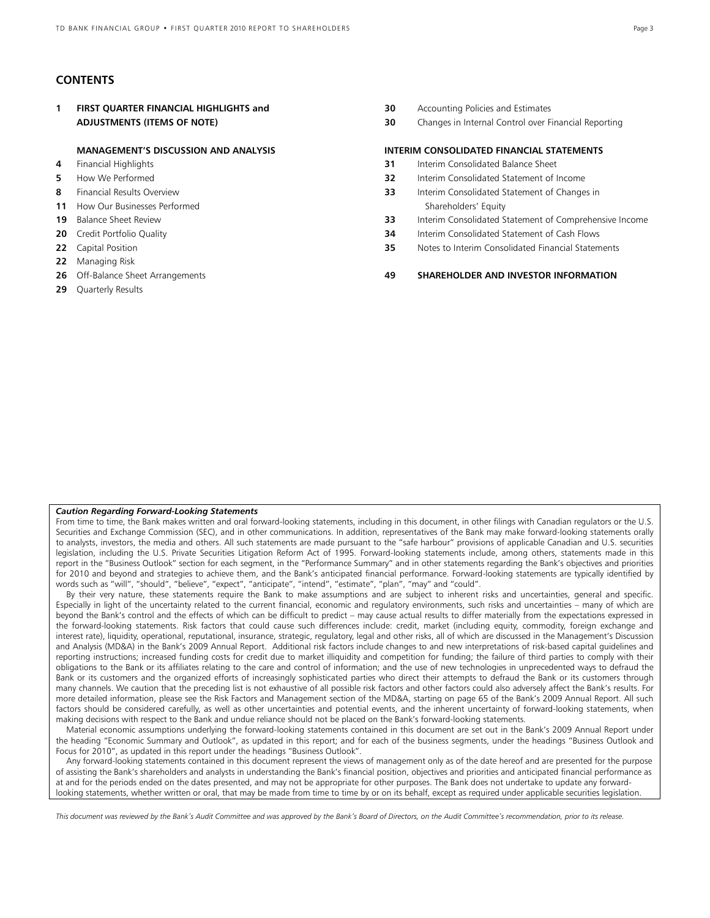## CONTENTS

**1 FIRST QUARTER FINANCIAL HIGHLIGHTS and ADJUSTMENTS (ITEMS OF NOTE)**

### MANAGEMENT'S DISCUSSION AND ANALYSIS

- **4** Financial Highlights
- **5** How We Performed
- **8** Financial Results Overview
- **11** How Our Businesses Performed
- **19** Balance Sheet Review
- **20** Credit Portfolio Quality
- **22** Capital Position
- **22** Managing Risk
- **26** Off-Balance Sheet Arrangements
- **29** Quarterly Results
- **30** Accounting Policies and Estimates
- **30** Changes in Internal Control over Financial Reporting

### INTERIM CONSOLIDATED FINANCIAL STATEMENTS

- **31** Interim Consolidated Balance Sheet
- **32** Interim Consolidated Statement of Income
- **33** Interim Consolidated Statement of Changes in Shareholders' Equity
- **33** Interim Consolidated Statement of Comprehensive Income
- **34** Interim Consolidated Statement of Cash Flows
- **35** Notes to Interim Consolidated Financial Statements

**49 SHAREHOLDER AND INVESTOR INFORMATION**

***Caution Regarding Forward-Looking Statements***

From time to time, the Bank makes written and oral forward-looking statements, including in this document, in other filings with Canadian regulators or the U.S. Securities and Exchange Commission (SEC), and in other communications. In addition, representatives of the Bank may make forward-looking statements orally to analysts, investors, the media and others. All such statements are made pursuant to the "safe harbour" provisions of applicable Canadian and U.S. securities legislation, including the U.S. Private Securities Litigation Reform Act of 1995. Forward-looking statements include, among others, statements made in this report in the "Business Outlook" section for each segment, in the "Performance Summary" and in other statements regarding the Bank's objectives and priorities for 2010 and beyond and strategies to achieve them, and the Bank's anticipated financial performance. Forward-looking statements are typically identified by words such as "will", "should", "believe", "expect", "anticipate", "intend", "estimate", "plan", "may" and "could".

By their very nature, these statements require the Bank to make assumptions and are subject to inherent risks and uncertainties, general and specific. Especially in light of the uncertainty related to the current financial, economic and regulatory environments, such risks and uncertainties – many of which are beyond the Bank's control and the effects of which can be difficult to predict – may cause actual results to differ materially from the expectations expressed in the forward-looking statements. Risk factors that could cause such differences include: credit, market (including equity, commodity, foreign exchange and interest rate), liquidity, operational, reputational, insurance, strategic, regulatory, legal and other risks, all of which are discussed in the Management's Discussion and Analysis (MD&A) in the Bank's 2009 Annual Report. Additional risk factors include changes to and new interpretations of risk-based capital guidelines and reporting instructions; increased funding costs for credit due to market illiquidity and competition for funding; the failure of third parties to comply with their obligations to the Bank or its affiliates relating to the care and control of information; and the use of new technologies in unprecedented ways to defraud the Bank or its customers and the organized efforts of increasingly sophisticated parties who direct their attempts to defraud the Bank or its customers through many channels. We caution that the preceding list is not exhaustive of all possible risk factors and other factors could also adversely affect the Bank's results. For more detailed information, please see the Risk Factors and Management section of the MD&A, starting on page 65 of the Bank's 2009 Annual Report. All such factors should be considered carefully, as well as other uncertainties and potential events, and the inherent uncertainty of forward-looking statements, when making decisions with respect to the Bank and undue reliance should not be placed on the Bank's forward-looking statements.

Material economic assumptions underlying the forward-looking statements contained in this document are set out in the Bank's 2009 Annual Report under the heading "Economic Summary and Outlook", as updated in this report; and for each of the business segments, under the headings "Business Outlook and Focus for 2010", as updated in this report under the headings "Business Outlook".

Any forward-looking statements contained in this document represent the views of management only as of the date hereof and are presented for the purpose of assisting the Bank's shareholders and analysts in understanding the Bank's financial position, objectives and priorities and anticipated financial performance as at and for the periods ended on the dates presented, and may not be appropriate for other purposes. The Bank does not undertake to update any forward-looking statements, whether written or oral, that may be made from time to time by or on its behalf, except as required under applicable securities legislation.

*This document was reviewed by the Bank's Audit Committee and was approved by the Bank's Board of Directors, on the Audit Committee's recommendation, prior to its release.*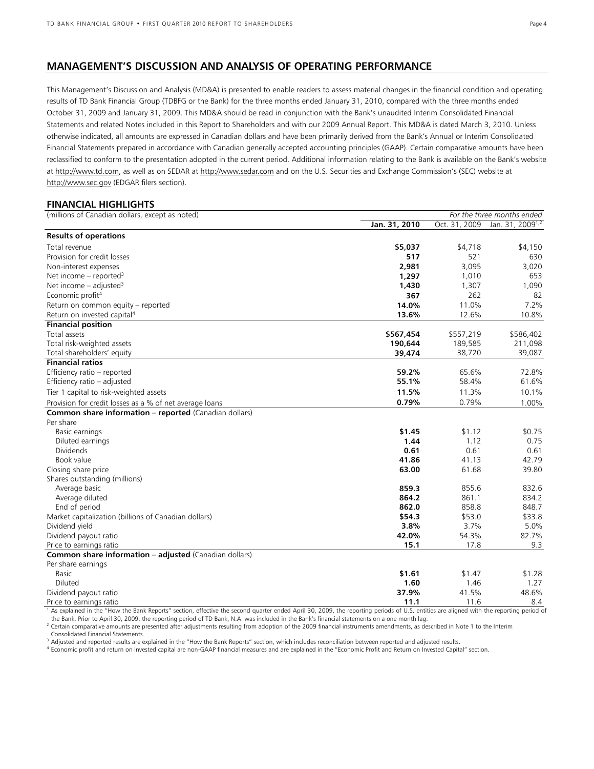## MANAGEMENT'S DISCUSSION AND ANALYSIS OF OPERATING PERFORMANCE

This Management's Discussion and Analysis (MD&A) is presented to enable readers to assess material changes in the financial condition and operating results of TD Bank Financial Group (TDBFG or the Bank) for the three months ended January 31, 2010, compared with the three months ended October 31, 2009 and January 31, 2009. This MD&A should be read in conjunction with the Bank's unaudited Interim Consolidated Financial Statements and related Notes included in this Report to Shareholders and with our 2009 Annual Report. This MD&A is dated March 3, 2010. Unless otherwise indicated, all amounts are expressed in Canadian dollars and have been primarily derived from the Bank's Annual or Interim Consolidated Financial Statements prepared in accordance with Canadian generally accepted accounting principles (GAAP). Certain comparative amounts have been reclassified to conform to the presentation adopted in the current period. Additional information relating to the Bank is available on the Bank's website at http://www.td.com, as well as on SEDAR at http://www.sedar.com and on the U.S. Securities and Exchange Commission's (SEC) website at http://www.sec.gov (EDGAR filers section).

### FINANCIAL HIGHLIGHTS

| (millions of Canadian dollars, except as noted) | *For the three months ended* | | |
|---|---|---|---|
| | **Jan. 31, 2010** | Oct. 31, 2009 | Jan. 31, 2009[1,2] |
| **Results of operations** | | | |
| Total revenue | **$5,037** | $4,718 | $4,150 |
| Provision for credit losses | **517** | 521 | 630 |
| Non-interest expenses | **2,981** | 3,095 | 3,020 |
| Net income – reported[3] | **1,297** | 1,010 | 653 |
| Net income – adjusted[3] | **1,430** | 1,307 | 1,090 |
| Economic profit[4] | **367** | 262 | 82 |
| Return on common equity – reported | **14.0%** | 11.0% | 7.2% |
| Return on invested capital[4] | **13.6%** | 12.6% | 10.8% |
| **Financial position** | | | |
| Total assets | **$567,454** | $557,219 | $586,402 |
| Total risk-weighted assets | **190,644** | 189,585 | 211,098 |
| Total shareholders' equity | **39,474** | 38,720 | 39,087 |
| **Financial ratios** | | | |
| Efficiency ratio – reported | **59.2%** | 65.6% | 72.8% |
| Efficiency ratio – adjusted | **55.1%** | 58.4% | 61.6% |
| Tier 1 capital to risk-weighted assets | **11.5%** | 11.3% | 10.1% |
| Provision for credit losses as a % of net average loans | **0.79%** | 0.79% | 1.00% |
| **Common share information – reported** (Canadian dollars) | | | |
| Per share | | | |
| Basic earnings | **$1.45** | $1.12 | $0.75 |
| Diluted earnings | **1.44** | 1.12 | 0.75 |
| Dividends | **0.61** | 0.61 | 0.61 |
| Book value | **41.86** | 41.13 | 42.79 |
| Closing share price | **63.00** | 61.68 | 39.80 |
| Shares outstanding (millions) | | | |
| Average basic | **859.3** | 855.6 | 832.6 |
| Average diluted | **864.2** | 861.1 | 834.2 |
| End of period | **862.0** | 858.8 | 848.7 |
| Market capitalization (billions of Canadian dollars) | **$54.3** | $53.0 | $33.8 |
| Dividend yield | **3.8%** | 3.7% | 5.0% |
| Dividend payout ratio | **42.0%** | 54.3% | 82.7% |
| Price to earnings ratio | **15.1** | 17.8 | 9.3 |
| **Common share information – adjusted** (Canadian dollars) | | | |
| Per share earnings | | | |
| Basic | **$1.61** | $1.47 | $1.28 |
| Diluted | **1.60** | 1.46 | 1.27 |
| Dividend payout ratio | **37.9%** | 41.5% | 48.6% |
| Price to earnings ratio | **11.1** | 11.6 | 8.4 |

[1] As explained in the "How the Bank Reports" section, effective the second quarter ended April 30, 2009, the reporting periods of U.S. entities are aligned with the reporting period of the Bank. Prior to April 30, 2009, the reporting period of TD Bank, N.A. was included in the Bank's financial statements on a one month lag.

[2] Certain comparative amounts are presented after adjustments resulting from adoption of the 2009 financial instruments amendments, as described in Note 1 to the Interim Consolidated Financial Statements.

[3] Adjusted and reported results are explained in the "How the Bank Reports" section, which includes reconciliation between reported and adjusted results.

[4] Economic profit and return on invested capital are non-GAAP financial measures and are explained in the "Economic Profit and Return on Invested Capital" section.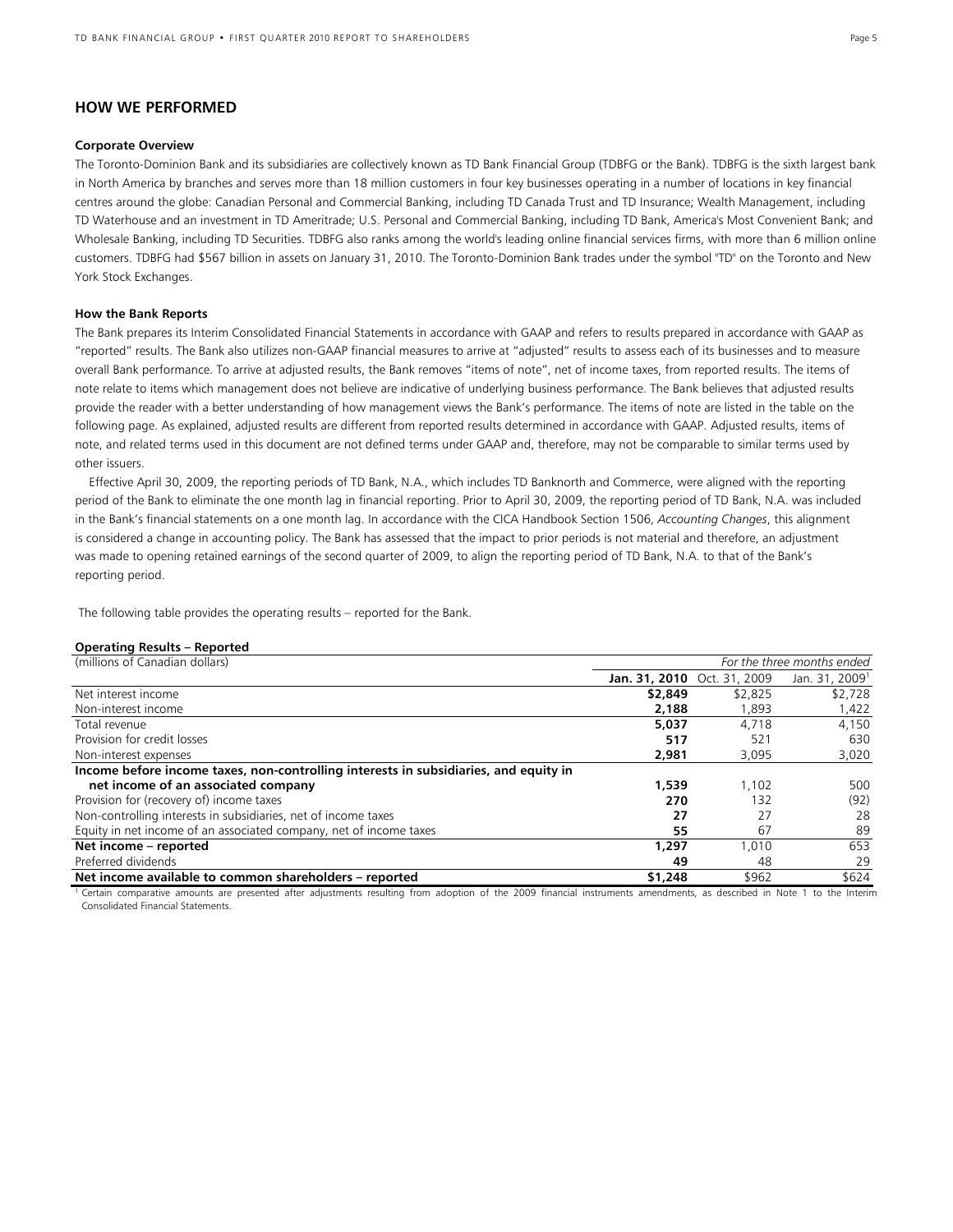## HOW WE PERFORMED

### Corporate Overview

The Toronto-Dominion Bank and its subsidiaries are collectively known as TD Bank Financial Group (TDBFG or the Bank). TDBFG is the sixth largest bank in North America by branches and serves more than 18 million customers in four key businesses operating in a number of locations in key financial centres around the globe: Canadian Personal and Commercial Banking, including TD Canada Trust and TD Insurance; Wealth Management, including TD Waterhouse and an investment in TD Ameritrade; U.S. Personal and Commercial Banking, including TD Bank, America's Most Convenient Bank; and Wholesale Banking, including TD Securities. TDBFG also ranks among the world's leading online financial services firms, with more than 6 million online customers. TDBFG had $567 billion in assets on January 31, 2010. The Toronto-Dominion Bank trades under the symbol "TD" on the Toronto and New York Stock Exchanges.

### How the Bank Reports

The Bank prepares its Interim Consolidated Financial Statements in accordance with GAAP and refers to results prepared in accordance with GAAP as "reported" results. The Bank also utilizes non-GAAP financial measures to arrive at "adjusted" results to assess each of its businesses and to measure overall Bank performance. To arrive at adjusted results, the Bank removes "items of note", net of income taxes, from reported results. The items of note relate to items which management does not believe are indicative of underlying business performance. The Bank believes that adjusted results provide the reader with a better understanding of how management views the Bank's performance. The items of note are listed in the table on the following page. As explained, adjusted results are different from reported results determined in accordance with GAAP. Adjusted results, items of note, and related terms used in this document are not defined terms under GAAP and, therefore, may not be comparable to similar terms used by other issuers.

Effective April 30, 2009, the reporting periods of TD Bank, N.A., which includes TD Banknorth and Commerce, were aligned with the reporting period of the Bank to eliminate the one month lag in financial reporting. Prior to April 30, 2009, the reporting period of TD Bank, N.A. was included in the Bank's financial statements on a one month lag. In accordance with the CICA Handbook Section 1506, *Accounting Changes*, this alignment is considered a change in accounting policy. The Bank has assessed that the impact to prior periods is not material and therefore, an adjustment was made to opening retained earnings of the second quarter of 2009, to align the reporting period of TD Bank, N.A. to that of the Bank's reporting period.

The following table provides the operating results – reported for the Bank.

**Operating Results – Reported**

| (millions of Canadian dollars) | *For the three months ended* | | |
|---|---|---|---|
| | **Jan. 31, 2010** | Oct. 31, 2009 | Jan. 31, 2009[1] |
| Net interest income | **$2,849** | $2,825 | $2,728 |
| Non-interest income | **2,188** | 1,893 | 1,422 |
| Total revenue | **5,037** | 4,718 | 4,150 |
| Provision for credit losses | **517** | 521 | 630 |
| Non-interest expenses | **2,981** | 3,095 | 3,020 |
| **Income before income taxes, non-controlling interests in subsidiaries, and equity in net income of an associated company** | **1,539** | 1,102 | 500 |
| Provision for (recovery of) income taxes | **270** | 132 | (92) |
| Non-controlling interests in subsidiaries, net of income taxes | **27** | 27 | 28 |
| Equity in net income of an associated company, net of income taxes | **55** | 67 | 89 |
| **Net income – reported** | **1,297** | 1,010 | 653 |
| Preferred dividends | **49** | 48 | 29 |
| **Net income available to common shareholders – reported** | **$1,248** | $962 | $624 |

[1] Certain comparative amounts are presented after adjustments resulting from adoption of the 2009 financial instruments amendments, as described in Note 1 to the Interim Consolidated Financial Statements.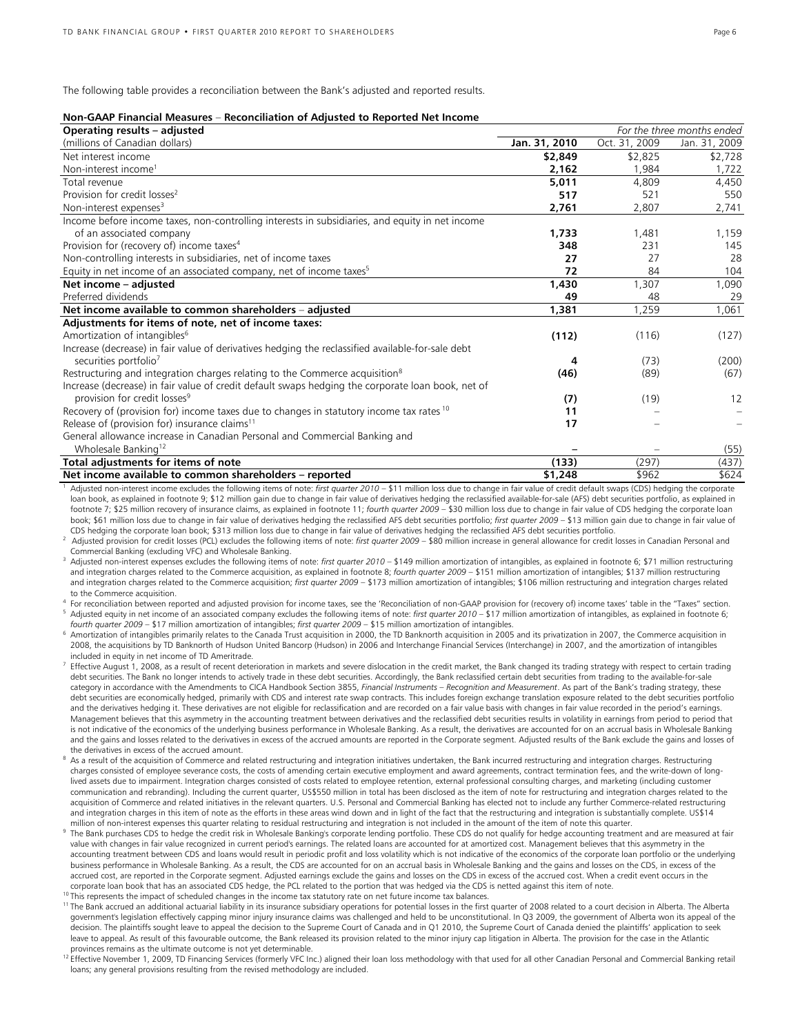The following table provides a reconciliation between the Bank's adjusted and reported results.

**Non-GAAP Financial Measures – Reconciliation of Adjusted to Reported Net Income**

| Operating results – adjusted | | *For the three months ended* | |
|---|---|---|---|
| (millions of Canadian dollars) | **Jan. 31, 2010** | Oct. 31, 2009 | Jan. 31, 2009 |
| Net interest income | **$2,849** | $2,825 | $2,728 |
| Non-interest income[1] | **2,162** | 1,984 | 1,722 |
| Total revenue | **5,011** | 4,809 | 4,450 |
| Provision for credit losses[2] | **517** | 521 | 550 |
| Non-interest expenses[3] | **2,761** | 2,807 | 2,741 |
| Income before income taxes, non-controlling interests in subsidiaries, and equity in net income of an associated company | **1,733** | 1,481 | 1,159 |
| Provision for (recovery of) income taxes[4] | **348** | 231 | 145 |
| Non-controlling interests in subsidiaries, net of income taxes | **27** | 27 | 28 |
| Equity in net income of an associated company, net of income taxes[5] | **72** | 84 | 104 |
| **Net income – adjusted** | **1,430** | 1,307 | 1,090 |
| Preferred dividends | **49** | 48 | 29 |
| **Net income available to common shareholders – adjusted** | **1,381** | 1,259 | 1,061 |
| **Adjustments for items of note, net of income taxes:** | | | |
| Amortization of intangibles[6] | **(112)** | (116) | (127) |
| Increase (decrease) in fair value of derivatives hedging the reclassified available-for-sale debt securities portfolio[7] | **4** | (73) | (200) |
| Restructuring and integration charges relating to the Commerce acquisition[8] | **(46)** | (89) | (67) |
| Increase (decrease) in fair value of credit default swaps hedging the corporate loan book, net of provision for credit losses[9] | **(7)** | (19) | 12 |
| Recovery of (provision for) income taxes due to changes in statutory income tax rates[10] | **11** | – | – |
| Release of (provision for) insurance claims[11] | **17** | – | – |
| General allowance increase in Canadian Personal and Commercial Banking and Wholesale Banking[12] | **–** | – | (55) |
| **Total adjustments for items of note** | **(133)** | (297) | (437) |
| **Net income available to common shareholders – reported** | **$1,248** | $962 | $624 |

[1] Adjusted non-interest income excludes the following items of note: *first quarter 2010* – $11 million loss due to change in fair value of credit default swaps (CDS) hedging the corporate loan book, as explained in footnote 9; $12 million gain due to change in fair value of derivatives hedging the reclassified available-for-sale (AFS) debt securities portfolio, as explained in footnote 7; $25 million recovery of insurance claims, as explained in footnote 11; *fourth quarter 2009* – $30 million loss due to change in fair value of CDS hedging the corporate loan book; $61 million loss due to change in fair value of derivatives hedging the reclassified AFS debt securities portfolio; *first quarter 2009* – $13 million gain due to change in fair value of CDS hedging the corporate loan book; $313 million loss due to change in fair value of derivatives hedging the reclassified AFS debt securities portfolio.

[2] Adjusted provision for credit losses (PCL) excludes the following items of note: *first quarter 2009* – $80 million increase in general allowance for credit losses in Canadian Personal and Commercial Banking (excluding VFC) and Wholesale Banking.

[3] Adjusted non-interest expenses excludes the following items of note: *first quarter 2010* – $149 million amortization of intangibles, as explained in footnote 6; $71 million restructuring and integration charges related to the Commerce acquisition, as explained in footnote 8; *fourth quarter 2009* – $151 million amortization of intangibles; $137 million restructuring and integration charges related to the Commerce acquisition; *first quarter 2009* – $173 million amortization of intangibles; $106 million restructuring and integration charges related to the Commerce acquisition.

[4] For reconciliation between reported and adjusted provision for income taxes, see the 'Reconciliation of non-GAAP provision for (recovery of) income taxes' table in the "Taxes" section.

[5] Adjusted equity in net income of an associated company excludes the following items of note: *first quarter 2010* – $17 million amortization of intangibles, as explained in footnote 6; *fourth quarter 2009* – $17 million amortization of intangibles; *first quarter 2009* – $15 million amortization of intangibles.

[6] Amortization of intangibles primarily relates to the Canada Trust acquisition in 2000, the TD Banknorth acquisition in 2005 and its privatization in 2007, the Commerce acquisition in 2008, the acquisitions by TD Banknorth of Hudson United Bancorp (Hudson) in 2006 and Interchange Financial Services (Interchange) in 2007, and the amortization of intangibles included in equity in net income of TD Ameritrade.

[7] Effective August 1, 2008, as a result of recent deterioration in markets and severe dislocation in the credit market, the Bank changed its trading strategy with respect to certain trading debt securities. The Bank no longer intends to actively trade in these debt securities. Accordingly, the Bank reclassified certain debt securities from trading to the available-for-sale category in accordance with the Amendments to CICA Handbook Section 3855, *Financial Instruments – Recognition and Measurement*. As part of the Bank's trading strategy, these debt securities are economically hedged, primarily with CDS and interest rate swap contracts. This includes foreign exchange translation exposure related to the debt securities portfolio and the derivatives hedging it. These derivatives are not eligible for reclassification and are recorded on a fair value basis with changes in fair value recorded in the period's earnings. Management believes that this asymmetry in the accounting treatment between derivatives and the reclassified debt securities results in volatility in earnings from period to period that is not indicative of the economics of the underlying business performance in Wholesale Banking. As a result, the derivatives are accounted for on an accrual basis in Wholesale Banking and the gains and losses related to the derivatives in excess of the accrued amounts are reported in the Corporate segment. Adjusted results of the Bank exclude the gains and losses of the derivatives in excess of the accrued amount.

[8] As a result of the acquisition of Commerce and related restructuring and integration initiatives undertaken, the Bank incurred restructuring and integration charges. Restructuring charges consisted of employee severance costs, the costs of amending certain executive employment and award agreements, contract termination fees, and the write-down of long-lived assets due to impairment. Integration charges consisted of costs related to employee retention, external professional consulting charges, and marketing (including customer communication and rebranding). Including the current quarter, US$550 million in total has been disclosed as the item of note for restructuring and integration charges related to the acquisition of Commerce and related initiatives in the relevant quarters. U.S. Personal and Commercial Banking has elected not to include any further Commerce-related restructuring and integration charges in this item of note as the efforts in these areas wind down and in light of the fact that the restructuring and integration is substantially complete. US$14 million of non-interest expenses this quarter relating to residual restructuring and integration is not included in the amount of the item of note this quarter.

[9] The Bank purchases CDS to hedge the credit risk in Wholesale Banking's corporate lending portfolio. These CDS do not qualify for hedge accounting treatment and are measured at fair value with changes in fair value recognized in current period's earnings. The related loans are accounted for at amortized cost. Management believes that this asymmetry in the accounting treatment between CDS and loans would result in periodic profit and loss volatility which is not indicative of the economics of the corporate loan portfolio or the underlying business performance in Wholesale Banking. As a result, the CDS are accounted for on an accrual basis in Wholesale Banking and the gains and losses on the CDS, in excess of the accrued cost, are reported in the Corporate segment. Adjusted earnings exclude the gains and losses on the CDS in excess of the accrued cost. When a credit event occurs in the corporate loan book that has an associated CDS hedge, the PCL related to the portion that was hedged via the CDS is netted against this item of note.

[10] This represents the impact of scheduled changes in the income tax statutory rate on net future income tax balances.

[11] The Bank accrued an additional actuarial liability in its insurance subsidiary operations for potential losses in the first quarter of 2008 related to a court decision in Alberta. The Alberta government's legislation effectively capping minor injury insurance claims was challenged and held to be unconstitutional. In Q3 2009, the government of Alberta won its appeal of the decision. The plaintiffs sought leave to appeal the decision to the Supreme Court of Canada and in Q1 2010, the Supreme Court of Canada denied the plaintiffs' application to seek leave to appeal. As result of this favourable outcome, the Bank released its provision related to the minor injury cap litigation in Alberta. The provision for the case in the Atlantic provinces remains as the ultimate outcome is not yet determinable.

[12] Effective November 1, 2009, TD Financing Services (formerly VFC Inc.) aligned their loan loss methodology with that used for all other Canadian Personal and Commercial Banking retail loans; any general provisions resulting from the revised methodology are included.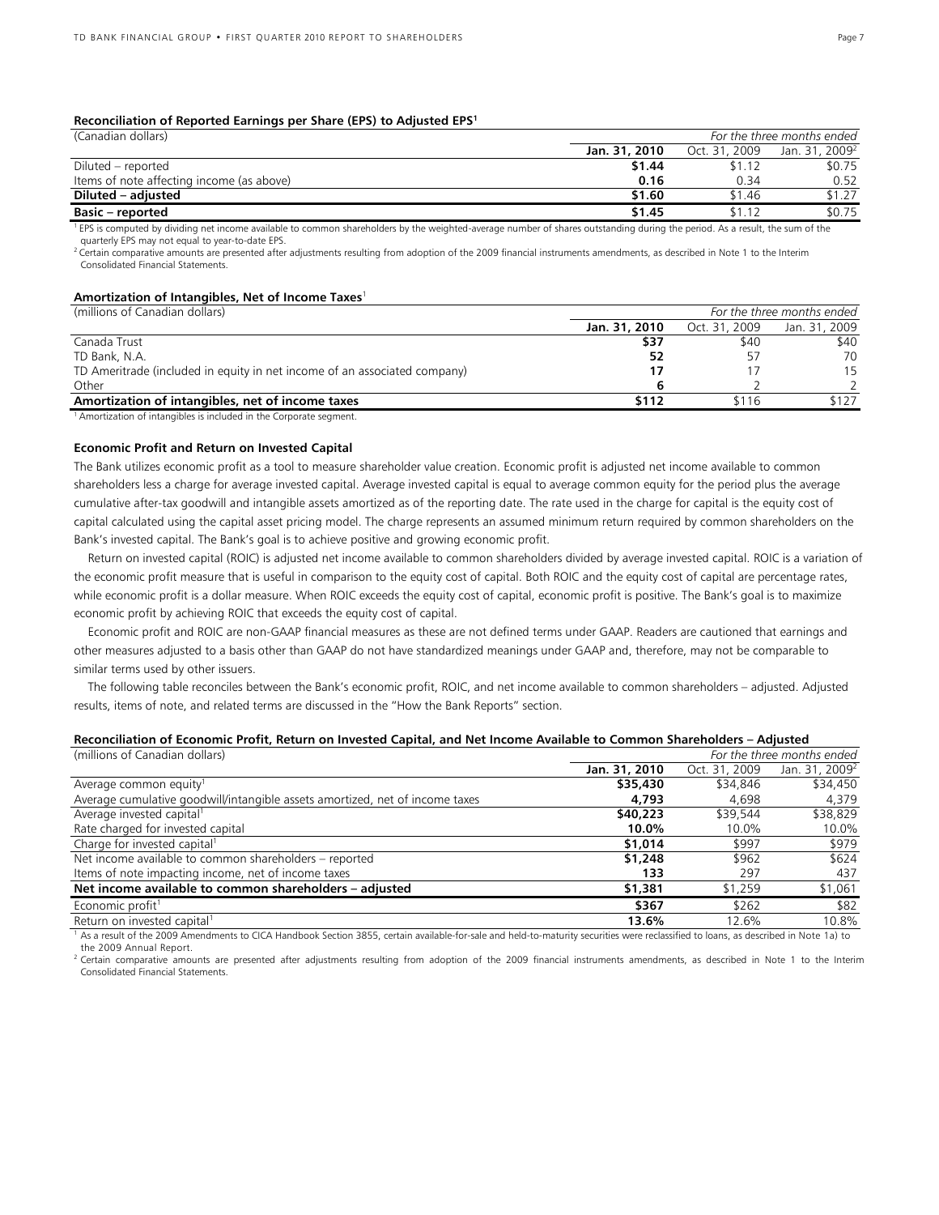**Reconciliation of Reported Earnings per Share (EPS) to Adjusted EPS[1]**

| (Canadian dollars) | *For the three months ended* | | |
|---|---|---|---|
| | **Jan. 31, 2010** | Oct. 31, 2009 | Jan. 31, 2009[2] |
| Diluted – reported | **$1.44** | $1.12 | $0.75 |
| Items of note affecting income (as above) | **0.16** | 0.34 | 0.52 |
| **Diluted – adjusted** | **$1.60** | $1.46 | $1.27 |
| **Basic – reported** | **$1.45** | $1.12 | $0.75 |

[1] EPS is computed by dividing net income available to common shareholders by the weighted-average number of shares outstanding during the period. As a result, the sum of the quarterly EPS may not equal to year-to-date EPS.
[2] Certain comparative amounts are presented after adjustments resulting from adoption of the 2009 financial instruments amendments, as described in Note 1 to the Interim Consolidated Financial Statements.

**Amortization of Intangibles, Net of Income Taxes[1]**

| (millions of Canadian dollars) | *For the three months ended* | | |
|---|---|---|---|
| | **Jan. 31, 2010** | Oct. 31, 2009 | Jan. 31, 2009 |
| Canada Trust | **$37** | $40 | $40 |
| TD Bank, N.A. | **52** | 57 | 70 |
| TD Ameritrade (included in equity in net income of an associated company) | **17** | 17 | 15 |
| Other | **6** | 2 | 2 |
| **Amortization of intangibles, net of income taxes** | **$112** | $116 | $127 |

[1] Amortization of intangibles is included in the Corporate segment.

**Economic Profit and Return on Invested Capital**

The Bank utilizes economic profit as a tool to measure shareholder value creation. Economic profit is adjusted net income available to common shareholders less a charge for average invested capital. Average invested capital is equal to average common equity for the period plus the average cumulative after-tax goodwill and intangible assets amortized as of the reporting date. The rate used in the charge for capital is the equity cost of capital calculated using the capital asset pricing model. The charge represents an assumed minimum return required by common shareholders on the Bank's invested capital. The Bank's goal is to achieve positive and growing economic profit.

Return on invested capital (ROIC) is adjusted net income available to common shareholders divided by average invested capital. ROIC is a variation of the economic profit measure that is useful in comparison to the equity cost of capital. Both ROIC and the equity cost of capital are percentage rates, while economic profit is a dollar measure. When ROIC exceeds the equity cost of capital, economic profit is positive. The Bank's goal is to maximize economic profit by achieving ROIC that exceeds the equity cost of capital.

Economic profit and ROIC are non-GAAP financial measures as these are not defined terms under GAAP. Readers are cautioned that earnings and other measures adjusted to a basis other than GAAP do not have standardized meanings under GAAP and, therefore, may not be comparable to similar terms used by other issuers.

The following table reconciles between the Bank's economic profit, ROIC, and net income available to common shareholders – adjusted. Adjusted results, items of note, and related terms are discussed in the "How the Bank Reports" section.

**Reconciliation of Economic Profit, Return on Invested Capital, and Net Income Available to Common Shareholders – Adjusted**

| (millions of Canadian dollars) | *For the three months ended* | | |
|---|---|---|---|
| | **Jan. 31, 2010** | Oct. 31, 2009 | Jan. 31, 2009[2] |
| Average common equity[1] | **$35,430** | $34,846 | $34,450 |
| Average cumulative goodwill/intangible assets amortized, net of income taxes | **4,793** | 4,698 | 4,379 |
| Average invested capital[1] | **$40,223** | $39,544 | $38,829 |
| Rate charged for invested capital | **10.0%** | 10.0% | 10.0% |
| Charge for invested capital[1] | **$1,014** | $997 | $979 |
| Net income available to common shareholders – reported | **$1,248** | $962 | $624 |
| Items of note impacting income, net of income taxes | **133** | 297 | 437 |
| **Net income available to common shareholders – adjusted** | **$1,381** | $1,259 | $1,061 |
| Economic profit[1] | **$367** | $262 | $82 |
| Return on invested capital[1] | **13.6%** | 12.6% | 10.8% |

[1] As a result of the 2009 Amendments to CICA Handbook Section 3855, certain available-for-sale and held-to-maturity securities were reclassified to loans, as described in Note 1a) to the 2009 Annual Report.
[2] Certain comparative amounts are presented after adjustments resulting from adoption of the 2009 financial instruments amendments, as described in Note 1 to the Interim Consolidated Financial Statements.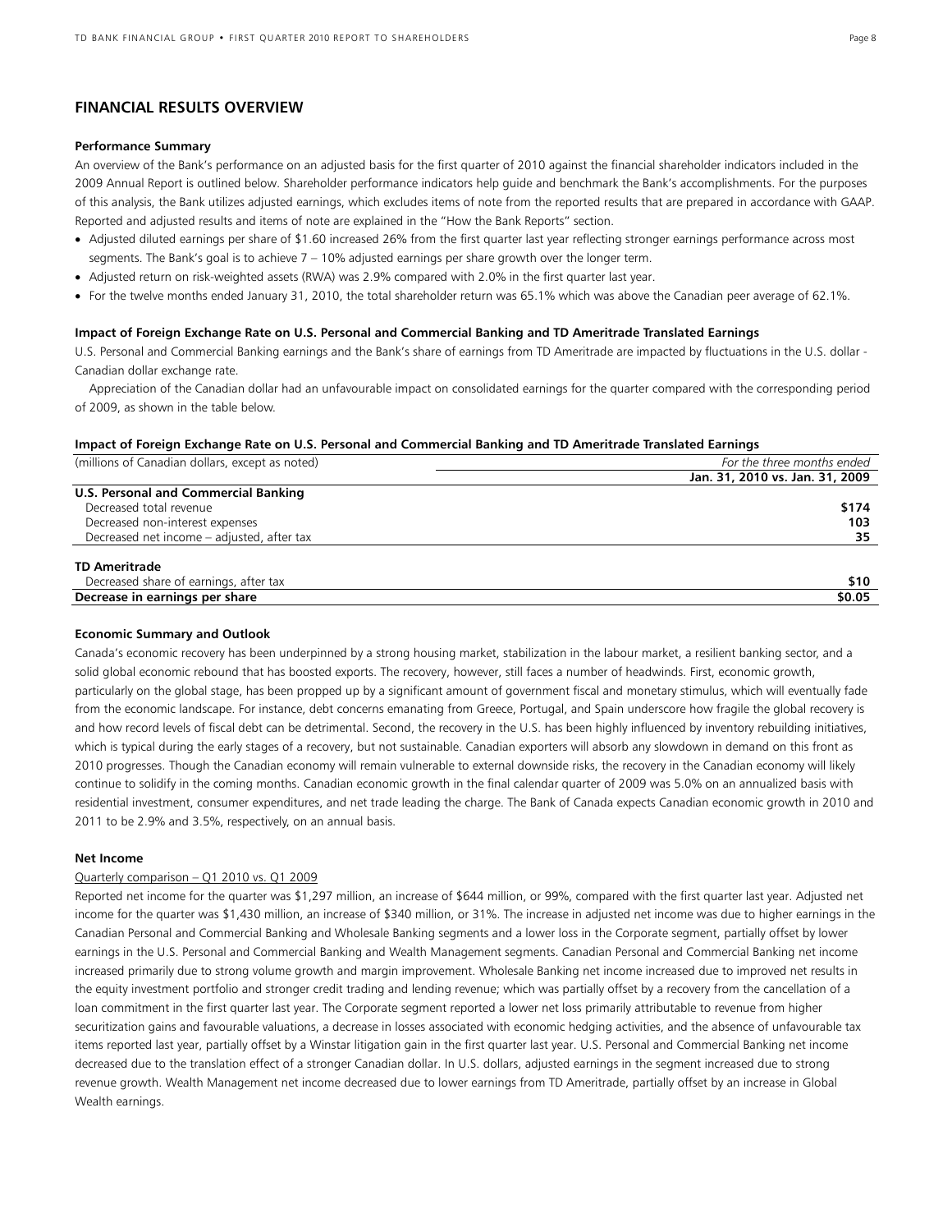## FINANCIAL RESULTS OVERVIEW

**Performance Summary**

An overview of the Bank's performance on an adjusted basis for the first quarter of 2010 against the financial shareholder indicators included in the 2009 Annual Report is outlined below. Shareholder performance indicators help guide and benchmark the Bank's accomplishments. For the purposes of this analysis, the Bank utilizes adjusted earnings, which excludes items of note from the reported results that are prepared in accordance with GAAP. Reported and adjusted results and items of note are explained in the "How the Bank Reports" section.

- Adjusted diluted earnings per share of $1.60 increased 26% from the first quarter last year reflecting stronger earnings performance across most segments. The Bank's goal is to achieve 7 – 10% adjusted earnings per share growth over the longer term.
- Adjusted return on risk-weighted assets (RWA) was 2.9% compared with 2.0% in the first quarter last year.
- For the twelve months ended January 31, 2010, the total shareholder return was 65.1% which was above the Canadian peer average of 62.1%.

**Impact of Foreign Exchange Rate on U.S. Personal and Commercial Banking and TD Ameritrade Translated Earnings**

U.S. Personal and Commercial Banking earnings and the Bank's share of earnings from TD Ameritrade are impacted by fluctuations in the U.S. dollar - Canadian dollar exchange rate.

Appreciation of the Canadian dollar had an unfavourable impact on consolidated earnings for the quarter compared with the corresponding period of 2009, as shown in the table below.

**Impact of Foreign Exchange Rate on U.S. Personal and Commercial Banking and TD Ameritrade Translated Earnings**

| (millions of Canadian dollars, except as noted) | *For the three months ended* |
|---|---|
| | **Jan. 31, 2010 vs. Jan. 31, 2009** |
| **U.S. Personal and Commercial Banking** | |
| Decreased total revenue | **$174** |
| Decreased non-interest expenses | **103** |
| Decreased net income – adjusted, after tax | **35** |
| **TD Ameritrade** | |
| Decreased share of earnings, after tax | **$10** |
| **Decrease in earnings per share** | **$0.05** |

**Economic Summary and Outlook**

Canada's economic recovery has been underpinned by a strong housing market, stabilization in the labour market, a resilient banking sector, and a solid global economic rebound that has boosted exports. The recovery, however, still faces a number of headwinds. First, economic growth, particularly on the global stage, has been propped up by a significant amount of government fiscal and monetary stimulus, which will eventually fade from the economic landscape. For instance, debt concerns emanating from Greece, Portugal, and Spain underscore how fragile the global recovery is and how record levels of fiscal debt can be detrimental. Second, the recovery in the U.S. has been highly influenced by inventory rebuilding initiatives, which is typical during the early stages of a recovery, but not sustainable. Canadian exporters will absorb any slowdown in demand on this front as 2010 progresses. Though the Canadian economy will remain vulnerable to external downside risks, the recovery in the Canadian economy will likely continue to solidify in the coming months. Canadian economic growth in the final calendar quarter of 2009 was 5.0% on an annualized basis with residential investment, consumer expenditures, and net trade leading the charge. The Bank of Canada expects Canadian economic growth in 2010 and 2011 to be 2.9% and 3.5%, respectively, on an annual basis.

**Net Income**

Quarterly comparison – Q1 2010 vs. Q1 2009

Reported net income for the quarter was $1,297 million, an increase of $644 million, or 99%, compared with the first quarter last year. Adjusted net income for the quarter was $1,430 million, an increase of $340 million, or 31%. The increase in adjusted net income was due to higher earnings in the Canadian Personal and Commercial Banking and Wholesale Banking segments and a lower loss in the Corporate segment, partially offset by lower earnings in the U.S. Personal and Commercial Banking and Wealth Management segments. Canadian Personal and Commercial Banking net income increased primarily due to strong volume growth and margin improvement. Wholesale Banking net income increased due to improved net results in the equity investment portfolio and stronger credit trading and lending revenue; which was partially offset by a recovery from the cancellation of a loan commitment in the first quarter last year. The Corporate segment reported a lower net loss primarily attributable to revenue from higher securitization gains and favourable valuations, a decrease in losses associated with economic hedging activities, and the absence of unfavourable tax items reported last year, partially offset by a Winstar litigation gain in the first quarter last year. U.S. Personal and Commercial Banking net income decreased due to the translation effect of a stronger Canadian dollar. In U.S. dollars, adjusted earnings in the segment increased due to strong revenue growth. Wealth Management net income decreased due to lower earnings from TD Ameritrade, partially offset by an increase in Global Wealth earnings.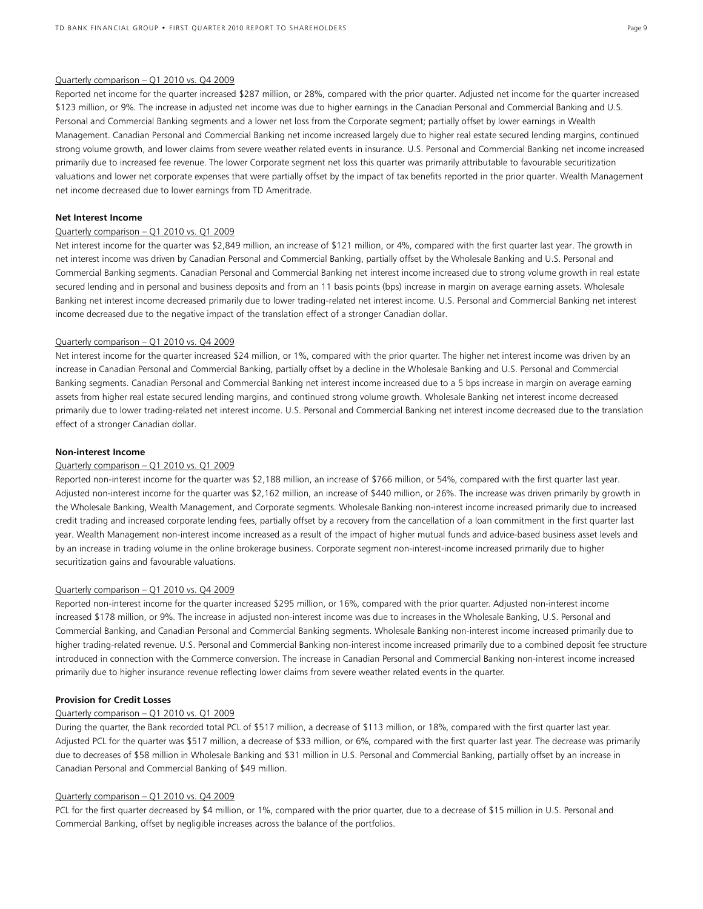Quarterly comparison – Q1 2010 vs. Q4 2009

Reported net income for the quarter increased $287 million, or 28%, compared with the prior quarter. Adjusted net income for the quarter increased $123 million, or 9%. The increase in adjusted net income was due to higher earnings in the Canadian Personal and Commercial Banking and U.S. Personal and Commercial Banking segments and a lower net loss from the Corporate segment; partially offset by lower earnings in Wealth Management. Canadian Personal and Commercial Banking net income increased largely due to higher real estate secured lending margins, continued strong volume growth, and lower claims from severe weather related events in insurance. U.S. Personal and Commercial Banking net income increased primarily due to increased fee revenue. The lower Corporate segment net loss this quarter was primarily attributable to favourable securitization valuations and lower net corporate expenses that were partially offset by the impact of tax benefits reported in the prior quarter. Wealth Management net income decreased due to lower earnings from TD Ameritrade.

**Net Interest Income**

Quarterly comparison – Q1 2010 vs. Q1 2009

Net interest income for the quarter was $2,849 million, an increase of $121 million, or 4%, compared with the first quarter last year. The growth in net interest income was driven by Canadian Personal and Commercial Banking, partially offset by the Wholesale Banking and U.S. Personal and Commercial Banking segments. Canadian Personal and Commercial Banking net interest income increased due to strong volume growth in real estate secured lending and in personal and business deposits and from an 11 basis points (bps) increase in margin on average earning assets. Wholesale Banking net interest income decreased primarily due to lower trading-related net interest income. U.S. Personal and Commercial Banking net interest income decreased due to the negative impact of the translation effect of a stronger Canadian dollar.

Quarterly comparison – Q1 2010 vs. Q4 2009

Net interest income for the quarter increased $24 million, or 1%, compared with the prior quarter. The higher net interest income was driven by an increase in Canadian Personal and Commercial Banking, partially offset by a decline in the Wholesale Banking and U.S. Personal and Commercial Banking segments. Canadian Personal and Commercial Banking net interest income increased due to a 5 bps increase in margin on average earning assets from higher real estate secured lending margins, and continued strong volume growth. Wholesale Banking net interest income decreased primarily due to lower trading-related net interest income. U.S. Personal and Commercial Banking net interest income decreased due to the translation effect of a stronger Canadian dollar.

**Non-interest Income**

Quarterly comparison – Q1 2010 vs. Q1 2009

Reported non-interest income for the quarter was $2,188 million, an increase of $766 million, or 54%, compared with the first quarter last year. Adjusted non-interest income for the quarter was $2,162 million, an increase of $440 million, or 26%. The increase was driven primarily by growth in the Wholesale Banking, Wealth Management, and Corporate segments. Wholesale Banking non-interest income increased primarily due to increased credit trading and increased corporate lending fees, partially offset by a recovery from the cancellation of a loan commitment in the first quarter last year. Wealth Management non-interest income increased as a result of the impact of higher mutual funds and advice-based business asset levels and by an increase in trading volume in the online brokerage business. Corporate segment non-interest-income increased primarily due to higher securitization gains and favourable valuations.

Quarterly comparison – Q1 2010 vs. Q4 2009

Reported non-interest income for the quarter increased $295 million, or 16%, compared with the prior quarter. Adjusted non-interest income increased $178 million, or 9%. The increase in adjusted non-interest income was due to increases in the Wholesale Banking, U.S. Personal and Commercial Banking, and Canadian Personal and Commercial Banking segments. Wholesale Banking non-interest income increased primarily due to higher trading-related revenue. U.S. Personal and Commercial Banking non-interest income increased primarily due to a combined deposit fee structure introduced in connection with the Commerce conversion. The increase in Canadian Personal and Commercial Banking non-interest income increased primarily due to higher insurance revenue reflecting lower claims from severe weather related events in the quarter.

**Provision for Credit Losses**

Quarterly comparison – Q1 2010 vs. Q1 2009

During the quarter, the Bank recorded total PCL of $517 million, a decrease of $113 million, or 18%, compared with the first quarter last year. Adjusted PCL for the quarter was $517 million, a decrease of $33 million, or 6%, compared with the first quarter last year. The decrease was primarily due to decreases of $58 million in Wholesale Banking and $31 million in U.S. Personal and Commercial Banking, partially offset by an increase in Canadian Personal and Commercial Banking of $49 million.

Quarterly comparison – Q1 2010 vs. Q4 2009

PCL for the first quarter decreased by $4 million, or 1%, compared with the prior quarter, due to a decrease of $15 million in U.S. Personal and Commercial Banking, offset by negligible increases across the balance of the portfolios.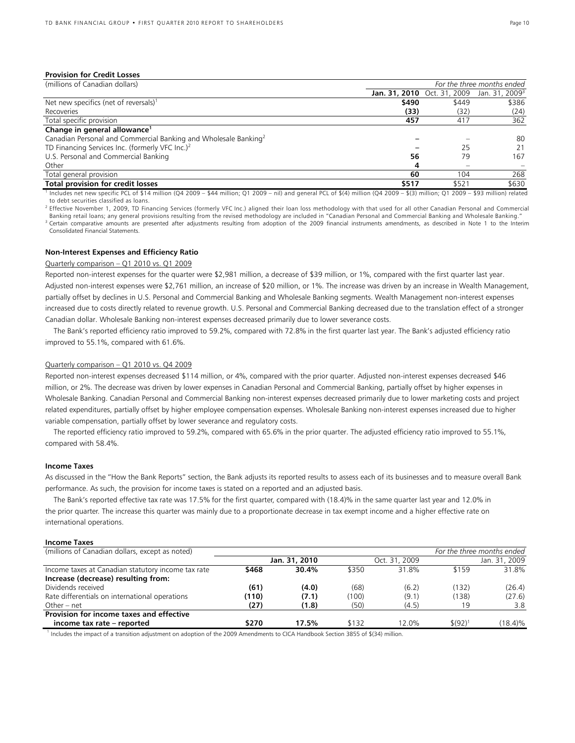**Provision for Credit Losses**

| (millions of Canadian dollars) | *For the three months ended* | | |
|---|---|---|---|
| | **Jan. 31, 2010** | Oct. 31, 2009 | Jan. 31, 2009[3] |
| Net new specifics (net of reversals)[1] | **$490** | $449 | $386 |
| Recoveries | **(33)** | (32) | (24) |
| Total specific provision | **457** | 417 | 362 |
| **Change in general allowance[1]** | | | |
| Canadian Personal and Commercial Banking and Wholesale Banking[2] | **–** | – | 80 |
| TD Financing Services Inc. (formerly VFC Inc.)[2] | **–** | 25 | 21 |
| U.S. Personal and Commercial Banking | **56** | 79 | 167 |
| Other | **4** | – | – |
| Total general provision | **60** | 104 | 268 |
| **Total provision for credit losses** | **$517** | $521 | $630 |

[1] Includes net new specific PCL of $14 million (Q4 2009 – $44 million; Q1 2009 – nil) and general PCL of $(4) million (Q4 2009 – $(3) million; Q1 2009 – $93 million) related to debt securities classified as loans.

[2] Effective November 1, 2009, TD Financing Services (formerly VFC Inc.) aligned their loan loss methodology with that used for all other Canadian Personal and Commercial Banking retail loans; any general provisions resulting from the revised methodology are included in "Canadian Personal and Commercial Banking and Wholesale Banking."

[3] Certain comparative amounts are presented after adjustments resulting from adoption of the 2009 financial instruments amendments, as described in Note 1 to the Interim Consolidated Financial Statements.

**Non-Interest Expenses and Efficiency Ratio**

Quarterly comparison – Q1 2010 vs. Q1 2009

Reported non-interest expenses for the quarter were $2,981 million, a decrease of $39 million, or 1%, compared with the first quarter last year. Adjusted non-interest expenses were $2,761 million, an increase of $20 million, or 1%. The increase was driven by an increase in Wealth Management, partially offset by declines in U.S. Personal and Commercial Banking and Wholesale Banking segments. Wealth Management non-interest expenses increased due to costs directly related to revenue growth. U.S. Personal and Commercial Banking decreased due to the translation effect of a stronger Canadian dollar. Wholesale Banking non-interest expenses decreased primarily due to lower severance costs.

The Bank's reported efficiency ratio improved to 59.2%, compared with 72.8% in the first quarter last year. The Bank's adjusted efficiency ratio improved to 55.1%, compared with 61.6%.

Quarterly comparison – Q1 2010 vs. Q4 2009

Reported non-interest expenses decreased $114 million, or 4%, compared with the prior quarter. Adjusted non-interest expenses decreased $46 million, or 2%. The decrease was driven by lower expenses in Canadian Personal and Commercial Banking, partially offset by higher expenses in Wholesale Banking. Canadian Personal and Commercial Banking non-interest expenses decreased primarily due to lower marketing costs and project related expenditures, partially offset by higher employee compensation expenses. Wholesale Banking non-interest expenses increased due to higher variable compensation, partially offset by lower severance and regulatory costs.

The reported efficiency ratio improved to 59.2%, compared with 65.6% in the prior quarter. The adjusted efficiency ratio improved to 55.1%, compared with 58.4%.

**Income Taxes**

As discussed in the "How the Bank Reports" section, the Bank adjusts its reported results to assess each of its businesses and to measure overall Bank performance. As such, the provision for income taxes is stated on a reported and an adjusted basis.

The Bank's reported effective tax rate was 17.5% for the first quarter, compared with (18.4)% in the same quarter last year and 12.0% in the prior quarter. The increase this quarter was mainly due to a proportionate decrease in tax exempt income and a higher effective rate on international operations.

**Income Taxes**

| (millions of Canadian dollars, except as noted) | *For the three months ended* | | | | | |
|---|---|---|---|---|---|---|
| | **Jan. 31, 2010** | | Oct. 31, 2009 | | Jan. 31, 2009 | |
| Income taxes at Canadian statutory income tax rate | **$468** | **30.4%** | $350 | 31.8% | $159 | 31.8% |
| **Increase (decrease) resulting from:** | | | | | | |
| Dividends received | **(61)** | **(4.0)** | (68) | (6.2) | (132) | (26.4) |
| Rate differentials on international operations | **(110)** | **(7.1)** | (100) | (9.1) | (138) | (27.6) |
| Other – net | **(27)** | **(1.8)** | (50) | (4.5) | 19 | 3.8 |
| **Provision for income taxes and effective income tax rate – reported** | **$270** | **17.5%** | $132 | 12.0% | $(92)[1] | (18.4)% |

[1] Includes the impact of a transition adjustment on adoption of the 2009 Amendments to CICA Handbook Section 3855 of $(34) million.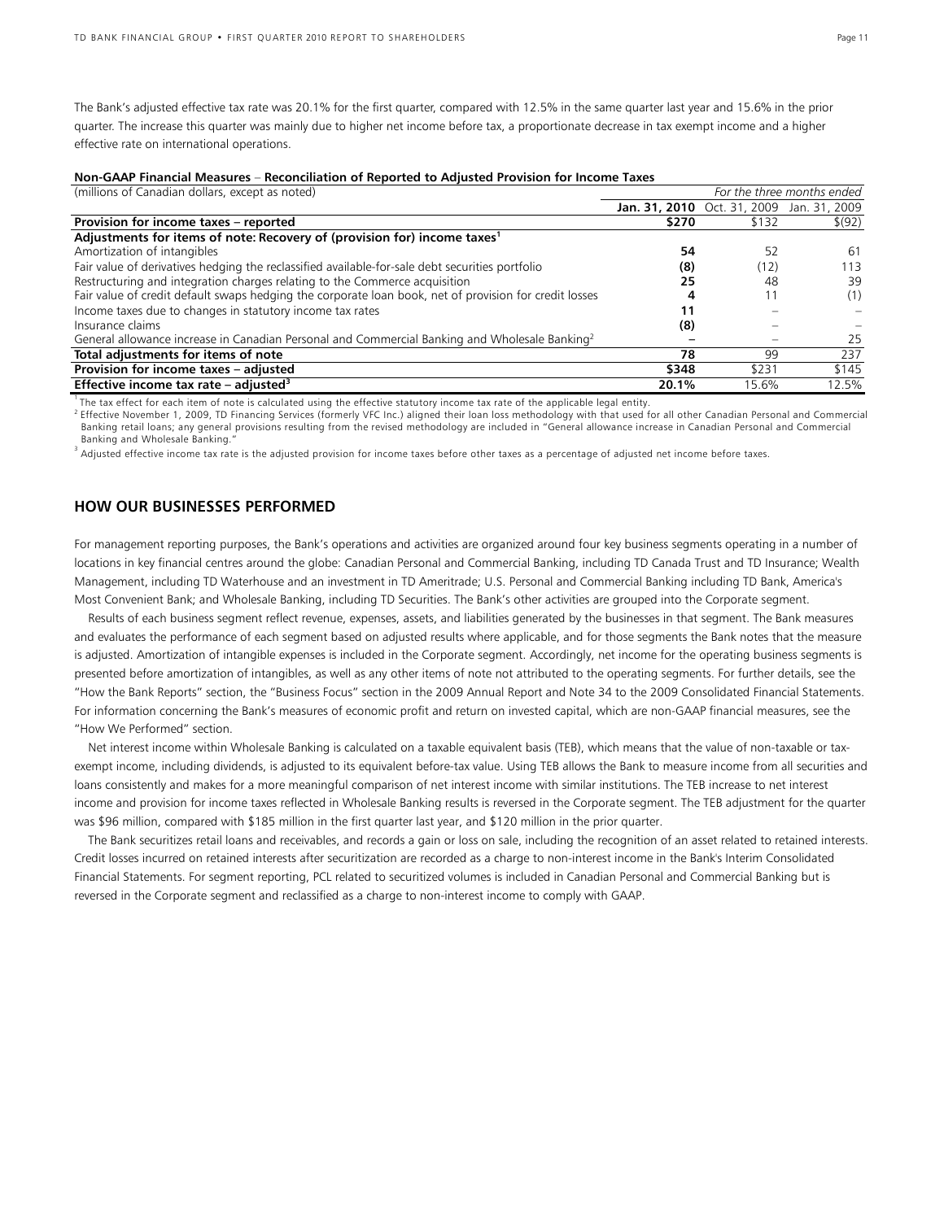The Bank's adjusted effective tax rate was 20.1% for the first quarter, compared with 12.5% in the same quarter last year and 15.6% in the prior quarter. The increase this quarter was mainly due to higher net income before tax, a proportionate decrease in tax exempt income and a higher effective rate on international operations.

**Non-GAAP Financial Measures** – **Reconciliation of Reported to Adjusted Provision for Income Taxes**

| (millions of Canadian dollars, except as noted) | *For the three months ended* | | |
|---|---|---|---|
| | **Jan. 31, 2010** | Oct. 31, 2009 | Jan. 31, 2009 |
| **Provision for income taxes – reported** | **$270** | $132 | $(92) |
| **Adjustments for items of note: Recovery of (provision for) income taxes[1]** | | | |
| Amortization of intangibles | **54** | 52 | 61 |
| Fair value of derivatives hedging the reclassified available-for-sale debt securities portfolio | **(8)** | (12) | 113 |
| Restructuring and integration charges relating to the Commerce acquisition | **25** | 48 | 39 |
| Fair value of credit default swaps hedging the corporate loan book, net of provision for credit losses | **4** | 11 | (1) |
| Income taxes due to changes in statutory income tax rates | **11** | – | – |
| Insurance claims | **(8)** | – | – |
| General allowance increase in Canadian Personal and Commercial Banking and Wholesale Banking[2] | **–** | – | 25 |
| **Total adjustments for items of note** | **78** | 99 | 237 |
| **Provision for income taxes – adjusted** | **$348** | $231 | $145 |
| **Effective income tax rate – adjusted[3]** | **20.1%** | 15.6% | 12.5% |

[1] The tax effect for each item of note is calculated using the effective statutory income tax rate of the applicable legal entity.
[2] Effective November 1, 2009, TD Financing Services (formerly VFC Inc.) aligned their loan loss methodology with that used for all other Canadian Personal and Commercial Banking retail loans; any general provisions resulting from the revised methodology are included in "General allowance increase in Canadian Personal and Commercial Banking and Wholesale Banking."
[3] Adjusted effective income tax rate is the adjusted provision for income taxes before other taxes as a percentage of adjusted net income before taxes.

## HOW OUR BUSINESSES PERFORMED

For management reporting purposes, the Bank's operations and activities are organized around four key business segments operating in a number of locations in key financial centres around the globe: Canadian Personal and Commercial Banking, including TD Canada Trust and TD Insurance; Wealth Management, including TD Waterhouse and an investment in TD Ameritrade; U.S. Personal and Commercial Banking including TD Bank, America's Most Convenient Bank; and Wholesale Banking, including TD Securities. The Bank's other activities are grouped into the Corporate segment.

Results of each business segment reflect revenue, expenses, assets, and liabilities generated by the businesses in that segment. The Bank measures and evaluates the performance of each segment based on adjusted results where applicable, and for those segments the Bank notes that the measure is adjusted. Amortization of intangible expenses is included in the Corporate segment. Accordingly, net income for the operating business segments is presented before amortization of intangibles, as well as any other items of note not attributed to the operating segments. For further details, see the "How the Bank Reports" section, the "Business Focus" section in the 2009 Annual Report and Note 34 to the 2009 Consolidated Financial Statements. For information concerning the Bank's measures of economic profit and return on invested capital, which are non-GAAP financial measures, see the "How We Performed" section.

Net interest income within Wholesale Banking is calculated on a taxable equivalent basis (TEB), which means that the value of non-taxable or tax-exempt income, including dividends, is adjusted to its equivalent before-tax value. Using TEB allows the Bank to measure income from all securities and loans consistently and makes for a more meaningful comparison of net interest income with similar institutions. The TEB increase to net interest income and provision for income taxes reflected in Wholesale Banking results is reversed in the Corporate segment. The TEB adjustment for the quarter was $96 million, compared with $185 million in the first quarter last year, and $120 million in the prior quarter.

The Bank securitizes retail loans and receivables, and records a gain or loss on sale, including the recognition of an asset related to retained interests. Credit losses incurred on retained interests after securitization are recorded as a charge to non-interest income in the Bank's Interim Consolidated Financial Statements. For segment reporting, PCL related to securitized volumes is included in Canadian Personal and Commercial Banking but is reversed in the Corporate segment and reclassified as a charge to non-interest income to comply with GAAP.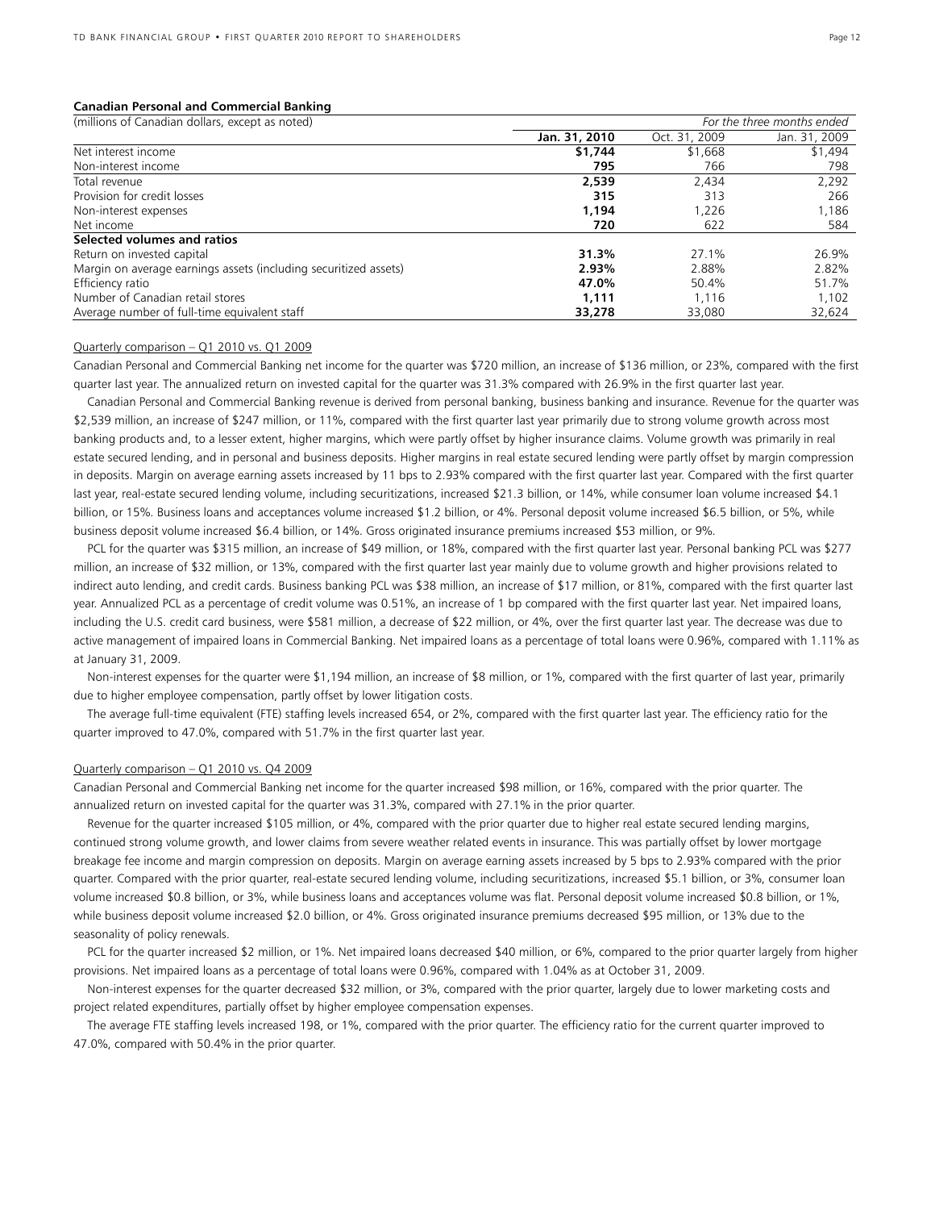### Canadian Personal and Commercial Banking

| (millions of Canadian dollars, except as noted) | | *For the three months ended* | |
|---|---|---|---|
| | **Jan. 31, 2010** | Oct. 31, 2009 | Jan. 31, 2009 |
| Net interest income | **$1,744** | $1,668 | $1,494 |
| Non-interest income | **795** | 766 | 798 |
| Total revenue | **2,539** | 2,434 | 2,292 |
| Provision for credit losses | **315** | 313 | 266 |
| Non-interest expenses | **1,194** | 1,226 | 1,186 |
| Net income | **720** | 622 | 584 |
| **Selected volumes and ratios** | | | |
| Return on invested capital | **31.3%** | 27.1% | 26.9% |
| Margin on average earnings assets (including securitized assets) | **2.93%** | 2.88% | 2.82% |
| Efficiency ratio | **47.0%** | 50.4% | 51.7% |
| Number of Canadian retail stores | **1,111** | 1,116 | 1,102 |
| Average number of full-time equivalent staff | **33,278** | 33,080 | 32,624 |

Quarterly comparison – Q1 2010 vs. Q1 2009

Canadian Personal and Commercial Banking net income for the quarter was $720 million, an increase of $136 million, or 23%, compared with the first quarter last year. The annualized return on invested capital for the quarter was 31.3% compared with 26.9% in the first quarter last year.

Canadian Personal and Commercial Banking revenue is derived from personal banking, business banking and insurance. Revenue for the quarter was $2,539 million, an increase of $247 million, or 11%, compared with the first quarter last year primarily due to strong volume growth across most banking products and, to a lesser extent, higher margins, which were partly offset by higher insurance claims. Volume growth was primarily in real estate secured lending, and in personal and business deposits. Higher margins in real estate secured lending were partly offset by margin compression in deposits. Margin on average earning assets increased by 11 bps to 2.93% compared with the first quarter last year. Compared with the first quarter last year, real-estate secured lending volume, including securitizations, increased $21.3 billion, or 14%, while consumer loan volume increased $4.1 billion, or 15%. Business loans and acceptances volume increased $1.2 billion, or 4%. Personal deposit volume increased $6.5 billion, or 5%, while business deposit volume increased $6.4 billion, or 14%. Gross originated insurance premiums increased $53 million, or 9%.

PCL for the quarter was $315 million, an increase of $49 million, or 18%, compared with the first quarter last year. Personal banking PCL was $277 million, an increase of $32 million, or 13%, compared with the first quarter last year mainly due to volume growth and higher provisions related to indirect auto lending, and credit cards. Business banking PCL was $38 million, an increase of $17 million, or 81%, compared with the first quarter last year. Annualized PCL as a percentage of credit volume was 0.51%, an increase of 1 bp compared with the first quarter last year. Net impaired loans, including the U.S. credit card business, were $581 million, a decrease of $22 million, or 4%, over the first quarter last year. The decrease was due to active management of impaired loans in Commercial Banking. Net impaired loans as a percentage of total loans were 0.96%, compared with 1.11% as at January 31, 2009.

Non-interest expenses for the quarter were $1,194 million, an increase of $8 million, or 1%, compared with the first quarter of last year, primarily due to higher employee compensation, partly offset by lower litigation costs.

The average full-time equivalent (FTE) staffing levels increased 654, or 2%, compared with the first quarter last year. The efficiency ratio for the quarter improved to 47.0%, compared with 51.7% in the first quarter last year.

Quarterly comparison – Q1 2010 vs. Q4 2009

Canadian Personal and Commercial Banking net income for the quarter increased $98 million, or 16%, compared with the prior quarter. The annualized return on invested capital for the quarter was 31.3%, compared with 27.1% in the prior quarter.

Revenue for the quarter increased $105 million, or 4%, compared with the prior quarter due to higher real estate secured lending margins, continued strong volume growth, and lower claims from severe weather related events in insurance. This was partially offset by lower mortgage breakage fee income and margin compression on deposits. Margin on average earning assets increased by 5 bps to 2.93% compared with the prior quarter. Compared with the prior quarter, real-estate secured lending volume, including securitizations, increased $5.1 billion, or 3%, consumer loan volume increased $0.8 billion, or 3%, while business loans and acceptances volume was flat. Personal deposit volume increased $0.8 billion, or 1%, while business deposit volume increased $2.0 billion, or 4%. Gross originated insurance premiums decreased $95 million, or 13% due to the seasonality of policy renewals.

PCL for the quarter increased $2 million, or 1%. Net impaired loans decreased $40 million, or 6%, compared to the prior quarter largely from higher provisions. Net impaired loans as a percentage of total loans were 0.96%, compared with 1.04% as at October 31, 2009.

Non-interest expenses for the quarter decreased $32 million, or 3%, compared with the prior quarter, largely due to lower marketing costs and project related expenditures, partially offset by higher employee compensation expenses.

The average FTE staffing levels increased 198, or 1%, compared with the prior quarter. The efficiency ratio for the current quarter improved to 47.0%, compared with 50.4% in the prior quarter.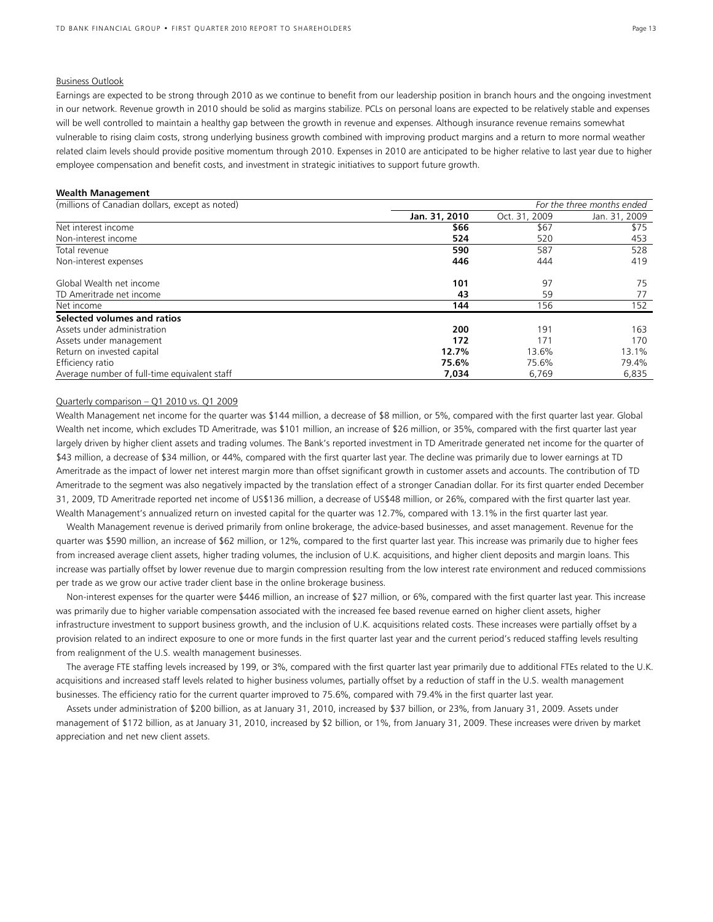Business Outlook

Earnings are expected to be strong through 2010 as we continue to benefit from our leadership position in branch hours and the ongoing investment in our network. Revenue growth in 2010 should be solid as margins stabilize. PCLs on personal loans are expected to be relatively stable and expenses will be well controlled to maintain a healthy gap between the growth in revenue and expenses. Although insurance revenue remains somewhat vulnerable to rising claim costs, strong underlying business growth combined with improving product margins and a return to more normal weather related claim levels should provide positive momentum through 2010. Expenses in 2010 are anticipated to be higher relative to last year due to higher employee compensation and benefit costs, and investment in strategic initiatives to support future growth.

**Wealth Management**

| (millions of Canadian dollars, except as noted) | | *For the three months ended* | |
|---|---|---|---|
| | **Jan. 31, 2010** | Oct. 31, 2009 | Jan. 31, 2009 |
| Net interest income | **$66** | $67 | $75 |
| Non-interest income | **524** | 520 | 453 |
| Total revenue | **590** | 587 | 528 |
| Non-interest expenses | **446** | 444 | 419 |
| Global Wealth net income | **101** | 97 | 75 |
| TD Ameritrade net income | **43** | 59 | 77 |
| Net income | **144** | 156 | 152 |
| **Selected volumes and ratios** | | | |
| Assets under administration | **200** | 191 | 163 |
| Assets under management | **172** | 171 | 170 |
| Return on invested capital | **12.7%** | 13.6% | 13.1% |
| Efficiency ratio | **75.6%** | 75.6% | 79.4% |
| Average number of full-time equivalent staff | **7,034** | 6,769 | 6,835 |

Quarterly comparison – Q1 2010 vs. Q1 2009

Wealth Management net income for the quarter was $144 million, a decrease of $8 million, or 5%, compared with the first quarter last year. Global Wealth net income, which excludes TD Ameritrade, was $101 million, an increase of $26 million, or 35%, compared with the first quarter last year largely driven by higher client assets and trading volumes. The Bank's reported investment in TD Ameritrade generated net income for the quarter of $43 million, a decrease of $34 million, or 44%, compared with the first quarter last year. The decline was primarily due to lower earnings at TD Ameritrade as the impact of lower net interest margin more than offset significant growth in customer assets and accounts. The contribution of TD Ameritrade to the segment was also negatively impacted by the translation effect of a stronger Canadian dollar. For its first quarter ended December 31, 2009, TD Ameritrade reported net income of US$136 million, a decrease of US$48 million, or 26%, compared with the first quarter last year. Wealth Management's annualized return on invested capital for the quarter was 12.7%, compared with 13.1% in the first quarter last year.

Wealth Management revenue is derived primarily from online brokerage, the advice-based businesses, and asset management. Revenue for the quarter was $590 million, an increase of $62 million, or 12%, compared to the first quarter last year. This increase was primarily due to higher fees from increased average client assets, higher trading volumes, the inclusion of U.K. acquisitions, and higher client deposits and margin loans. This increase was partially offset by lower revenue due to margin compression resulting from the low interest rate environment and reduced commissions per trade as we grow our active trader client base in the online brokerage business.

Non-interest expenses for the quarter were $446 million, an increase of $27 million, or 6%, compared with the first quarter last year. This increase was primarily due to higher variable compensation associated with the increased fee based revenue earned on higher client assets, higher infrastructure investment to support business growth, and the inclusion of U.K. acquisitions related costs. These increases were partially offset by a provision related to an indirect exposure to one or more funds in the first quarter last year and the current period's reduced staffing levels resulting from realignment of the U.S. wealth management businesses.

The average FTE staffing levels increased by 199, or 3%, compared with the first quarter last year primarily due to additional FTEs related to the U.K. acquisitions and increased staff levels related to higher business volumes, partially offset by a reduction of staff in the U.S. wealth management businesses. The efficiency ratio for the current quarter improved to 75.6%, compared with 79.4% in the first quarter last year.

Assets under administration of $200 billion, as at January 31, 2010, increased by $37 billion, or 23%, from January 31, 2009. Assets under management of $172 billion, as at January 31, 2010, increased by $2 billion, or 1%, from January 31, 2009. These increases were driven by market appreciation and net new client assets.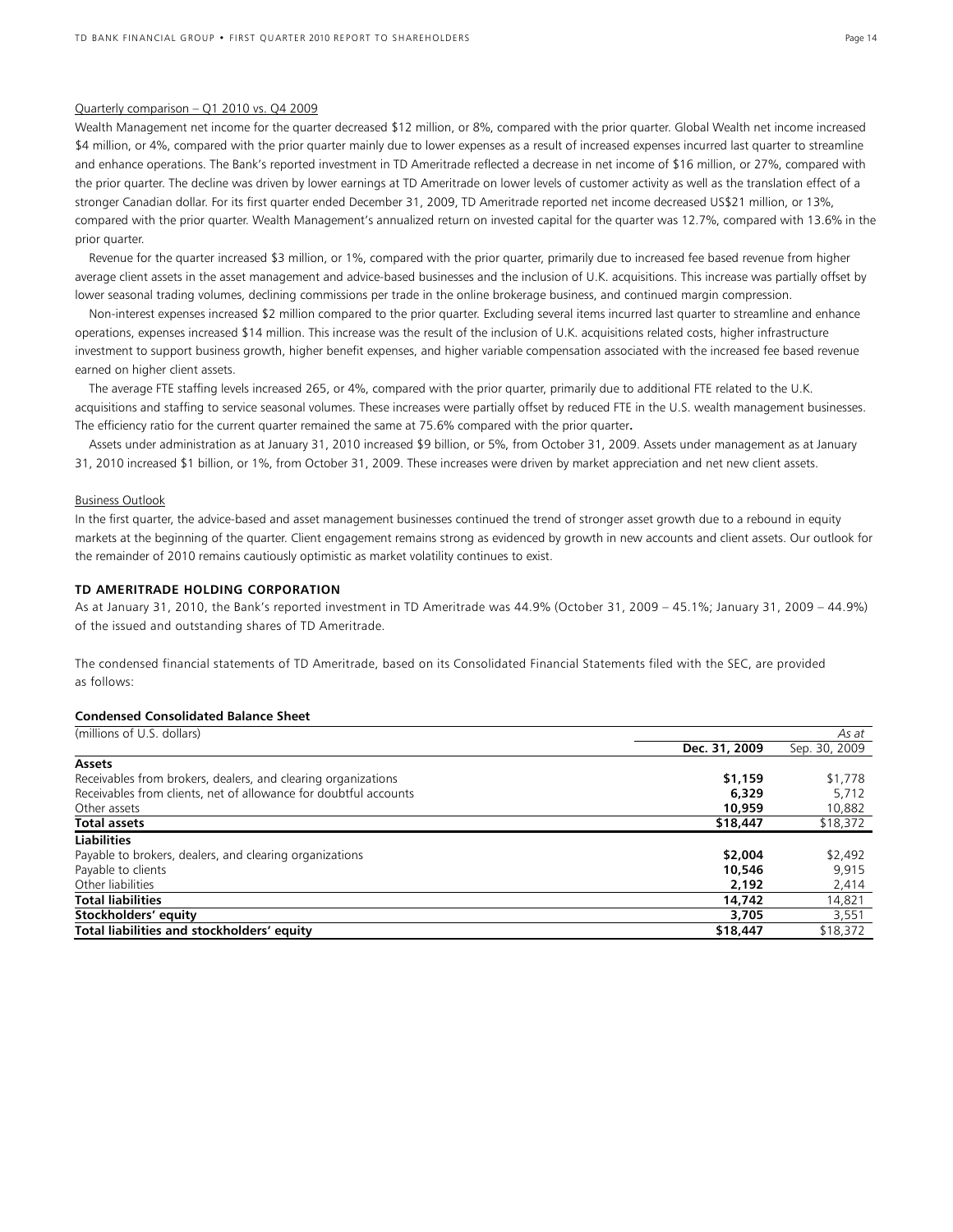Quarterly comparison – Q1 2010 vs. Q4 2009

Wealth Management net income for the quarter decreased $12 million, or 8%, compared with the prior quarter. Global Wealth net income increased $4 million, or 4%, compared with the prior quarter mainly due to lower expenses as a result of increased expenses incurred last quarter to streamline and enhance operations. The Bank's reported investment in TD Ameritrade reflected a decrease in net income of $16 million, or 27%, compared with the prior quarter. The decline was driven by lower earnings at TD Ameritrade on lower levels of customer activity as well as the translation effect of a stronger Canadian dollar. For its first quarter ended December 31, 2009, TD Ameritrade reported net income decreased US$21 million, or 13%, compared with the prior quarter. Wealth Management's annualized return on invested capital for the quarter was 12.7%, compared with 13.6% in the prior quarter.

Revenue for the quarter increased $3 million, or 1%, compared with the prior quarter, primarily due to increased fee based revenue from higher average client assets in the asset management and advice-based businesses and the inclusion of U.K. acquisitions. This increase was partially offset by lower seasonal trading volumes, declining commissions per trade in the online brokerage business, and continued margin compression.

Non-interest expenses increased $2 million compared to the prior quarter. Excluding several items incurred last quarter to streamline and enhance operations, expenses increased $14 million. This increase was the result of the inclusion of U.K. acquisitions related costs, higher infrastructure investment to support business growth, higher benefit expenses, and higher variable compensation associated with the increased fee based revenue earned on higher client assets.

The average FTE staffing levels increased 265, or 4%, compared with the prior quarter, primarily due to additional FTE related to the U.K. acquisitions and staffing to service seasonal volumes. These increases were partially offset by reduced FTE in the U.S. wealth management businesses. The efficiency ratio for the current quarter remained the same at 75.6% compared with the prior quarter**.**

Assets under administration as at January 31, 2010 increased $9 billion, or 5%, from October 31, 2009. Assets under management as at January 31, 2010 increased $1 billion, or 1%, from October 31, 2009. These increases were driven by market appreciation and net new client assets.

Business Outlook

In the first quarter, the advice-based and asset management businesses continued the trend of stronger asset growth due to a rebound in equity markets at the beginning of the quarter. Client engagement remains strong as evidenced by growth in new accounts and client assets. Our outlook for the remainder of 2010 remains cautiously optimistic as market volatility continues to exist.

## TD AMERITRADE HOLDING CORPORATION

As at January 31, 2010, the Bank's reported investment in TD Ameritrade was 44.9% (October 31, 2009 – 45.1%; January 31, 2009 – 44.9%) of the issued and outstanding shares of TD Ameritrade.

The condensed financial statements of TD Ameritrade, based on its Consolidated Financial Statements filed with the SEC, are provided as follows:

**Condensed Consolidated Balance Sheet**

| (millions of U.S. dollars) | | *As at* |
|---|---|---|
| | **Dec. 31, 2009** | Sep. 30, 2009 |
| **Assets** | | |
| Receivables from brokers, dealers, and clearing organizations | **$1,159** | $1,778 |
| Receivables from clients, net of allowance for doubtful accounts | **6,329** | 5,712 |
| Other assets | **10,959** | 10,882 |
| **Total assets** | **$18,447** | $18,372 |
| **Liabilities** | | |
| Payable to brokers, dealers, and clearing organizations | **$2,004** | $2,492 |
| Payable to clients | **10,546** | 9,915 |
| Other liabilities | **2,192** | 2,414 |
| **Total liabilities** | **14,742** | 14,821 |
| **Stockholders' equity** | **3,705** | 3,551 |
| **Total liabilities and stockholders' equity** | **$18,447** | $18,372 |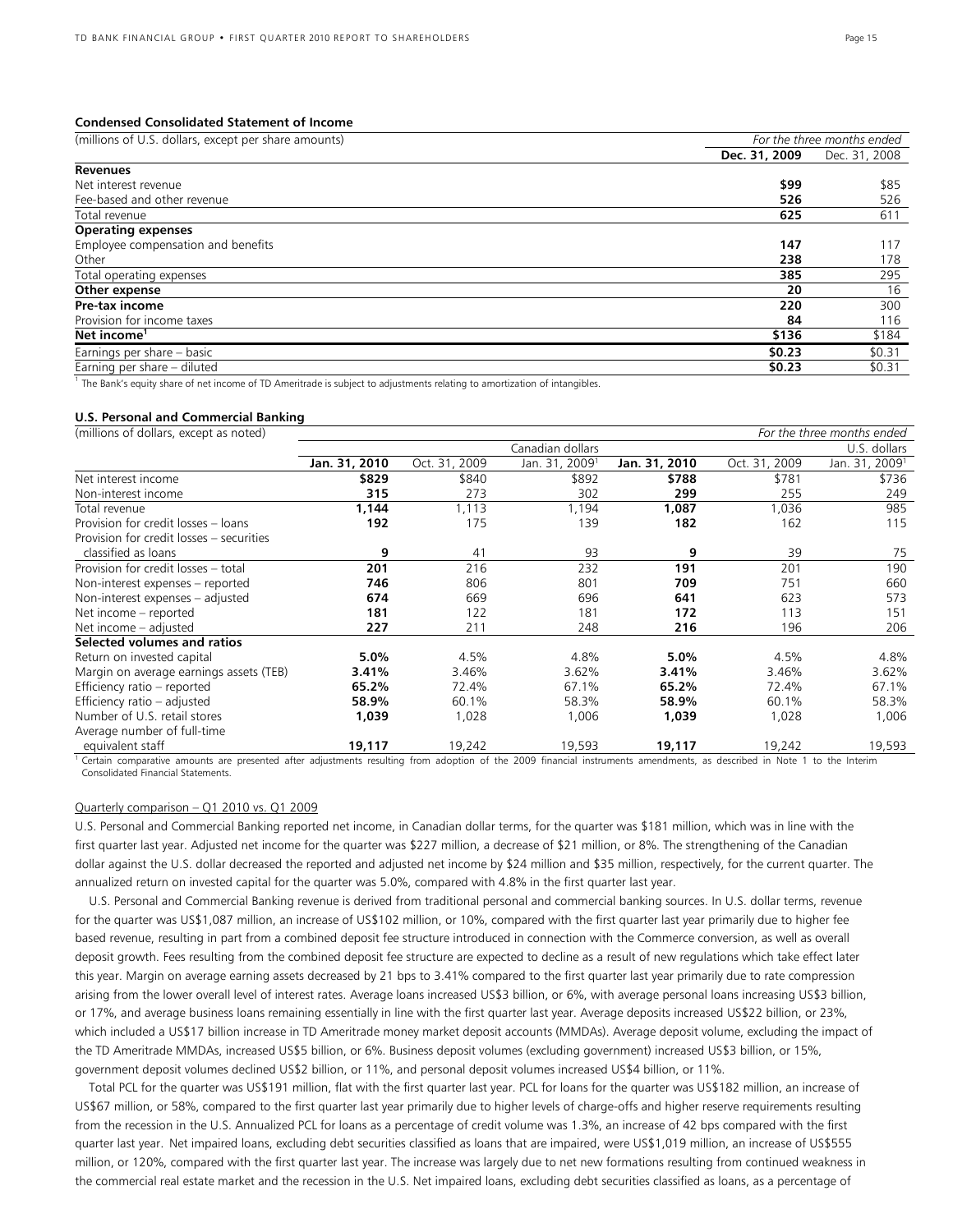**Condensed Consolidated Statement of Income**

| (millions of U.S. dollars, except per share amounts) | *For the three months ended* | |
|---|---|---|
| | **Dec. 31, 2009** | Dec. 31, 2008 |
| **Revenues** | | |
| Net interest revenue | **$99** | $85 |
| Fee-based and other revenue | **526** | 526 |
| Total revenue | **625** | 611 |
| **Operating expenses** | | |
| Employee compensation and benefits | **147** | 117 |
| Other | **238** | 178 |
| Total operating expenses | **385** | 295 |
| **Other expense** | **20** | 16 |
| **Pre-tax income** | **220** | 300 |
| Provision for income taxes | **84** | 116 |
| **Net income**[1] | **$136** | $184 |
| Earnings per share – basic | **$0.23** | $0.31 |
| Earning per share – diluted | **$0.23** | $0.31 |

[1] The Bank's equity share of net income of TD Ameritrade is subject to adjustments relating to amortization of intangibles.

**U.S. Personal and Commercial Banking**

| (millions of dollars, except as noted) | *For the three months ended* | | | | | |
|---|---|---|---|---|---|---|
| | Canadian dollars | | | U.S. dollars | | |
| | **Jan. 31, 2010** | Oct. 31, 2009 | Jan. 31, 2009[1] | **Jan. 31, 2010** | Oct. 31, 2009 | Jan. 31, 2009[1] |
| Net interest income | **$829** | $840 | $892 | **$788** | $781 | $736 |
| Non-interest income | **315** | 273 | 302 | **299** | 255 | 249 |
| Total revenue | **1,144** | 1,113 | 1,194 | **1,087** | 1,036 | 985 |
| Provision for credit losses – loans | **192** | 175 | 139 | **182** | 162 | 115 |
| Provision for credit losses – securities classified as loans | **9** | 41 | 93 | **9** | 39 | 75 |
| Provision for credit losses – total | **201** | 216 | 232 | **191** | 201 | 190 |
| Non-interest expenses – reported | **746** | 806 | 801 | **709** | 751 | 660 |
| Non-interest expenses – adjusted | **674** | 669 | 696 | **641** | 623 | 573 |
| Net income – reported | **181** | 122 | 181 | **172** | 113 | 151 |
| Net income – adjusted | **227** | 211 | 248 | **216** | 196 | 206 |
| **Selected volumes and ratios** | | | | | | |
| Return on invested capital | **5.0%** | 4.5% | 4.8% | **5.0%** | 4.5% | 4.8% |
| Margin on average earnings assets (TEB) | **3.41%** | 3.46% | 3.62% | **3.41%** | 3.46% | 3.62% |
| Efficiency ratio – reported | **65.2%** | 72.4% | 67.1% | **65.2%** | 72.4% | 67.1% |
| Efficiency ratio – adjusted | **58.9%** | 60.1% | 58.3% | **58.9%** | 60.1% | 58.3% |
| Number of U.S. retail stores | **1,039** | 1,028 | 1,006 | **1,039** | 1,028 | 1,006 |
| Average number of full-time equivalent staff | **19,117** | 19,242 | 19,593 | **19,117** | 19,242 | 19,593 |

[1] Certain comparative amounts are presented after adjustments resulting from adoption of the 2009 financial instruments amendments, as described in Note 1 to the Interim Consolidated Financial Statements.

Quarterly comparison – Q1 2010 vs. Q1 2009

U.S. Personal and Commercial Banking reported net income, in Canadian dollar terms, for the quarter was $181 million, which was in line with the first quarter last year. Adjusted net income for the quarter was $227 million, a decrease of $21 million, or 8%. The strengthening of the Canadian dollar against the U.S. dollar decreased the reported and adjusted net income by $24 million and $35 million, respectively, for the current quarter. The annualized return on invested capital for the quarter was 5.0%, compared with 4.8% in the first quarter last year.

U.S. Personal and Commercial Banking revenue is derived from traditional personal and commercial banking sources. In U.S. dollar terms, revenue for the quarter was US$1,087 million, an increase of US$102 million, or 10%, compared with the first quarter last year primarily due to higher fee based revenue, resulting in part from a combined deposit fee structure introduced in connection with the Commerce conversion, as well as overall deposit growth. Fees resulting from the combined deposit fee structure are expected to decline as a result of new regulations which take effect later this year. Margin on average earning assets decreased by 21 bps to 3.41% compared to the first quarter last year primarily due to rate compression arising from the lower overall level of interest rates. Average loans increased US$3 billion, or 6%, with average personal loans increasing US$3 billion, or 17%, and average business loans remaining essentially in line with the first quarter last year. Average deposits increased US$22 billion, or 23%, which included a US$17 billion increase in TD Ameritrade money market deposit accounts (MMDAs). Average deposit volume, excluding the impact of the TD Ameritrade MMDAs, increased US$5 billion, or 6%. Business deposit volumes (excluding government) increased US$3 billion, or 15%, government deposit volumes declined US$2 billion, or 11%, and personal deposit volumes increased US$4 billion, or 11%.

Total PCL for the quarter was US$191 million, flat with the first quarter last year. PCL for loans for the quarter was US$182 million, an increase of US$67 million, or 58%, compared to the first quarter last year primarily due to higher levels of charge-offs and higher reserve requirements resulting from the recession in the U.S. Annualized PCL for loans as a percentage of credit volume was 1.3%, an increase of 42 bps compared with the first quarter last year. Net impaired loans, excluding debt securities classified as loans that are impaired, were US$1,019 million, an increase of US$555 million, or 120%, compared with the first quarter last year. The increase was largely due to net new formations resulting from continued weakness in the commercial real estate market and the recession in the U.S. Net impaired loans, excluding debt securities classified as loans, as a percentage of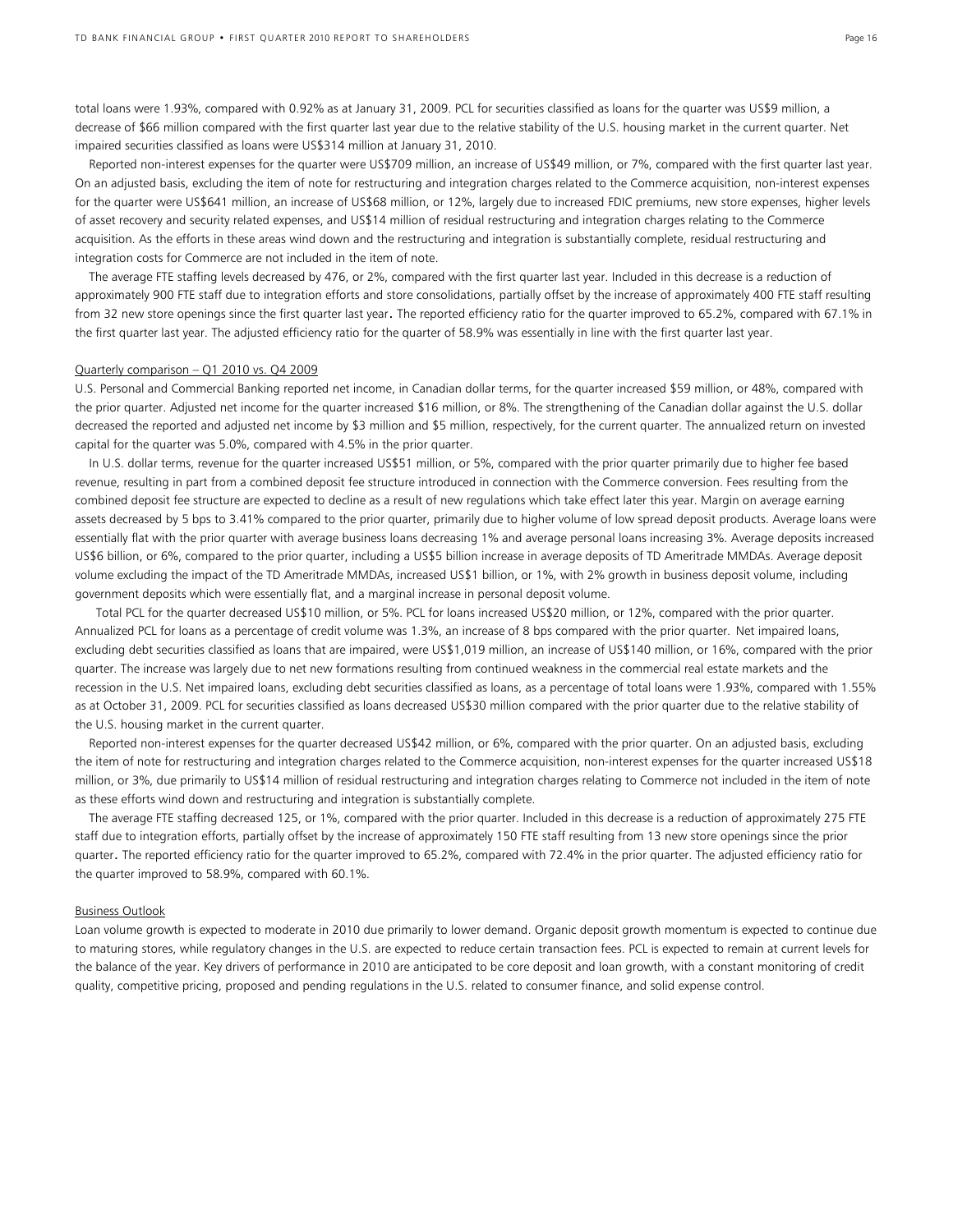total loans were 1.93%, compared with 0.92% as at January 31, 2009. PCL for securities classified as loans for the quarter was US$9 million, a decrease of $66 million compared with the first quarter last year due to the relative stability of the U.S. housing market in the current quarter. Net impaired securities classified as loans were US$314 million at January 31, 2010.

Reported non-interest expenses for the quarter were US$709 million, an increase of US$49 million, or 7%, compared with the first quarter last year. On an adjusted basis, excluding the item of note for restructuring and integration charges related to the Commerce acquisition, non-interest expenses for the quarter were US$641 million, an increase of US$68 million, or 12%, largely due to increased FDIC premiums, new store expenses, higher levels of asset recovery and security related expenses, and US$14 million of residual restructuring and integration charges relating to the Commerce acquisition. As the efforts in these areas wind down and the restructuring and integration is substantially complete, residual restructuring and integration costs for Commerce are not included in the item of note.

The average FTE staffing levels decreased by 476, or 2%, compared with the first quarter last year. Included in this decrease is a reduction of approximately 900 FTE staff due to integration efforts and store consolidations, partially offset by the increase of approximately 400 FTE staff resulting from 32 new store openings since the first quarter last year. The reported efficiency ratio for the quarter improved to 65.2%, compared with 67.1% in the first quarter last year. The adjusted efficiency ratio for the quarter of 58.9% was essentially in line with the first quarter last year.

Quarterly comparison – Q1 2010 vs. Q4 2009

U.S. Personal and Commercial Banking reported net income, in Canadian dollar terms, for the quarter increased $59 million, or 48%, compared with the prior quarter. Adjusted net income for the quarter increased $16 million, or 8%. The strengthening of the Canadian dollar against the U.S. dollar decreased the reported and adjusted net income by $3 million and $5 million, respectively, for the current quarter. The annualized return on invested capital for the quarter was 5.0%, compared with 4.5% in the prior quarter.

In U.S. dollar terms, revenue for the quarter increased US$51 million, or 5%, compared with the prior quarter primarily due to higher fee based revenue, resulting in part from a combined deposit fee structure introduced in connection with the Commerce conversion. Fees resulting from the combined deposit fee structure are expected to decline as a result of new regulations which take effect later this year. Margin on average earning assets decreased by 5 bps to 3.41% compared to the prior quarter, primarily due to higher volume of low spread deposit products. Average loans were essentially flat with the prior quarter with average business loans decreasing 1% and average personal loans increasing 3%. Average deposits increased US$6 billion, or 6%, compared to the prior quarter, including a US$5 billion increase in average deposits of TD Ameritrade MMDAs. Average deposit volume excluding the impact of the TD Ameritrade MMDAs, increased US$1 billion, or 1%, with 2% growth in business deposit volume, including government deposits which were essentially flat, and a marginal increase in personal deposit volume.

Total PCL for the quarter decreased US$10 million, or 5%. PCL for loans increased US$20 million, or 12%, compared with the prior quarter. Annualized PCL for loans as a percentage of credit volume was 1.3%, an increase of 8 bps compared with the prior quarter. Net impaired loans, excluding debt securities classified as loans that are impaired, were US$1,019 million, an increase of US$140 million, or 16%, compared with the prior quarter. The increase was largely due to net new formations resulting from continued weakness in the commercial real estate markets and the recession in the U.S. Net impaired loans, excluding debt securities classified as loans, as a percentage of total loans were 1.93%, compared with 1.55% as at October 31, 2009. PCL for securities classified as loans decreased US$30 million compared with the prior quarter due to the relative stability of the U.S. housing market in the current quarter.

Reported non-interest expenses for the quarter decreased US$42 million, or 6%, compared with the prior quarter. On an adjusted basis, excluding the item of note for restructuring and integration charges related to the Commerce acquisition, non-interest expenses for the quarter increased US$18 million, or 3%, due primarily to US$14 million of residual restructuring and integration charges relating to Commerce not included in the item of note as these efforts wind down and restructuring and integration is substantially complete.

The average FTE staffing decreased 125, or 1%, compared with the prior quarter. Included in this decrease is a reduction of approximately 275 FTE staff due to integration efforts, partially offset by the increase of approximately 150 FTE staff resulting from 13 new store openings since the prior quarter. The reported efficiency ratio for the quarter improved to 65.2%, compared with 72.4% in the prior quarter. The adjusted efficiency ratio for the quarter improved to 58.9%, compared with 60.1%.

Business Outlook

Loan volume growth is expected to moderate in 2010 due primarily to lower demand. Organic deposit growth momentum is expected to continue due to maturing stores, while regulatory changes in the U.S. are expected to reduce certain transaction fees. PCL is expected to remain at current levels for the balance of the year. Key drivers of performance in 2010 are anticipated to be core deposit and loan growth, with a constant monitoring of credit quality, competitive pricing, proposed and pending regulations in the U.S. related to consumer finance, and solid expense control.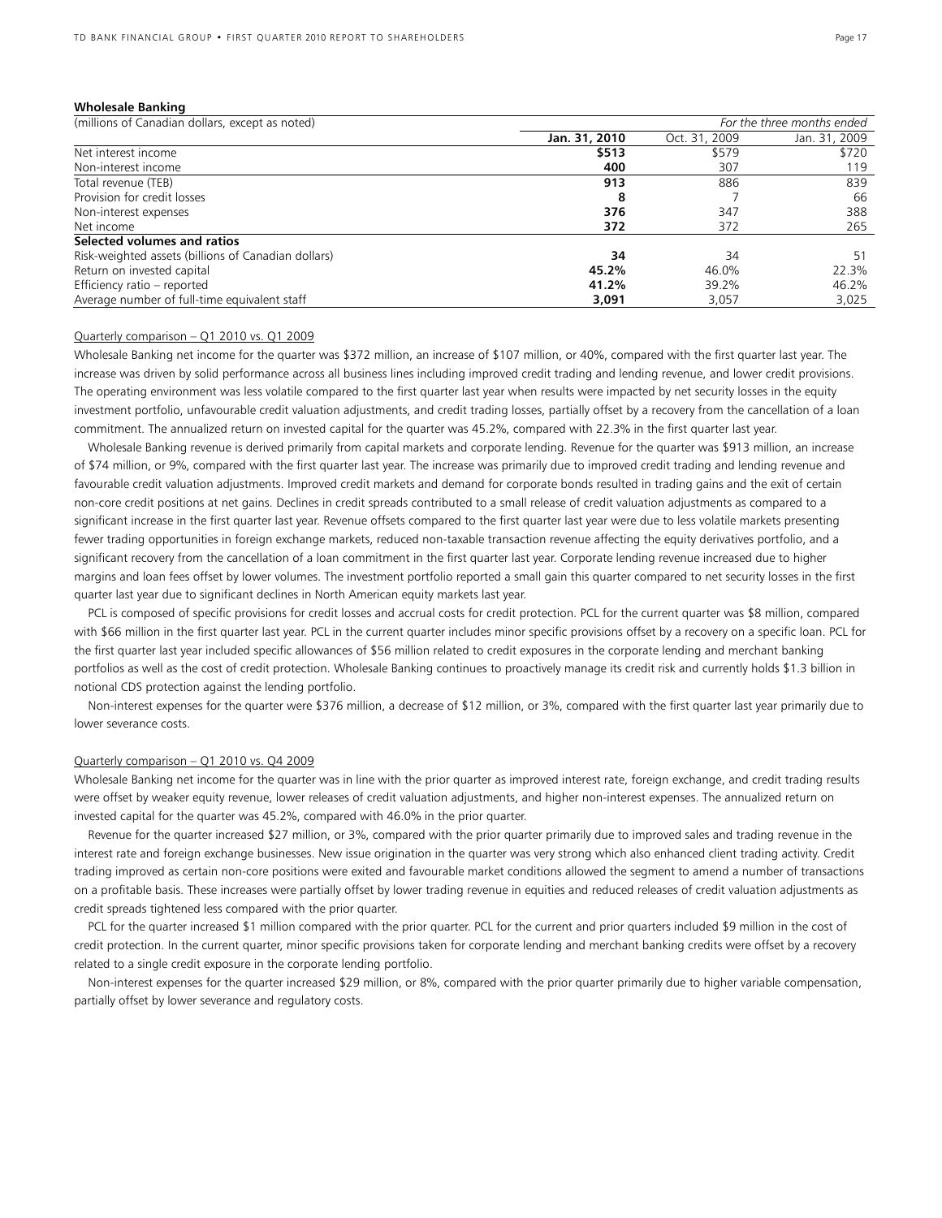## Wholesale Banking

| (millions of Canadian dollars, except as noted) | | | *For the three months ended* |
|---|---|---|---|
| | **Jan. 31, 2010** | Oct. 31, 2009 | Jan. 31, 2009 |
| Net interest income | **$513** | $579 | $720 |
| Non-interest income | **400** | 307 | 119 |
| Total revenue (TEB) | **913** | 886 | 839 |
| Provision for credit losses | **8** | 7 | 66 |
| Non-interest expenses | **376** | 347 | 388 |
| Net income | **372** | 372 | 265 |
| **Selected volumes and ratios** | | | |
| Risk-weighted assets (billions of Canadian dollars) | **34** | 34 | 51 |
| Return on invested capital | **45.2%** | 46.0% | 22.3% |
| Efficiency ratio – reported | **41.2%** | 39.2% | 46.2% |
| Average number of full-time equivalent staff | **3,091** | 3,057 | 3,025 |

### Quarterly comparison – Q1 2010 vs. Q1 2009

Wholesale Banking net income for the quarter was $372 million, an increase of $107 million, or 40%, compared with the first quarter last year. The increase was driven by solid performance across all business lines including improved credit trading and lending revenue, and lower credit provisions. The operating environment was less volatile compared to the first quarter last year when results were impacted by net security losses in the equity investment portfolio, unfavourable credit valuation adjustments, and credit trading losses, partially offset by a recovery from the cancellation of a loan commitment. The annualized return on invested capital for the quarter was 45.2%, compared with 22.3% in the first quarter last year.

Wholesale Banking revenue is derived primarily from capital markets and corporate lending. Revenue for the quarter was $913 million, an increase of $74 million, or 9%, compared with the first quarter last year. The increase was primarily due to improved credit trading and lending revenue and favourable credit valuation adjustments. Improved credit markets and demand for corporate bonds resulted in trading gains and the exit of certain non-core credit positions at net gains. Declines in credit spreads contributed to a small release of credit valuation adjustments as compared to a significant increase in the first quarter last year. Revenue offsets compared to the first quarter last year were due to less volatile markets presenting fewer trading opportunities in foreign exchange markets, reduced non-taxable transaction revenue affecting the equity derivatives portfolio, and a significant recovery from the cancellation of a loan commitment in the first quarter last year. Corporate lending revenue increased due to higher margins and loan fees offset by lower volumes. The investment portfolio reported a small gain this quarter compared to net security losses in the first quarter last year due to significant declines in North American equity markets last year.

PCL is composed of specific provisions for credit losses and accrual costs for credit protection. PCL for the current quarter was $8 million, compared with $66 million in the first quarter last year. PCL in the current quarter includes minor specific provisions offset by a recovery on a specific loan. PCL for the first quarter last year included specific allowances of $56 million related to credit exposures in the corporate lending and merchant banking portfolios as well as the cost of credit protection. Wholesale Banking continues to proactively manage its credit risk and currently holds $1.3 billion in notional CDS protection against the lending portfolio.

Non-interest expenses for the quarter were $376 million, a decrease of $12 million, or 3%, compared with the first quarter last year primarily due to lower severance costs.

### Quarterly comparison – Q1 2010 vs. Q4 2009

Wholesale Banking net income for the quarter was in line with the prior quarter as improved interest rate, foreign exchange, and credit trading results were offset by weaker equity revenue, lower releases of credit valuation adjustments, and higher non-interest expenses. The annualized return on invested capital for the quarter was 45.2%, compared with 46.0% in the prior quarter.

Revenue for the quarter increased $27 million, or 3%, compared with the prior quarter primarily due to improved sales and trading revenue in the interest rate and foreign exchange businesses. New issue origination in the quarter was very strong which also enhanced client trading activity. Credit trading improved as certain non-core positions were exited and favourable market conditions allowed the segment to amend a number of transactions on a profitable basis. These increases were partially offset by lower trading revenue in equities and reduced releases of credit valuation adjustments as credit spreads tightened less compared with the prior quarter.

PCL for the quarter increased $1 million compared with the prior quarter. PCL for the current and prior quarters included $9 million in the cost of credit protection. In the current quarter, minor specific provisions taken for corporate lending and merchant banking credits were offset by a recovery related to a single credit exposure in the corporate lending portfolio.

Non-interest expenses for the quarter increased $29 million, or 8%, compared with the prior quarter primarily due to higher variable compensation, partially offset by lower severance and regulatory costs.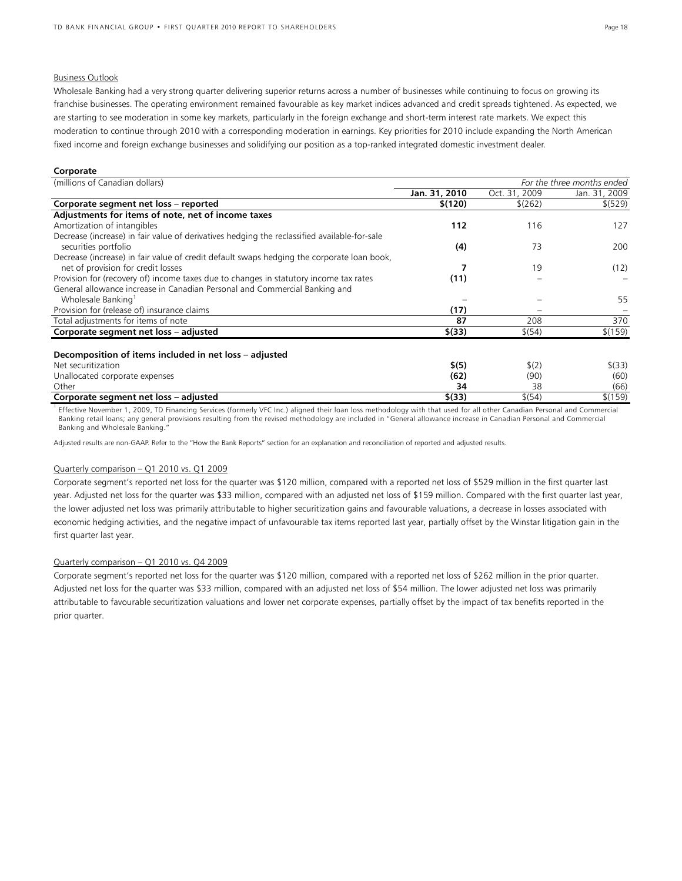Business Outlook

Wholesale Banking had a very strong quarter delivering superior returns across a number of businesses while continuing to focus on growing its franchise businesses. The operating environment remained favourable as key market indices advanced and credit spreads tightened. As expected, we are starting to see moderation in some key markets, particularly in the foreign exchange and short-term interest rate markets. We expect this moderation to continue through 2010 with a corresponding moderation in earnings. Key priorities for 2010 include expanding the North American fixed income and foreign exchange businesses and solidifying our position as a top-ranked integrated domestic investment dealer.

**Corporate**

| (millions of Canadian dollars) | | | *For the three months ended* |
|---|---|---|---|
| | **Jan. 31, 2010** | Oct. 31, 2009 | Jan. 31, 2009 |
| **Corporate segment net loss – reported** | **$(120)** | $(262) | $(529) |
| **Adjustments for items of note, net of income taxes** | | | |
| Amortization of intangibles | **112** | 116 | 127 |
| Decrease (increase) in fair value of derivatives hedging the reclassified available-for-sale securities portfolio | **(4)** | 73 | 200 |
| Decrease (increase) in fair value of credit default swaps hedging the corporate loan book, net of provision for credit losses | **7** | 19 | (12) |
| Provision for (recovery of) income taxes due to changes in statutory income tax rates | **(11)** | – | – |
| General allowance increase in Canadian Personal and Commercial Banking and Wholesale Banking[1] | – | – | 55 |
| Provision for (release of) insurance claims | **(17)** | – | – |
| Total adjustments for items of note | **87** | 208 | 370 |
| **Corporate segment net loss – adjusted** | **$(33)** | $(54) | $(159) |
| | | | |
| **Decomposition of items included in net loss – adjusted** | | | |
| Net securitization | **$(5)** | $(2) | $(33) |
| Unallocated corporate expenses | **(62)** | (90) | (60) |
| Other | **34** | 38 | (66) |
| **Corporate segment net loss – adjusted** | **$(33)** | $(54) | $(159) |

[1] Effective November 1, 2009, TD Financing Services (formerly VFC Inc.) aligned their loan loss methodology with that used for all other Canadian Personal and Commercial Banking retail loans; any general provisions resulting from the revised methodology are included in "General allowance increase in Canadian Personal and Commercial Banking and Wholesale Banking."

Adjusted results are non-GAAP. Refer to the "How the Bank Reports" section for an explanation and reconciliation of reported and adjusted results.

Quarterly comparison – Q1 2010 vs. Q1 2009

Corporate segment's reported net loss for the quarter was $120 million, compared with a reported net loss of $529 million in the first quarter last year. Adjusted net loss for the quarter was $33 million, compared with an adjusted net loss of $159 million. Compared with the first quarter last year, the lower adjusted net loss was primarily attributable to higher securitization gains and favourable valuations, a decrease in losses associated with economic hedging activities, and the negative impact of unfavourable tax items reported last year, partially offset by the Winstar litigation gain in the first quarter last year.

Quarterly comparison – Q1 2010 vs. Q4 2009

Corporate segment's reported net loss for the quarter was $120 million, compared with a reported net loss of $262 million in the prior quarter. Adjusted net loss for the quarter was $33 million, compared with an adjusted net loss of $54 million. The lower adjusted net loss was primarily attributable to favourable securitization valuations and lower net corporate expenses, partially offset by the impact of tax benefits reported in the prior quarter.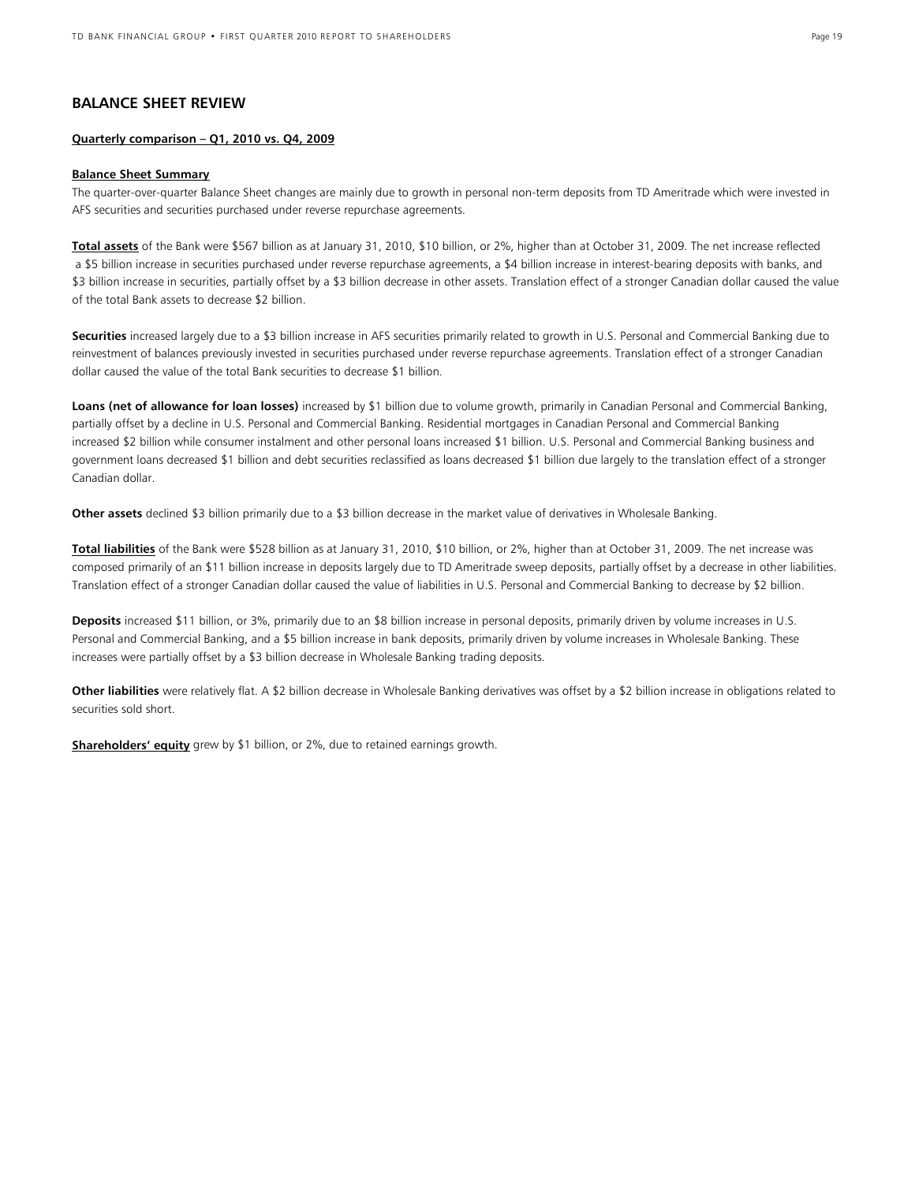## BALANCE SHEET REVIEW

**Quarterly comparison – Q1, 2010 vs. Q4, 2009**

**Balance Sheet Summary**

The quarter-over-quarter Balance Sheet changes are mainly due to growth in personal non-term deposits from TD Ameritrade which were invested in AFS securities and securities purchased under reverse repurchase agreements.

**Total assets** of the Bank were $567 billion as at January 31, 2010, $10 billion, or 2%, higher than at October 31, 2009. The net increase reflected a $5 billion increase in securities purchased under reverse repurchase agreements, a $4 billion increase in interest-bearing deposits with banks, and $3 billion increase in securities, partially offset by a $3 billion decrease in other assets. Translation effect of a stronger Canadian dollar caused the value of the total Bank assets to decrease $2 billion.

**Securities** increased largely due to a $3 billion increase in AFS securities primarily related to growth in U.S. Personal and Commercial Banking due to reinvestment of balances previously invested in securities purchased under reverse repurchase agreements. Translation effect of a stronger Canadian dollar caused the value of the total Bank securities to decrease $1 billion.

**Loans (net of allowance for loan losses)** increased by $1 billion due to volume growth, primarily in Canadian Personal and Commercial Banking, partially offset by a decline in U.S. Personal and Commercial Banking. Residential mortgages in Canadian Personal and Commercial Banking increased $2 billion while consumer instalment and other personal loans increased $1 billion. U.S. Personal and Commercial Banking business and government loans decreased $1 billion and debt securities reclassified as loans decreased $1 billion due largely to the translation effect of a stronger Canadian dollar.

**Other assets** declined $3 billion primarily due to a $3 billion decrease in the market value of derivatives in Wholesale Banking.

**Total liabilities** of the Bank were $528 billion as at January 31, 2010, $10 billion, or 2%, higher than at October 31, 2009. The net increase was composed primarily of an $11 billion increase in deposits largely due to TD Ameritrade sweep deposits, partially offset by a decrease in other liabilities. Translation effect of a stronger Canadian dollar caused the value of liabilities in U.S. Personal and Commercial Banking to decrease by $2 billion.

**Deposits** increased $11 billion, or 3%, primarily due to an $8 billion increase in personal deposits, primarily driven by volume increases in U.S. Personal and Commercial Banking, and a $5 billion increase in bank deposits, primarily driven by volume increases in Wholesale Banking. These increases were partially offset by a $3 billion decrease in Wholesale Banking trading deposits.

**Other liabilities** were relatively flat. A $2 billion decrease in Wholesale Banking derivatives was offset by a $2 billion increase in obligations related to securities sold short.

**Shareholders' equity** grew by $1 billion, or 2%, due to retained earnings growth.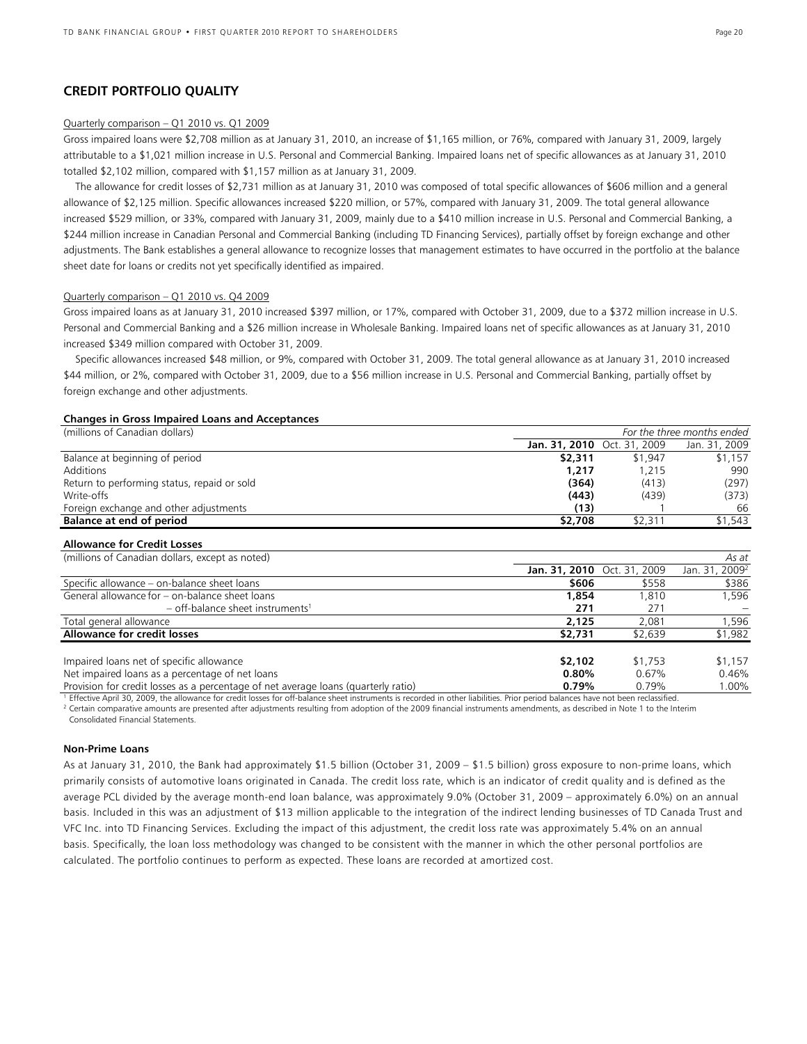## CREDIT PORTFOLIO QUALITY

Quarterly comparison – Q1 2010 vs. Q1 2009

Gross impaired loans were $2,708 million as at January 31, 2010, an increase of $1,165 million, or 76%, compared with January 31, 2009, largely attributable to a $1,021 million increase in U.S. Personal and Commercial Banking. Impaired loans net of specific allowances as at January 31, 2010 totalled $2,102 million, compared with $1,157 million as at January 31, 2009.

The allowance for credit losses of $2,731 million as at January 31, 2010 was composed of total specific allowances of $606 million and a general allowance of $2,125 million. Specific allowances increased $220 million, or 57%, compared with January 31, 2009. The total general allowance increased $529 million, or 33%, compared with January 31, 2009, mainly due to a $410 million increase in U.S. Personal and Commercial Banking, a $244 million increase in Canadian Personal and Commercial Banking (including TD Financing Services), partially offset by foreign exchange and other adjustments. The Bank establishes a general allowance to recognize losses that management estimates to have occurred in the portfolio at the balance sheet date for loans or credits not yet specifically identified as impaired.

Quarterly comparison – Q1 2010 vs. Q4 2009

Gross impaired loans as at January 31, 2010 increased $397 million, or 17%, compared with October 31, 2009, due to a $372 million increase in U.S. Personal and Commercial Banking and a $26 million increase in Wholesale Banking. Impaired loans net of specific allowances as at January 31, 2010 increased $349 million compared with October 31, 2009.

Specific allowances increased $48 million, or 9%, compared with October 31, 2009. The total general allowance as at January 31, 2010 increased $44 million, or 2%, compared with October 31, 2009, due to a $56 million increase in U.S. Personal and Commercial Banking, partially offset by foreign exchange and other adjustments.

**Changes in Gross Impaired Loans and Acceptances**

| (millions of Canadian dollars) | *For the three months ended* | | |
|---|---|---|---|
| | **Jan. 31, 2010** | Oct. 31, 2009 | Jan. 31, 2009 |
| Balance at beginning of period | **$2,311** | $1,947 | $1,157 |
| Additions | **1,217** | 1,215 | 990 |
| Return to performing status, repaid or sold | **(364)** | (413) | (297) |
| Write-offs | **(443)** | (439) | (373) |
| Foreign exchange and other adjustments | **(13)** | 1 | 66 |
| **Balance at end of period** | **$2,708** | $2,311 | $1,543 |

**Allowance for Credit Losses**

| (millions of Canadian dollars, except as noted) | | | *As at* |
|---|---|---|---|
| | **Jan. 31, 2010** | Oct. 31, 2009 | Jan. 31, 2009[2] |
| Specific allowance – on-balance sheet loans | **$606** | $558 | $386 |
| General allowance for – on-balance sheet loans | **1,854** | 1,810 | 1,596 |
| – off-balance sheet instruments[1] | **271** | 271 | – |
| Total general allowance | **2,125** | 2,081 | 1,596 |
| **Allowance for credit losses** | **$2,731** | $2,639 | $1,982 |
| | | | |
| Impaired loans net of specific allowance | **$2,102** | $1,753 | $1,157 |
| Net impaired loans as a percentage of net loans | **0.80%** | 0.67% | 0.46% |
| Provision for credit losses as a percentage of net average loans (quarterly ratio) | **0.79%** | 0.79% | 1.00% |

[1] Effective April 30, 2009, the allowance for credit losses for off-balance sheet instruments is recorded in other liabilities. Prior period balances have not been reclassified.

[2] Certain comparative amounts are presented after adjustments resulting from adoption of the 2009 financial instruments amendments, as described in Note 1 to the Interim Consolidated Financial Statements.

**Non-Prime Loans**

As at January 31, 2010, the Bank had approximately $1.5 billion (October 31, 2009 – $1.5 billion) gross exposure to non-prime loans, which primarily consists of automotive loans originated in Canada. The credit loss rate, which is an indicator of credit quality and is defined as the average PCL divided by the average month-end loan balance, was approximately 9.0% (October 31, 2009 – approximately 6.0%) on an annual basis. Included in this was an adjustment of $13 million applicable to the integration of the indirect lending businesses of TD Canada Trust and VFC Inc. into TD Financing Services. Excluding the impact of this adjustment, the credit loss rate was approximately 5.4% on an annual basis. Specifically, the loan loss methodology was changed to be consistent with the manner in which the other personal portfolios are calculated. The portfolio continues to perform as expected. These loans are recorded at amortized cost.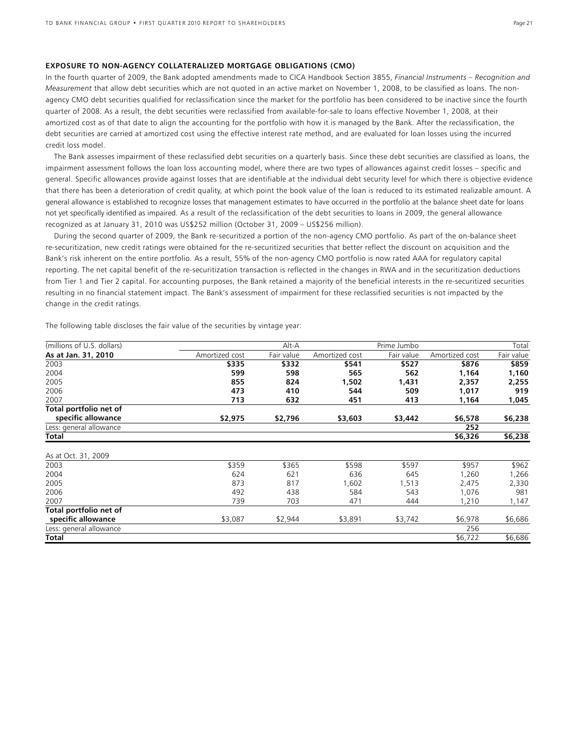### EXPOSURE TO NON-AGENCY COLLATERALIZED MORTGAGE OBLIGATIONS (CMO)

In the fourth quarter of 2009, the Bank adopted amendments made to CICA Handbook Section 3855, *Financial Instruments – Recognition and Measurement* that allow debt securities which are not quoted in an active market on November 1, 2008, to be classified as loans. The non-agency CMO debt securities qualified for reclassification since the market for the portfolio has been considered to be inactive since the fourth quarter of 2008. As a result, the debt securities were reclassified from available-for-sale to loans effective November 1, 2008, at their amortized cost as of that date to align the accounting for the portfolio with how it is managed by the Bank. After the reclassification, the debt securities are carried at amortized cost using the effective interest rate method, and are evaluated for loan losses using the incurred credit loss model.

The Bank assesses impairment of these reclassified debt securities on a quarterly basis. Since these debt securities are classified as loans, the impairment assessment follows the loan loss accounting model, where there are two types of allowances against credit losses – specific and general. Specific allowances provide against losses that are identifiable at the individual debt security level for which there is objective evidence that there has been a deterioration of credit quality, at which point the book value of the loan is reduced to its estimated realizable amount. A general allowance is established to recognize losses that management estimates to have occurred in the portfolio at the balance sheet date for loans not yet specifically identified as impaired. As a result of the reclassification of the debt securities to loans in 2009, the general allowance recognized as at January 31, 2010 was US$252 million (October 31, 2009 – US$256 million).

During the second quarter of 2009, the Bank re-securitized a portion of the non-agency CMO portfolio. As part of the on-balance sheet re-securitization, new credit ratings were obtained for the re-securitized securities that better reflect the discount on acquisition and the Bank's risk inherent on the entire portfolio. As a result, 55% of the non-agency CMO portfolio is now rated AAA for regulatory capital reporting. The net capital benefit of the re-securitization transaction is reflected in the changes in RWA and in the securitization deductions from Tier 1 and Tier 2 capital. For accounting purposes, the Bank retained a majority of the beneficial interests in the re-securitized securities resulting in no financial statement impact. The Bank's assessment of impairment for these reclassified securities is not impacted by the change in the credit ratings.

The following table discloses the fair value of the securities by vintage year:

| (millions of U.S. dollars) | Alt-A | | Prime Jumbo | | Total | |
|---|---|---|---|---|---|---|
| **As at Jan. 31, 2010** | Amortized cost | Fair value | Amortized cost | Fair value | Amortized cost | Fair value |
| 2003 | **$335** | **$332** | **$541** | **$527** | **$876** | **$859** |
| 2004 | **599** | **598** | **565** | **562** | **1,164** | **1,160** |
| 2005 | **855** | **824** | **1,502** | **1,431** | **2,357** | **2,255** |
| 2006 | **473** | **410** | **544** | **509** | **1,017** | **919** |
| 2007 | **713** | **632** | **451** | **413** | **1,164** | **1,045** |
| **Total portfolio net of specific allowance** | **$2,975** | **$2,796** | **$3,603** | **$3,442** | **$6,578** | **$6,238** |
| Less: general allowance | | | | | **252** | |
| **Total** | | | | | **$6,326** | **$6,238** |
| As at Oct. 31, 2009 | | | | | | |
| 2003 | $359 | $365 | $598 | $597 | $957 | $962 |
| 2004 | 624 | 621 | 636 | 645 | 1,260 | 1,266 |
| 2005 | 873 | 817 | 1,602 | 1,513 | 2,475 | 2,330 |
| 2006 | 492 | 438 | 584 | 543 | 1,076 | 981 |
| 2007 | 739 | 703 | 471 | 444 | 1,210 | 1,147 |
| **Total portfolio net of specific allowance** | $3,087 | $2,944 | $3,891 | $3,742 | $6,978 | $6,686 |
| Less: general allowance | | | | | 256 | |
| **Total** | | | | | $6,722 | $6,686 |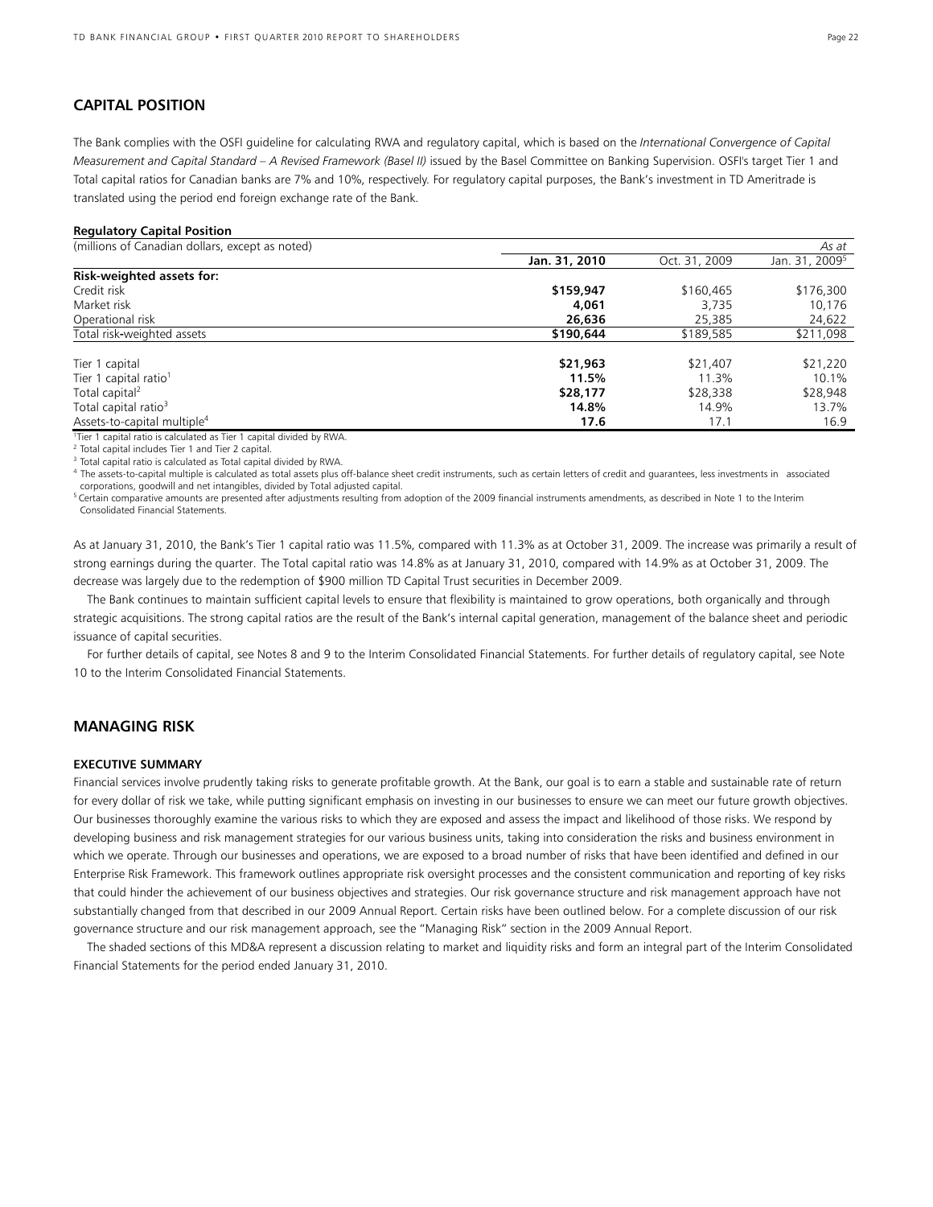## CAPITAL POSITION

The Bank complies with the OSFI guideline for calculating RWA and regulatory capital, which is based on the *International Convergence of Capital Measurement and Capital Standard – A Revised Framework (Basel II)* issued by the Basel Committee on Banking Supervision. OSFI's target Tier 1 and Total capital ratios for Canadian banks are 7% and 10%, respectively. For regulatory capital purposes, the Bank's investment in TD Ameritrade is translated using the period end foreign exchange rate of the Bank.

**Regulatory Capital Position**

| (millions of Canadian dollars, except as noted) | | | *As at* |
|---|---|---|---|
| | **Jan. 31, 2010** | Oct. 31, 2009 | Jan. 31, 2009[5] |
| **Risk-weighted assets for:** | | | |
| Credit risk | **$159,947** | $160,465 | $176,300 |
| Market risk | **4,061** | 3,735 | 10,176 |
| Operational risk | **26,636** | 25,385 | 24,622 |
| Total risk-weighted assets | **$190,644** | $189,585 | $211,098 |
| Tier 1 capital | **$21,963** | $21,407 | $21,220 |
| Tier 1 capital ratio[1] | **11.5%** | 11.3% | 10.1% |
| Total capital[2] | **$28,177** | $28,338 | $28,948 |
| Total capital ratio[3] | **14.8%** | 14.9% | 13.7% |
| Assets-to-capital multiple[4] | **17.6** | 17.1 | 16.9 |

[1] Tier 1 capital ratio is calculated as Tier 1 capital divided by RWA.
[2] Total capital includes Tier 1 and Tier 2 capital.
[3] Total capital ratio is calculated as Total capital divided by RWA.
[4] The assets-to-capital multiple is calculated as total assets plus off-balance sheet credit instruments, such as certain letters of credit and guarantees, less investments in associated corporations, goodwill and net intangibles, divided by Total adjusted capital.
[5] Certain comparative amounts are presented after adjustments resulting from adoption of the 2009 financial instruments amendments, as described in Note 1 to the Interim Consolidated Financial Statements.

As at January 31, 2010, the Bank's Tier 1 capital ratio was 11.5%, compared with 11.3% as at October 31, 2009. The increase was primarily a result of strong earnings during the quarter. The Total capital ratio was 14.8% as at January 31, 2010, compared with 14.9% as at October 31, 2009. The decrease was largely due to the redemption of $900 million TD Capital Trust securities in December 2009.

The Bank continues to maintain sufficient capital levels to ensure that flexibility is maintained to grow operations, both organically and through strategic acquisitions. The strong capital ratios are the result of the Bank's internal capital generation, management of the balance sheet and periodic issuance of capital securities.

For further details of capital, see Notes 8 and 9 to the Interim Consolidated Financial Statements. For further details of regulatory capital, see Note 10 to the Interim Consolidated Financial Statements.

## MANAGING RISK

### EXECUTIVE SUMMARY

Financial services involve prudently taking risks to generate profitable growth. At the Bank, our goal is to earn a stable and sustainable rate of return for every dollar of risk we take, while putting significant emphasis on investing in our businesses to ensure we can meet our future growth objectives. Our businesses thoroughly examine the various risks to which they are exposed and assess the impact and likelihood of those risks. We respond by developing business and risk management strategies for our various business units, taking into consideration the risks and business environment in which we operate. Through our businesses and operations, we are exposed to a broad number of risks that have been identified and defined in our Enterprise Risk Framework. This framework outlines appropriate risk oversight processes and the consistent communication and reporting of key risks that could hinder the achievement of our business objectives and strategies. Our risk governance structure and risk management approach have not substantially changed from that described in our 2009 Annual Report. Certain risks have been outlined below. For a complete discussion of our risk governance structure and our risk management approach, see the "Managing Risk" section in the 2009 Annual Report.

The shaded sections of this MD&A represent a discussion relating to market and liquidity risks and form an integral part of the Interim Consolidated Financial Statements for the period ended January 31, 2010.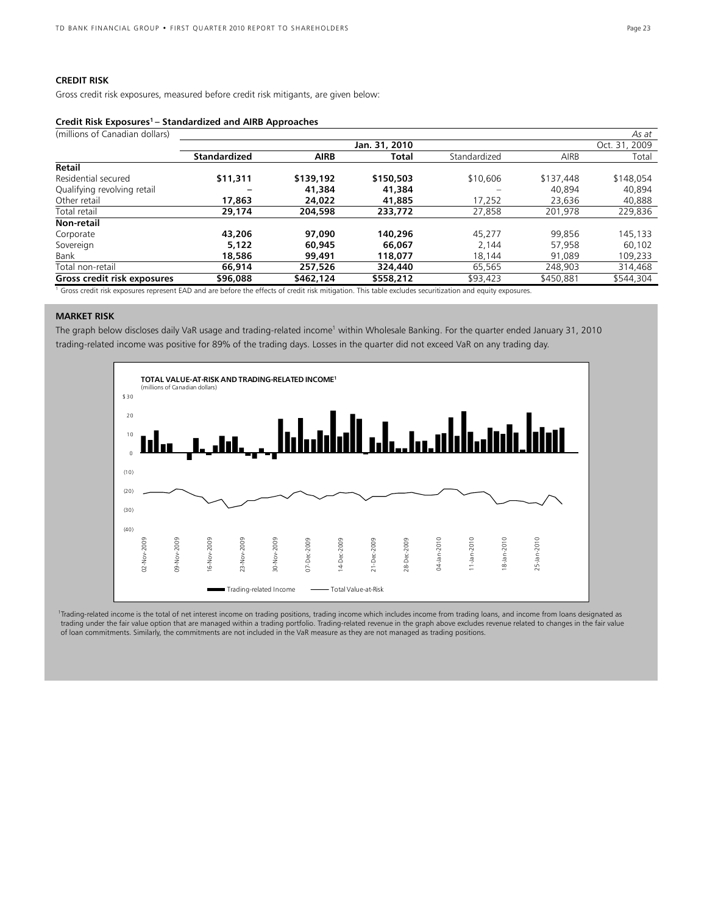### CREDIT RISK

Gross credit risk exposures, measured before credit risk mitigants, are given below:

**Credit Risk Exposures[1] – Standardized and AIRB Approaches**

| (millions of Canadian dollars) | | | | | | *As at* |
|---|---|---|---|---|---|---|
| | | | **Jan. 31, 2010** | | | Oct. 31, 2009 |
| | **Standardized** | **AIRB** | **Total** | Standardized | AIRB | Total |
| **Retail** | | | | | | |
| Residential secured | **$11,311** | **$139,192** | **$150,503** | $10,606 | $137,448 | $148,054 |
| Qualifying revolving retail | **–** | **41,384** | **41,384** | – | 40,894 | 40,894 |
| Other retail | **17,863** | **24,022** | **41,885** | 17,252 | 23,636 | 40,888 |
| Total retail | **29,174** | **204,598** | **233,772** | 27,858 | 201,978 | 229,836 |
| **Non-retail** | | | | | | |
| Corporate | **43,206** | **97,090** | **140,296** | 45,277 | 99,856 | 145,133 |
| Sovereign | **5,122** | **60,945** | **66,067** | 2,144 | 57,958 | 60,102 |
| Bank | **18,586** | **99,491** | **118,077** | 18,144 | 91,089 | 109,233 |
| Total non-retail | **66,914** | **257,526** | **324,440** | 65,565 | 248,903 | 314,468 |
| **Gross credit risk exposures** | **$96,088** | **$462,124** | **$558,212** | $93,423 | $450,881 | $544,304 |

[1] Gross credit risk exposures represent EAD and are before the effects of credit risk mitigation. This table excludes securitization and equity exposures.

### MARKET RISK

The graph below discloses daily VaR usage and trading-related income[1] within Wholesale Banking. For the quarter ended January 31, 2010 trading-related income was positive for 89% of the trading days. Losses in the quarter did not exceed VaR on any trading day.

**TOTAL VALUE-AT-RISK AND TRADING-RELATED INCOME[1]**
(millions of Canadian dollars)

[1]Trading-related income is the total of net interest income on trading positions, trading income which includes income from trading loans, and income from loans designated as trading under the fair value option that are managed within a trading portfolio. Trading-related revenue in the graph above excludes revenue related to changes in the fair value of loan commitments. Similarly, the commitments are not included in the VaR measure as they are not managed as trading positions.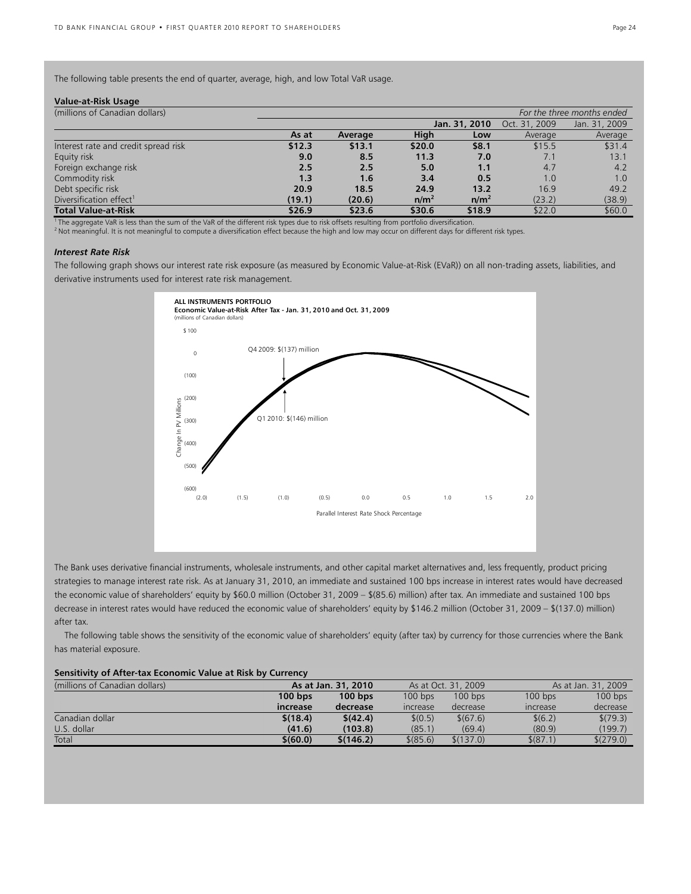The following table presents the end of quarter, average, high, and low Total VaR usage.

**Value-at-Risk Usage**

| (millions of Canadian dollars) | | | | | *For the three months ended* | |
|---|---|---|---|---|---|---|
| | | | | **Jan. 31, 2010** | Oct. 31, 2009 | Jan. 31, 2009 |
| | **As at** | **Average** | **High** | **Low** | Average | Average |
| Interest rate and credit spread risk | **$12.3** | **$13.1** | **$20.0** | **$8.1** | $15.5 | $31.4 |
| Equity risk | **9.0** | **8.5** | **11.3** | **7.0** | 7.1 | 13.1 |
| Foreign exchange risk | **2.5** | **2.5** | **5.0** | **1.1** | 4.7 | 4.2 |
| Commodity risk | **1.3** | **1.6** | **3.4** | **0.5** | 1.0 | 1.0 |
| Debt specific risk | **20.9** | **18.5** | **24.9** | **13.2** | 16.9 | 49.2 |
| Diversification effect[1] | **(19.1)** | **(20.6)** | **n/m[2]** | **n/m[2]** | (23.2) | (38.9) |
| **Total Value-at-Risk** | **$26.9** | **$23.6** | **$30.6** | **$18.9** | $22.0 | $60.0 |

[1] The aggregate VaR is less than the sum of the VaR of the different risk types due to risk offsets resulting from portfolio diversification.
[2] Not meaningful. It is not meaningful to compute a diversification effect because the high and low may occur on different days for different risk types.

***Interest Rate Risk***

The following graph shows our interest rate risk exposure (as measured by Economic Value-at-Risk (EVaR)) on all non-trading assets, liabilities, and derivative instruments used for interest rate risk management.

**ALL INSTRUMENTS PORTFOLIO**
**Economic Value-at-Risk After Tax - Jan. 31, 2010 and Oct. 31, 2009**
(millions of Canadian dollars)

Q4 2009: $(137) million
Q1 2010: $(146) million

Change In PV Millions — Parallel Interest Rate Shock Percentage

The Bank uses derivative financial instruments, wholesale instruments, and other capital market alternatives and, less frequently, product pricing strategies to manage interest rate risk. As at January 31, 2010, an immediate and sustained 100 bps increase in interest rates would have decreased the economic value of shareholders' equity by $60.0 million (October 31, 2009 – $(85.6) million) after tax. An immediate and sustained 100 bps decrease in interest rates would have reduced the economic value of shareholders' equity by $146.2 million (October 31, 2009 – $(137.0) million) after tax.

The following table shows the sensitivity of the economic value of shareholders' equity (after tax) by currency for those currencies where the Bank has material exposure.

**Sensitivity of After-tax Economic Value at Risk by Currency**

| (millions of Canadian dollars) | **As at Jan. 31, 2010** | | As at Oct. 31, 2009 | | As at Jan. 31, 2009 | |
|---|---|---|---|---|---|---|
| | **100 bps increase** | **100 bps decrease** | 100 bps increase | 100 bps decrease | 100 bps increase | 100 bps decrease |
| Canadian dollar | **$(18.4)** | **$(42.4)** | $(0.5) | $(67.6) | $(6.2) | $(79.3) |
| U.S. dollar | **(41.6)** | **(103.8)** | (85.1) | (69.4) | (80.9) | (199.7) |
| Total | **$(60.0)** | **$(146.2)** | $(85.6) | $(137.0) | $(87.1) | $(279.0) |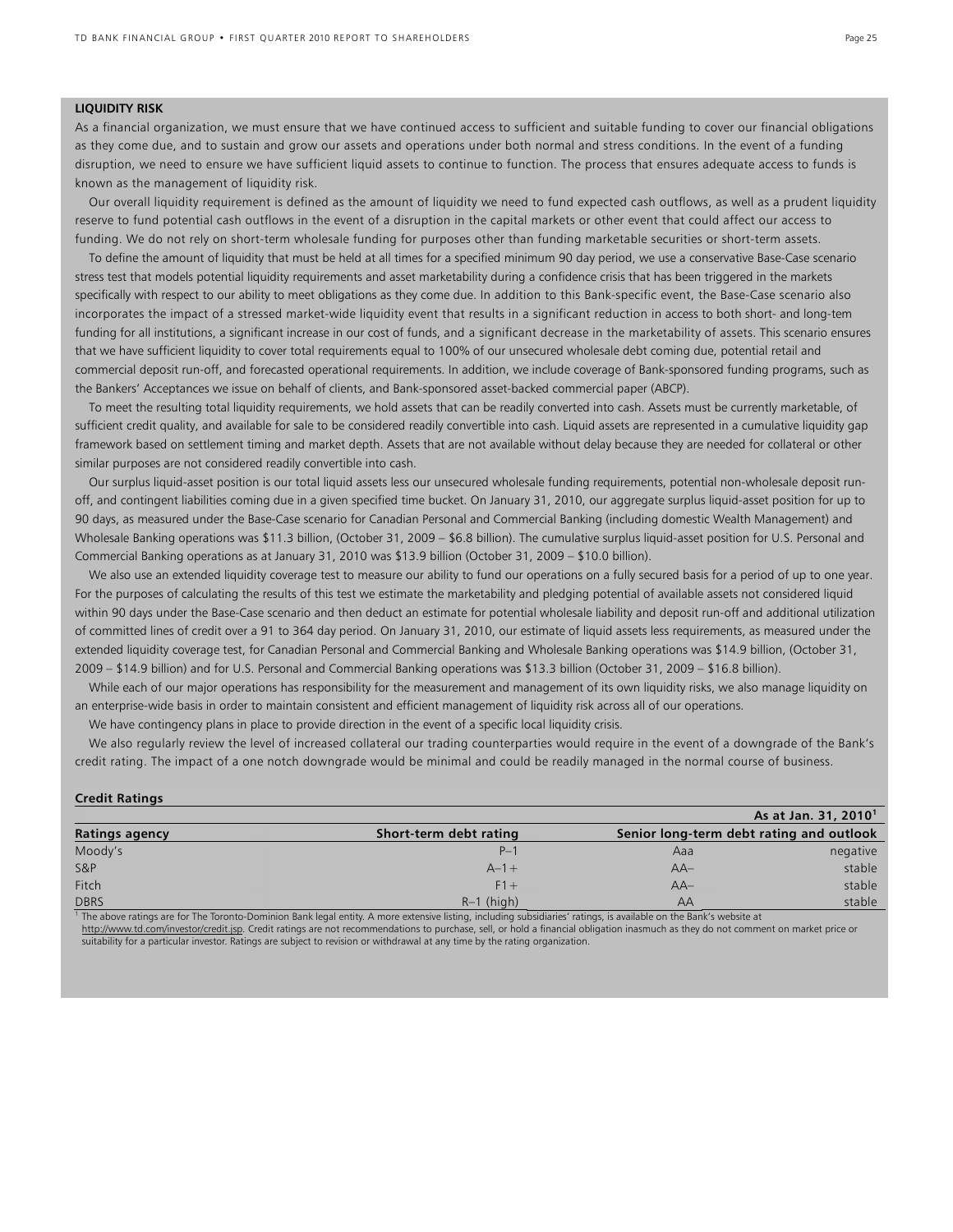## LIQUIDITY RISK

As a financial organization, we must ensure that we have continued access to sufficient and suitable funding to cover our financial obligations as they come due, and to sustain and grow our assets and operations under both normal and stress conditions. In the event of a funding disruption, we need to ensure we have sufficient liquid assets to continue to function. The process that ensures adequate access to funds is known as the management of liquidity risk.

Our overall liquidity requirement is defined as the amount of liquidity we need to fund expected cash outflows, as well as a prudent liquidity reserve to fund potential cash outflows in the event of a disruption in the capital markets or other event that could affect our access to funding. We do not rely on short-term wholesale funding for purposes other than funding marketable securities or short-term assets.

To define the amount of liquidity that must be held at all times for a specified minimum 90 day period, we use a conservative Base-Case scenario stress test that models potential liquidity requirements and asset marketability during a confidence crisis that has been triggered in the markets specifically with respect to our ability to meet obligations as they come due. In addition to this Bank-specific event, the Base-Case scenario also incorporates the impact of a stressed market-wide liquidity event that results in a significant reduction in access to both short- and long-tem funding for all institutions, a significant increase in our cost of funds, and a significant decrease in the marketability of assets. This scenario ensures that we have sufficient liquidity to cover total requirements equal to 100% of our unsecured wholesale debt coming due, potential retail and commercial deposit run-off, and forecasted operational requirements. In addition, we include coverage of Bank-sponsored funding programs, such as the Bankers' Acceptances we issue on behalf of clients, and Bank-sponsored asset-backed commercial paper (ABCP).

To meet the resulting total liquidity requirements, we hold assets that can be readily converted into cash. Assets must be currently marketable, of sufficient credit quality, and available for sale to be considered readily convertible into cash. Liquid assets are represented in a cumulative liquidity gap framework based on settlement timing and market depth. Assets that are not available without delay because they are needed for collateral or other similar purposes are not considered readily convertible into cash.

Our surplus liquid-asset position is our total liquid assets less our unsecured wholesale funding requirements, potential non-wholesale deposit run-off, and contingent liabilities coming due in a given specified time bucket. On January 31, 2010, our aggregate surplus liquid-asset position for up to 90 days, as measured under the Base-Case scenario for Canadian Personal and Commercial Banking (including domestic Wealth Management) and Wholesale Banking operations was $11.3 billion, (October 31, 2009 – $6.8 billion). The cumulative surplus liquid-asset position for U.S. Personal and Commercial Banking operations as at January 31, 2010 was $13.9 billion (October 31, 2009 – $10.0 billion).

We also use an extended liquidity coverage test to measure our ability to fund our operations on a fully secured basis for a period of up to one year. For the purposes of calculating the results of this test we estimate the marketability and pledging potential of available assets not considered liquid within 90 days under the Base-Case scenario and then deduct an estimate for potential wholesale liability and deposit run-off and additional utilization of committed lines of credit over a 91 to 364 day period. On January 31, 2010, our estimate of liquid assets less requirements, as measured under the extended liquidity coverage test, for Canadian Personal and Commercial Banking and Wholesale Banking operations was $14.9 billion, (October 31, 2009 – $14.9 billion) and for U.S. Personal and Commercial Banking operations was $13.3 billion (October 31, 2009 – $16.8 billion).

While each of our major operations has responsibility for the measurement and management of its own liquidity risks, we also manage liquidity on an enterprise-wide basis in order to maintain consistent and efficient management of liquidity risk across all of our operations.

We have contingency plans in place to provide direction in the event of a specific local liquidity crisis.

We also regularly review the level of increased collateral our trading counterparties would require in the event of a downgrade of the Bank's credit rating. The impact of a one notch downgrade would be minimal and could be readily managed in the normal course of business.

**Credit Ratings**

| | | As at Jan. 31, 2010[1] | |
|---|---|---|---|
| **Ratings agency** | **Short-term debt rating** | **Senior long-term debt rating and outlook** | |
| Moody's | P–1 | Aaa | negative |
| S&P | A–1+ | AA– | stable |
| Fitch | F1+ | AA– | stable |
| DBRS | R–1 (high) | AA | stable |

[1] The above ratings are for The Toronto-Dominion Bank legal entity. A more extensive listing, including subsidiaries' ratings, is available on the Bank's website at http://www.td.com/investor/credit.jsp. Credit ratings are not recommendations to purchase, sell, or hold a financial obligation inasmuch as they do not comment on market price or suitability for a particular investor. Ratings are subject to revision or withdrawal at any time by the rating organization.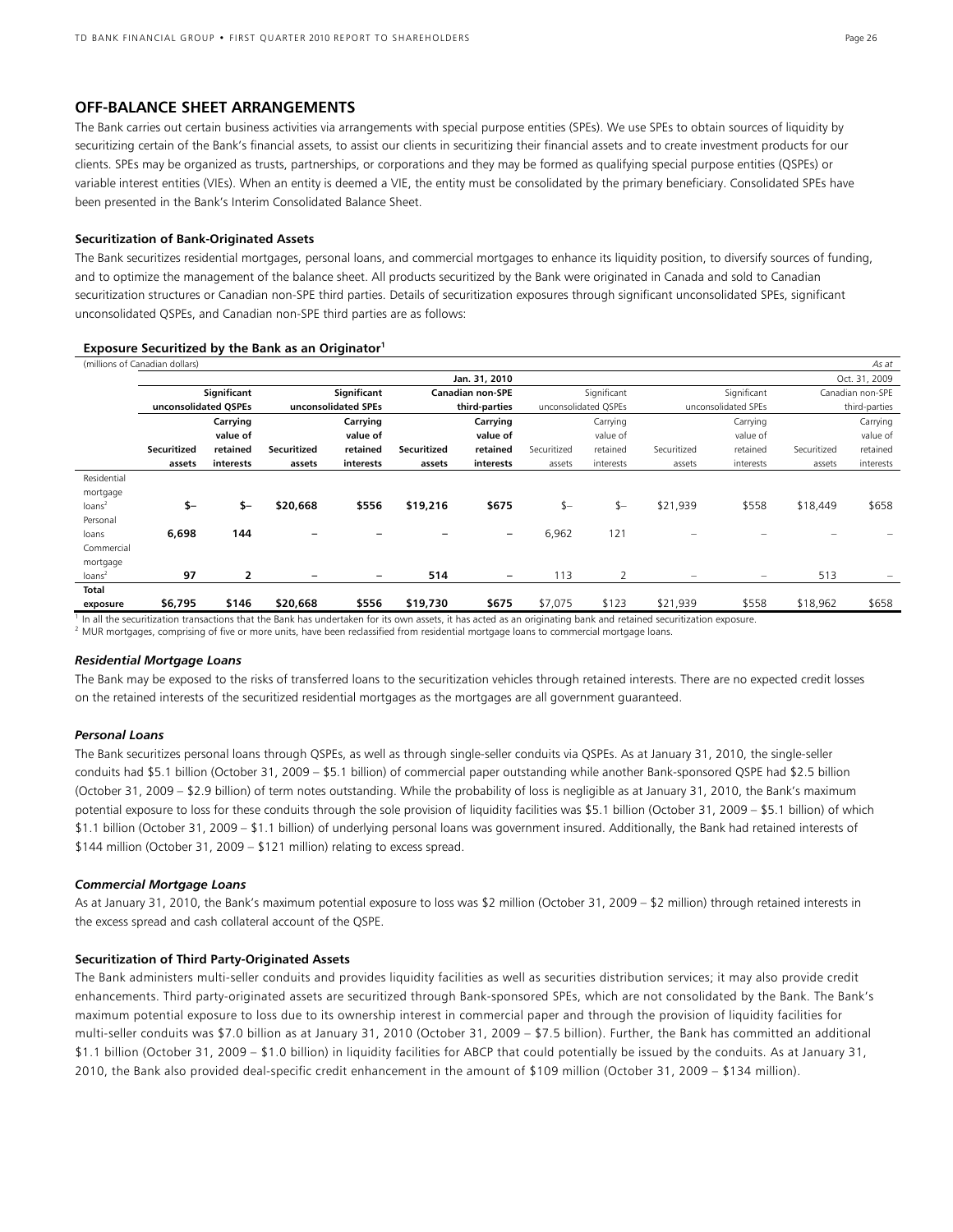## OFF-BALANCE SHEET ARRANGEMENTS

The Bank carries out certain business activities via arrangements with special purpose entities (SPEs). We use SPEs to obtain sources of liquidity by securitizing certain of the Bank's financial assets, to assist our clients in securitizing their financial assets and to create investment products for our clients. SPEs may be organized as trusts, partnerships, or corporations and they may be formed as qualifying special purpose entities (QSPEs) or variable interest entities (VIEs). When an entity is deemed a VIE, the entity must be consolidated by the primary beneficiary. Consolidated SPEs have been presented in the Bank's Interim Consolidated Balance Sheet.

### Securitization of Bank-Originated Assets

The Bank securitizes residential mortgages, personal loans, and commercial mortgages to enhance its liquidity position, to diversify sources of funding, and to optimize the management of the balance sheet. All products securitized by the Bank were originated in Canada and sold to Canadian securitization structures or Canadian non-SPE third parties. Details of securitization exposures through significant unconsolidated SPEs, significant unconsolidated QSPEs, and Canadian non-SPE third parties are as follows:

**Exposure Securitized by the Bank as an Originator**[1]

(millions of Canadian dollars) *As at*

| | Jan. 31, 2010 | | | | | | Oct. 31, 2009 | | | | | |
|---|---|---|---|---|---|---|---|---|---|---|---|---|
| | **Significant unconsolidated QSPEs** | | **Significant unconsolidated SPEs** | | **Canadian non-SPE third-parties** | | Significant unconsolidated QSPEs | | Significant unconsolidated SPEs | | Canadian non-SPE third-parties | |
| | **Securitized assets** | **Carrying value of retained interests** | **Securitized assets** | **Carrying value of retained interests** | **Securitized assets** | **Carrying value of retained interests** | Securitized assets | Carrying value of retained interests | Securitized assets | Carrying value of retained interests | Securitized assets | Carrying value of retained interests |
| Residential mortgage loans[2] | **$–** | **$–** | **$20,668** | **$556** | **$19,216** | **$675** | $– | $– | $21,939 | $558 | $18,449 | $658 |
| Personal loans | **6,698** | **144** | **–** | **–** | **–** | **–** | 6,962 | 121 | – | – | – | – |
| Commercial mortgage loans[2] | **97** | **2** | **–** | **–** | **514** | **–** | 113 | 2 | – | – | 513 | – |
| **Total exposure** | **$6,795** | **$146** | **$20,668** | **$556** | **$19,730** | **$675** | $7,075 | $123 | $21,939 | $558 | $18,962 | $658 |

[1] In all the securitization transactions that the Bank has undertaken for its own assets, it has acted as an originating bank and retained securitization exposure.
[2] MUR mortgages, comprising of five or more units, have been reclassified from residential mortgage loans to commercial mortgage loans.

#### *Residential Mortgage Loans*

The Bank may be exposed to the risks of transferred loans to the securitization vehicles through retained interests. There are no expected credit losses on the retained interests of the securitized residential mortgages as the mortgages are all government guaranteed.

#### *Personal Loans*

The Bank securitizes personal loans through QSPEs, as well as through single-seller conduits via QSPEs. As at January 31, 2010, the single-seller conduits had $5.1 billion (October 31, 2009 – $5.1 billion) of commercial paper outstanding while another Bank-sponsored QSPE had $2.5 billion (October 31, 2009 – $2.9 billion) of term notes outstanding. While the probability of loss is negligible as at January 31, 2010, the Bank's maximum potential exposure to loss for these conduits through the sole provision of liquidity facilities was $5.1 billion (October 31, 2009 – $5.1 billion) of which $1.1 billion (October 31, 2009 – $1.1 billion) of underlying personal loans was government insured. Additionally, the Bank had retained interests of $144 million (October 31, 2009 – $121 million) relating to excess spread.

#### *Commercial Mortgage Loans*

As at January 31, 2010, the Bank's maximum potential exposure to loss was $2 million (October 31, 2009 – $2 million) through retained interests in the excess spread and cash collateral account of the QSPE.

### Securitization of Third Party-Originated Assets

The Bank administers multi-seller conduits and provides liquidity facilities as well as securities distribution services; it may also provide credit enhancements. Third party-originated assets are securitized through Bank-sponsored SPEs, which are not consolidated by the Bank. The Bank's maximum potential exposure to loss due to its ownership interest in commercial paper and through the provision of liquidity facilities for multi-seller conduits was $7.0 billion as at January 31, 2010 (October 31, 2009 – $7.5 billion). Further, the Bank has committed an additional $1.1 billion (October 31, 2009 – $1.0 billion) in liquidity facilities for ABCP that could potentially be issued by the conduits. As at January 31, 2010, the Bank also provided deal-specific credit enhancement in the amount of $109 million (October 31, 2009 – $134 million).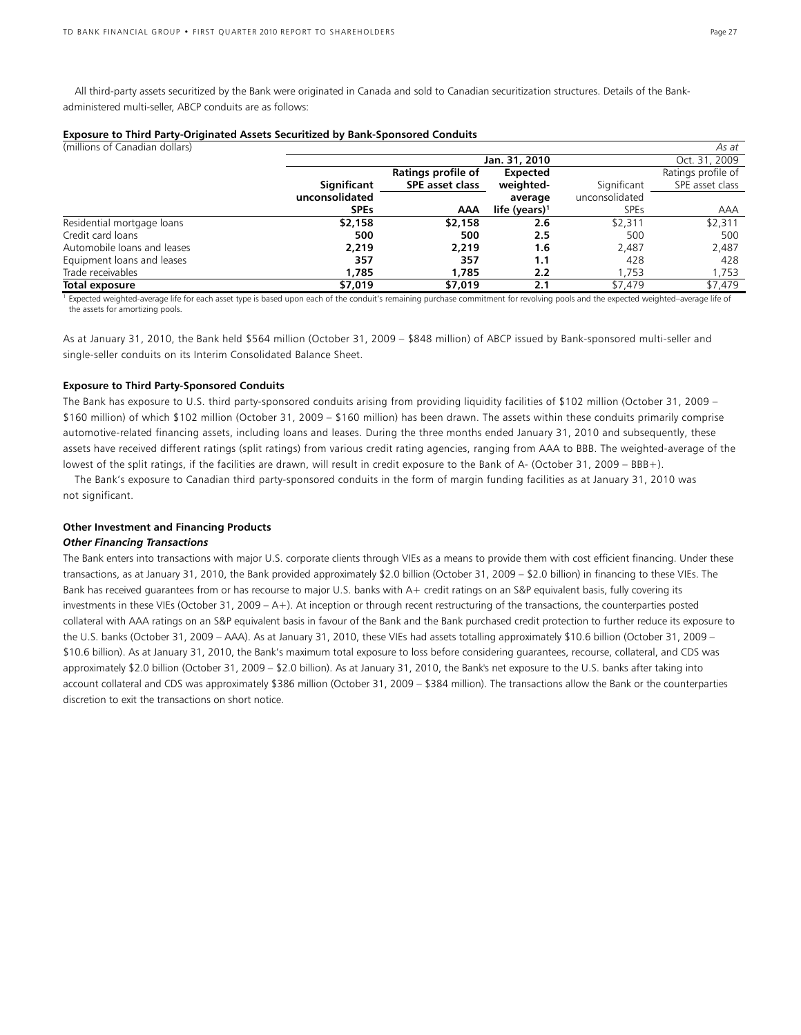All third-party assets securitized by the Bank were originated in Canada and sold to Canadian securitization structures. Details of the Bank-administered multi-seller, ABCP conduits are as follows:

**Exposure to Third Party-Originated Assets Securitized by Bank-Sponsored Conduits**

| (millions of Canadian dollars) | | | | | *As at* |
|---|---|---|---|---|---|
| | **Jan. 31, 2010** | | | Oct. 31, 2009 | |
| | **Significant unconsolidated SPEs** | **Ratings profile of SPE asset class AAA** | **Expected weighted-average life (years)[1]** | Significant unconsolidated SPEs | Ratings profile of SPE asset class AAA |
| Residential mortgage loans | **$2,158** | **$2,158** | **2.6** | $2,311 | $2,311 |
| Credit card loans | **500** | **500** | **2.5** | 500 | 500 |
| Automobile loans and leases | **2,219** | **2,219** | **1.6** | 2,487 | 2,487 |
| Equipment loans and leases | **357** | **357** | **1.1** | 428 | 428 |
| Trade receivables | **1,785** | **1,785** | **2.2** | 1,753 | 1,753 |
| **Total exposure** | **$7,019** | **$7,019** | **2.1** | $7,479 | $7,479 |

[1] Expected weighted-average life for each asset type is based upon each of the conduit's remaining purchase commitment for revolving pools and the expected weighted–average life of the assets for amortizing pools.

As at January 31, 2010, the Bank held $564 million (October 31, 2009 – $848 million) of ABCP issued by Bank-sponsored multi-seller and single-seller conduits on its Interim Consolidated Balance Sheet.

**Exposure to Third Party-Sponsored Conduits**

The Bank has exposure to U.S. third party-sponsored conduits arising from providing liquidity facilities of $102 million (October 31, 2009 – $160 million) of which $102 million (October 31, 2009 – $160 million) has been drawn. The assets within these conduits primarily comprise automotive-related financing assets, including loans and leases. During the three months ended January 31, 2010 and subsequently, these assets have received different ratings (split ratings) from various credit rating agencies, ranging from AAA to BBB. The weighted-average of the lowest of the split ratings, if the facilities are drawn, will result in credit exposure to the Bank of A- (October 31, 2009 – BBB+).

The Bank's exposure to Canadian third party-sponsored conduits in the form of margin funding facilities as at January 31, 2010 was not significant.

**Other Investment and Financing Products**

***Other Financing Transactions***

The Bank enters into transactions with major U.S. corporate clients through VIEs as a means to provide them with cost efficient financing. Under these transactions, as at January 31, 2010, the Bank provided approximately $2.0 billion (October 31, 2009 – $2.0 billion) in financing to these VIEs. The Bank has received guarantees from or has recourse to major U.S. banks with A+ credit ratings on an S&P equivalent basis, fully covering its investments in these VIEs (October 31, 2009 – A+). At inception or through recent restructuring of the transactions, the counterparties posted collateral with AAA ratings on an S&P equivalent basis in favour of the Bank and the Bank purchased credit protection to further reduce its exposure to the U.S. banks (October 31, 2009 – AAA). As at January 31, 2010, these VIEs had assets totalling approximately $10.6 billion (October 31, 2009 – $10.6 billion). As at January 31, 2010, the Bank's maximum total exposure to loss before considering guarantees, recourse, collateral, and CDS was approximately $2.0 billion (October 31, 2009 – $2.0 billion). As at January 31, 2010, the Bank's net exposure to the U.S. banks after taking into account collateral and CDS was approximately $386 million (October 31, 2009 – $384 million). The transactions allow the Bank or the counterparties discretion to exit the transactions on short notice.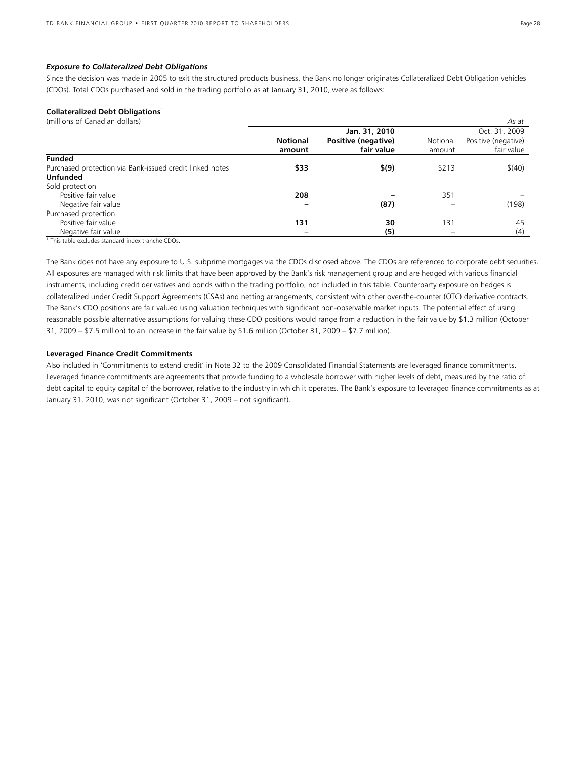### *Exposure to Collateralized Debt Obligations*

Since the decision was made in 2005 to exit the structured products business, the Bank no longer originates Collateralized Debt Obligation vehicles (CDOs). Total CDOs purchased and sold in the trading portfolio as at January 31, 2010, were as follows:

**Collateralized Debt Obligations**[1]

| (millions of Canadian dollars) | | | | *As at* |
|---|---|---|---|---|
| | **Jan. 31, 2010** | | Oct. 31, 2009 | |
| | **Notional amount** | **Positive (negative) fair value** | Notional amount | Positive (negative) fair value |
| **Funded** | | | | |
| Purchased protection via Bank-issued credit linked notes | **$33** | **$(9)** | $213 | $(40) |
| **Unfunded** | | | | |
| Sold protection | | | | |
| Positive fair value | **208** | **–** | 351 | – |
| Negative fair value | **–** | **(87)** | – | (198) |
| Purchased protection | | | | |
| Positive fair value | **131** | **30** | 131 | 45 |
| Negative fair value | **–** | **(5)** | – | (4) |

[1] This table excludes standard index tranche CDOs.

The Bank does not have any exposure to U.S. subprime mortgages via the CDOs disclosed above. The CDOs are referenced to corporate debt securities. All exposures are managed with risk limits that have been approved by the Bank's risk management group and are hedged with various financial instruments, including credit derivatives and bonds within the trading portfolio, not included in this table. Counterparty exposure on hedges is collateralized under Credit Support Agreements (CSAs) and netting arrangements, consistent with other over-the-counter (OTC) derivative contracts. The Bank's CDO positions are fair valued using valuation techniques with significant non-observable market inputs. The potential effect of using reasonable possible alternative assumptions for valuing these CDO positions would range from a reduction in the fair value by $1.3 million (October 31, 2009 – $7.5 million) to an increase in the fair value by $1.6 million (October 31, 2009 – $7.7 million).

**Leveraged Finance Credit Commitments**

Also included in 'Commitments to extend credit' in Note 32 to the 2009 Consolidated Financial Statements are leveraged finance commitments. Leveraged finance commitments are agreements that provide funding to a wholesale borrower with higher levels of debt, measured by the ratio of debt capital to equity capital of the borrower, relative to the industry in which it operates. The Bank's exposure to leveraged finance commitments as at January 31, 2010, was not significant (October 31, 2009 – not significant).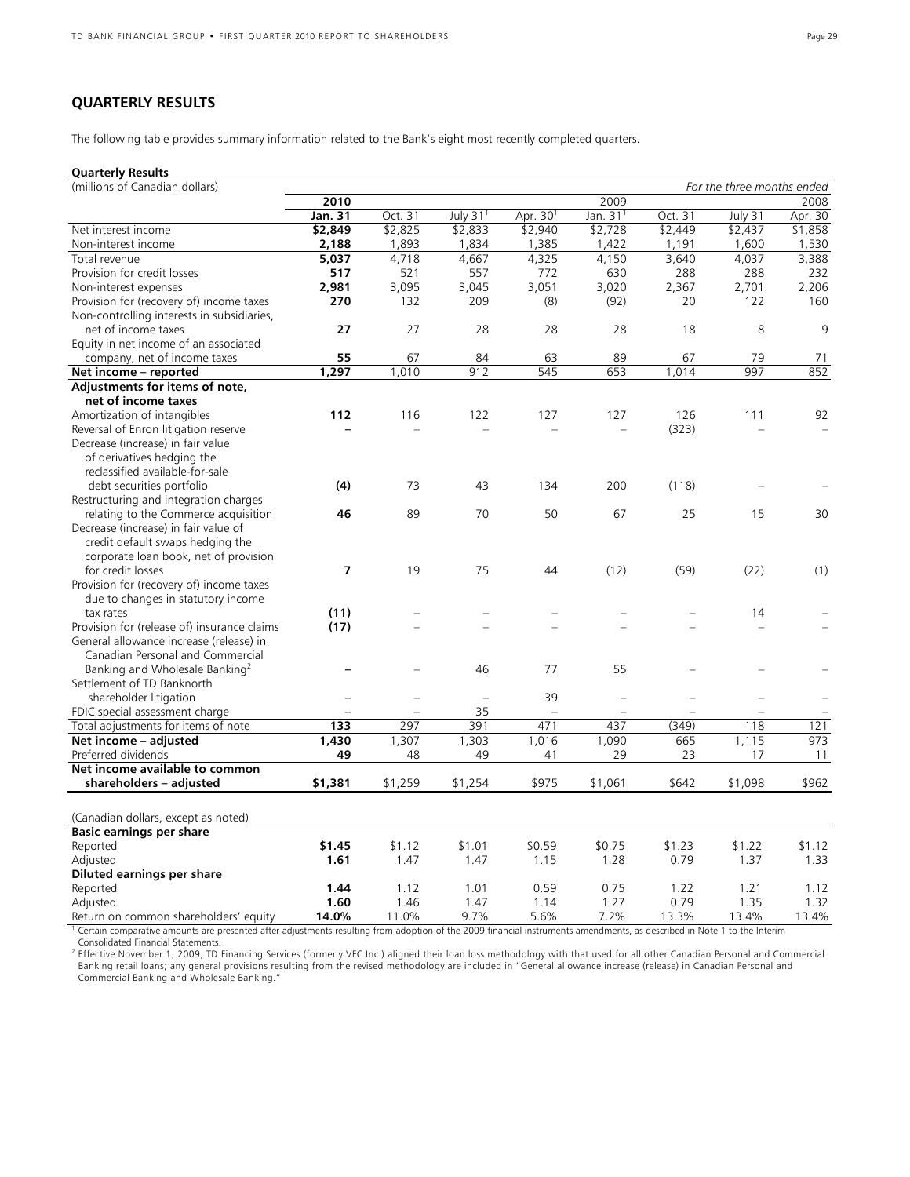## QUARTERLY RESULTS

The following table provides summary information related to the Bank's eight most recently completed quarters.

**Quarterly Results**

| (millions of Canadian dollars) | | | | | | | | *For the three months ended* |
|---|---|---|---|---|---|---|---|---|
| | **2010** | | | | 2009 | | | 2008 |
| | **Jan. 31** | Oct. 31 | July 31[1] | Apr. 30[1] | Jan. 31[1] | Oct. 31 | July 31 | Apr. 30 |
| Net interest income | **$2,849** | $2,825 | $2,833 | $2,940 | $2,728 | $2,449 | $2,437 | $1,858 |
| Non-interest income | **2,188** | 1,893 | 1,834 | 1,385 | 1,422 | 1,191 | 1,600 | 1,530 |
| Total revenue | **5,037** | 4,718 | 4,667 | 4,325 | 4,150 | 3,640 | 4,037 | 3,388 |
| Provision for credit losses | **517** | 521 | 557 | 772 | 630 | 288 | 288 | 232 |
| Non-interest expenses | **2,981** | 3,095 | 3,045 | 3,051 | 3,020 | 2,367 | 2,701 | 2,206 |
| Provision for (recovery of) income taxes | **270** | 132 | 209 | (8) | (92) | 20 | 122 | 160 |
| Non-controlling interests in subsidiaries, net of income taxes | **27** | 27 | 28 | 28 | 28 | 18 | 8 | 9 |
| Equity in net income of an associated company, net of income taxes | **55** | 67 | 84 | 63 | 89 | 67 | 79 | 71 |
| **Net income – reported** | **1,297** | 1,010 | 912 | 545 | 653 | 1,014 | 997 | 852 |
| **Adjustments for items of note, net of income taxes** | | | | | | | | |
| Amortization of intangibles | **112** | 116 | 122 | 127 | 127 | 126 | 111 | 92 |
| Reversal of Enron litigation reserve | **–** | – | – | – | – | (323) | – | – |
| Decrease (increase) in fair value of derivatives hedging the reclassified available-for-sale debt securities portfolio | **(4)** | 73 | 43 | 134 | 200 | (118) | – | – |
| Restructuring and integration charges relating to the Commerce acquisition | **46** | 89 | 70 | 50 | 67 | 25 | 15 | 30 |
| Decrease (increase) in fair value of credit default swaps hedging the corporate loan book, net of provision for credit losses | **7** | 19 | 75 | 44 | (12) | (59) | (22) | (1) |
| Provision for (recovery of) income taxes due to changes in statutory income tax rates | **(11)** | – | – | – | – | – | 14 | – |
| Provision for (release of) insurance claims | **(17)** | – | – | – | – | – | – | – |
| General allowance increase (release) in Canadian Personal and Commercial Banking and Wholesale Banking[2] | **–** | – | 46 | 77 | 55 | – | – | – |
| Settlement of TD Banknorth shareholder litigation | **–** | – | – | 39 | – | – | – | – |
| FDIC special assessment charge | **–** | – | 35 | – | – | – | – | – |
| Total adjustments for items of note | **133** | 297 | 391 | 471 | 437 | (349) | 118 | 121 |
| **Net income – adjusted** | **1,430** | 1,307 | 1,303 | 1,016 | 1,090 | 665 | 1,115 | 973 |
| Preferred dividends | **49** | 48 | 49 | 41 | 29 | 23 | 17 | 11 |
| **Net income available to common shareholders – adjusted** | **$1,381** | $1,259 | $1,254 | $975 | $1,061 | $642 | $1,098 | $962 |
| | | | | | | | | |
| (Canadian dollars, except as noted) | | | | | | | | |
| **Basic earnings per share** | | | | | | | | |
| Reported | **$1.45** | $1.12 | $1.01 | $0.59 | $0.75 | $1.23 | $1.22 | $1.12 |
| Adjusted | **1.61** | 1.47 | 1.47 | 1.15 | 1.28 | 0.79 | 1.37 | 1.33 |
| **Diluted earnings per share** | | | | | | | | |
| Reported | **1.44** | 1.12 | 1.01 | 0.59 | 0.75 | 1.22 | 1.21 | 1.12 |
| Adjusted | **1.60** | 1.46 | 1.47 | 1.14 | 1.27 | 0.79 | 1.35 | 1.32 |
| Return on common shareholders' equity | **14.0%** | 11.0% | 9.7% | 5.6% | 7.2% | 13.3% | 13.4% | 13.4% |

[1] Certain comparative amounts are presented after adjustments resulting from adoption of the 2009 financial instruments amendments, as described in Note 1 to the Interim Consolidated Financial Statements.

[2] Effective November 1, 2009, TD Financing Services (formerly VFC Inc.) aligned their loan loss methodology with that used for all other Canadian Personal and Commercial Banking retail loans; any general provisions resulting from the revised methodology are included in "General allowance increase (release) in Canadian Personal and Commercial Banking and Wholesale Banking."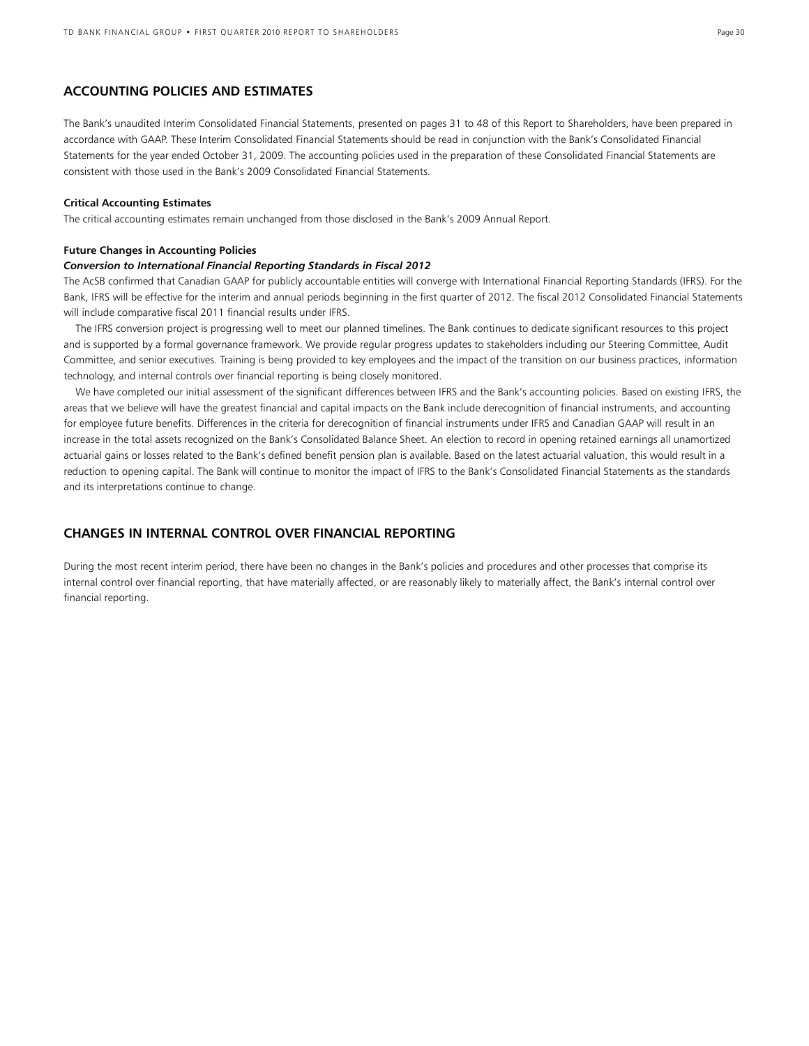## ACCOUNTING POLICIES AND ESTIMATES

The Bank's unaudited Interim Consolidated Financial Statements, presented on pages 31 to 48 of this Report to Shareholders, have been prepared in accordance with GAAP. These Interim Consolidated Financial Statements should be read in conjunction with the Bank's Consolidated Financial Statements for the year ended October 31, 2009. The accounting policies used in the preparation of these Consolidated Financial Statements are consistent with those used in the Bank's 2009 Consolidated Financial Statements.

**Critical Accounting Estimates**

The critical accounting estimates remain unchanged from those disclosed in the Bank's 2009 Annual Report.

**Future Changes in Accounting Policies**

***Conversion to International Financial Reporting Standards in Fiscal 2012***

The AcSB confirmed that Canadian GAAP for publicly accountable entities will converge with International Financial Reporting Standards (IFRS). For the Bank, IFRS will be effective for the interim and annual periods beginning in the first quarter of 2012. The fiscal 2012 Consolidated Financial Statements will include comparative fiscal 2011 financial results under IFRS.

The IFRS conversion project is progressing well to meet our planned timelines. The Bank continues to dedicate significant resources to this project and is supported by a formal governance framework. We provide regular progress updates to stakeholders including our Steering Committee, Audit Committee, and senior executives. Training is being provided to key employees and the impact of the transition on our business practices, information technology, and internal controls over financial reporting is being closely monitored.

We have completed our initial assessment of the significant differences between IFRS and the Bank's accounting policies. Based on existing IFRS, the areas that we believe will have the greatest financial and capital impacts on the Bank include derecognition of financial instruments, and accounting for employee future benefits. Differences in the criteria for derecognition of financial instruments under IFRS and Canadian GAAP will result in an increase in the total assets recognized on the Bank's Consolidated Balance Sheet. An election to record in opening retained earnings all unamortized actuarial gains or losses related to the Bank's defined benefit pension plan is available. Based on the latest actuarial valuation, this would result in a reduction to opening capital. The Bank will continue to monitor the impact of IFRS to the Bank's Consolidated Financial Statements as the standards and its interpretations continue to change.

## CHANGES IN INTERNAL CONTROL OVER FINANCIAL REPORTING

During the most recent interim period, there have been no changes in the Bank's policies and procedures and other processes that comprise its internal control over financial reporting, that have materially affected, or are reasonably likely to materially affect, the Bank's internal control over financial reporting.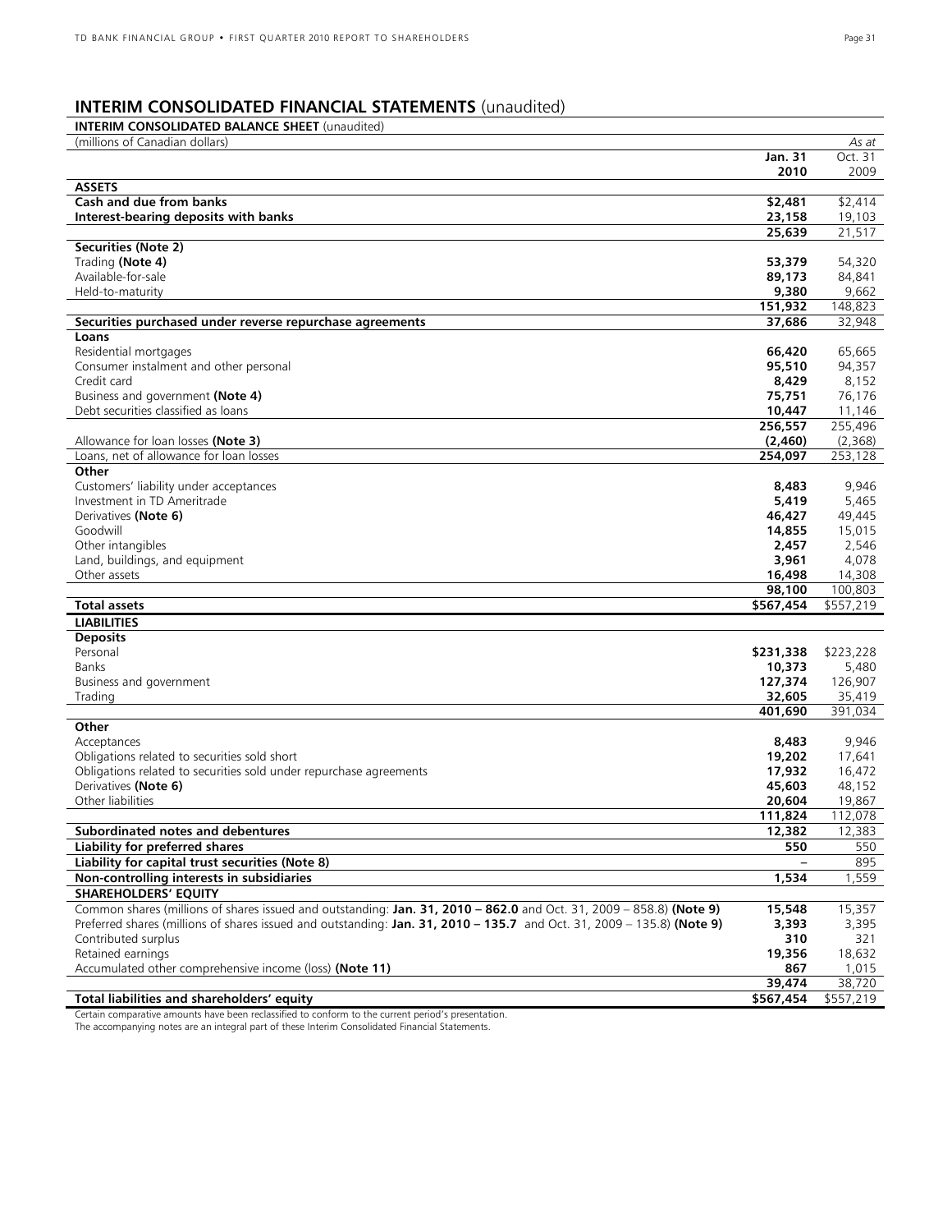# INTERIM CONSOLIDATED FINANCIAL STATEMENTS (unaudited)

**INTERIM CONSOLIDATED BALANCE SHEET** (unaudited)

| (millions of Canadian dollars) | | *As at* |
|---|---|---|
| | **Jan. 31 2010** | Oct. 31 2009 |
| **ASSETS** | | |
| **Cash and due from banks** | **$2,481** | $2,414 |
| **Interest-bearing deposits with banks** | **23,158** | 19,103 |
| | **25,639** | 21,517 |
| **Securities (Note 2)** | | |
| Trading **(Note 4)** | **53,379** | 54,320 |
| Available-for-sale | **89,173** | 84,841 |
| Held-to-maturity | **9,380** | 9,662 |
| | **151,932** | 148,823 |
| **Securities purchased under reverse repurchase agreements** | **37,686** | 32,948 |
| **Loans** | | |
| Residential mortgages | **66,420** | 65,665 |
| Consumer instalment and other personal | **95,510** | 94,357 |
| Credit card | **8,429** | 8,152 |
| Business and government **(Note 4)** | **75,751** | 76,176 |
| Debt securities classified as loans | **10,447** | 11,146 |
| | **256,557** | 255,496 |
| Allowance for loan losses **(Note 3)** | **(2,460)** | (2,368) |
| Loans, net of allowance for loan losses | **254,097** | 253,128 |
| **Other** | | |
| Customers' liability under acceptances | **8,483** | 9,946 |
| Investment in TD Ameritrade | **5,419** | 5,465 |
| Derivatives **(Note 6)** | **46,427** | 49,445 |
| Goodwill | **14,855** | 15,015 |
| Other intangibles | **2,457** | 2,546 |
| Land, buildings, and equipment | **3,961** | 4,078 |
| Other assets | **16,498** | 14,308 |
| | **98,100** | 100,803 |
| **Total assets** | **$567,454** | $557,219 |
| **LIABILITIES** | | |
| **Deposits** | | |
| Personal | **$231,338** | $223,228 |
| Banks | **10,373** | 5,480 |
| Business and government | **127,374** | 126,907 |
| Trading | **32,605** | 35,419 |
| | **401,690** | 391,034 |
| **Other** | | |
| Acceptances | **8,483** | 9,946 |
| Obligations related to securities sold short | **19,202** | 17,641 |
| Obligations related to securities sold under repurchase agreements | **17,932** | 16,472 |
| Derivatives **(Note 6)** | **45,603** | 48,152 |
| Other liabilities | **20,604** | 19,867 |
| | **111,824** | 112,078 |
| **Subordinated notes and debentures** | **12,382** | 12,383 |
| **Liability for preferred shares** | **550** | 550 |
| **Liability for capital trust securities (Note 8)** | **–** | 895 |
| **Non-controlling interests in subsidiaries** | **1,534** | 1,559 |
| **SHAREHOLDERS' EQUITY** | | |
| Common shares (millions of shares issued and outstanding: **Jan. 31, 2010 – 862.0** and Oct. 31, 2009 – 858.8) **(Note 9)** | **15,548** | 15,357 |
| Preferred shares (millions of shares issued and outstanding: **Jan. 31, 2010 – 135.7** and Oct. 31, 2009 – 135.8) **(Note 9)** | **3,393** | 3,395 |
| Contributed surplus | **310** | 321 |
| Retained earnings | **19,356** | 18,632 |
| Accumulated other comprehensive income (loss) **(Note 11)** | **867** | 1,015 |
| | **39,474** | 38,720 |
| **Total liabilities and shareholders' equity** | **$567,454** | $557,219 |

Certain comparative amounts have been reclassified to conform to the current period's presentation.
The accompanying notes are an integral part of these Interim Consolidated Financial Statements.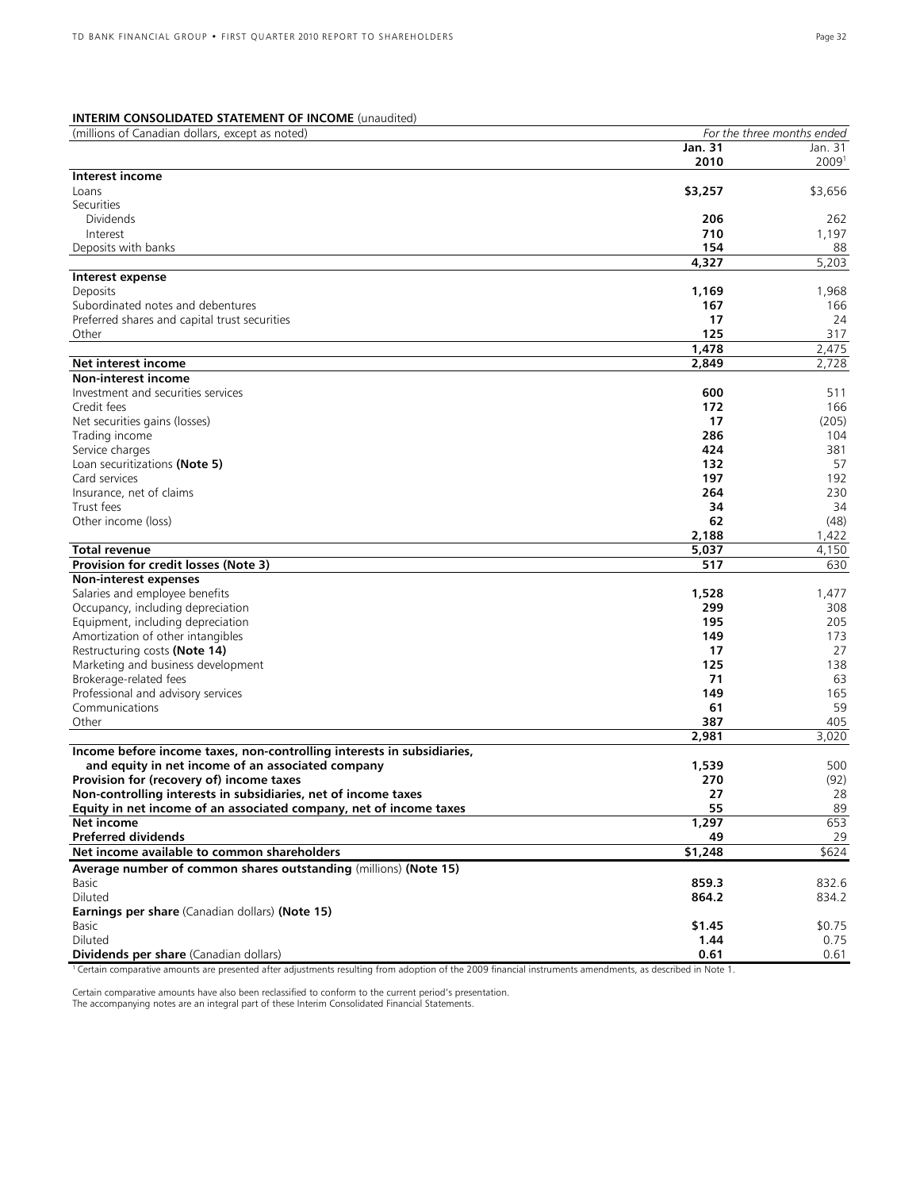**INTERIM CONSOLIDATED STATEMENT OF INCOME** (unaudited)

| (millions of Canadian dollars, except as noted) | *For the three months ended* | |
|---|---|---|
| | **Jan. 31 2010** | Jan. 31 2009[1] |
| **Interest income** | | |
| Loans | **$3,257** | $3,656 |
| Securities | | |
| Dividends | **206** | 262 |
| Interest | **710** | 1,197 |
| Deposits with banks | **154** | 88 |
| | **4,327** | 5,203 |
| **Interest expense** | | |
| Deposits | **1,169** | 1,968 |
| Subordinated notes and debentures | **167** | 166 |
| Preferred shares and capital trust securities | **17** | 24 |
| Other | **125** | 317 |
| | **1,478** | 2,475 |
| **Net interest income** | **2,849** | 2,728 |
| **Non-interest income** | | |
| Investment and securities services | **600** | 511 |
| Credit fees | **172** | 166 |
| Net securities gains (losses) | **17** | (205) |
| Trading income | **286** | 104 |
| Service charges | **424** | 381 |
| Loan securitizations **(Note 5)** | **132** | 57 |
| Card services | **197** | 192 |
| Insurance, net of claims | **264** | 230 |
| Trust fees | **34** | 34 |
| Other income (loss) | **62** | (48) |
| | **2,188** | 1,422 |
| **Total revenue** | **5,037** | 4,150 |
| **Provision for credit losses (Note 3)** | **517** | 630 |
| **Non-interest expenses** | | |
| Salaries and employee benefits | **1,528** | 1,477 |
| Occupancy, including depreciation | **299** | 308 |
| Equipment, including depreciation | **195** | 205 |
| Amortization of other intangibles | **149** | 173 |
| Restructuring costs **(Note 14)** | **17** | 27 |
| Marketing and business development | **125** | 138 |
| Brokerage-related fees | **71** | 63 |
| Professional and advisory services | **149** | 165 |
| Communications | **61** | 59 |
| Other | **387** | 405 |
| | **2,981** | 3,020 |
| **Income before income taxes, non-controlling interests in subsidiaries, and equity in net income of an associated company** | **1,539** | 500 |
| **Provision for (recovery of) income taxes** | **270** | (92) |
| **Non-controlling interests in subsidiaries, net of income taxes** | **27** | 28 |
| **Equity in net income of an associated company, net of income taxes** | **55** | 89 |
| **Net income** | **1,297** | 653 |
| **Preferred dividends** | **49** | 29 |
| **Net income available to common shareholders** | **$1,248** | $624 |
| **Average number of common shares outstanding** (millions) **(Note 15)** | | |
| Basic | **859.3** | 832.6 |
| Diluted | **864.2** | 834.2 |
| **Earnings per share** (Canadian dollars) **(Note 15)** | | |
| Basic | **$1.45** | $0.75 |
| Diluted | **1.44** | 0.75 |
| **Dividends per share** (Canadian dollars) | **0.61** | 0.61 |

[1] Certain comparative amounts are presented after adjustments resulting from adoption of the 2009 financial instruments amendments, as described in Note 1.

Certain comparative amounts have also been reclassified to conform to the current period's presentation.
The accompanying notes are an integral part of these Interim Consolidated Financial Statements.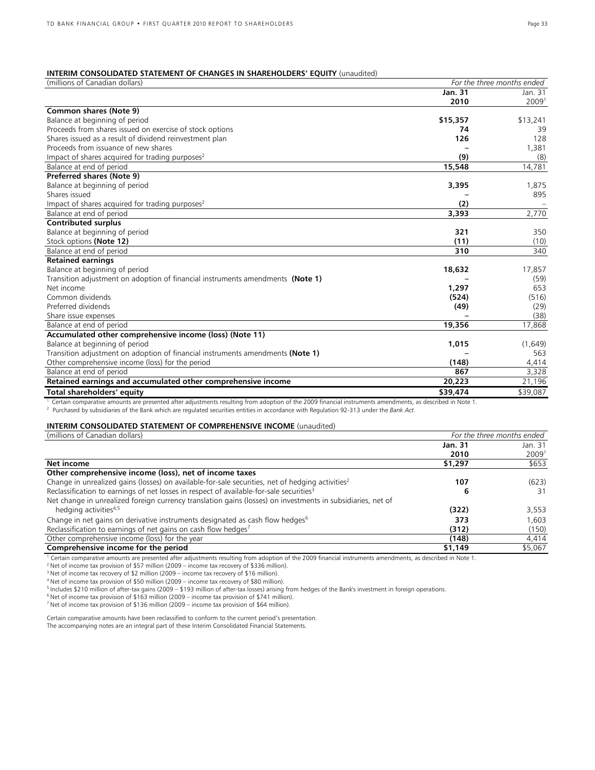**INTERIM CONSOLIDATED STATEMENT OF CHANGES IN SHAREHOLDERS' EQUITY** (unaudited)

| (millions of Canadian dollars) | *For the three months ended* | |
|---|---|---|
| | **Jan. 31 2010** | Jan. 31 2009[1] |
| **Common shares (Note 9)** | | |
| Balance at beginning of period | **$15,357** | $13,241 |
| Proceeds from shares issued on exercise of stock options | **74** | 39 |
| Shares issued as a result of dividend reinvestment plan | **126** | 128 |
| Proceeds from issuance of new shares | **–** | 1,381 |
| Impact of shares acquired for trading purposes[2] | **(9)** | (8) |
| Balance at end of period | **15,548** | 14,781 |
| **Preferred shares (Note 9)** | | |
| Balance at beginning of period | **3,395** | 1,875 |
| Shares issued | **–** | 895 |
| Impact of shares acquired for trading purposes[2] | **(2)** | – |
| Balance at end of period | **3,393** | 2,770 |
| **Contributed surplus** | | |
| Balance at beginning of period | **321** | 350 |
| Stock options **(Note 12)** | **(11)** | (10) |
| Balance at end of period | **310** | 340 |
| **Retained earnings** | | |
| Balance at beginning of period | **18,632** | 17,857 |
| Transition adjustment on adoption of financial instruments amendments **(Note 1)** | **–** | (59) |
| Net income | **1,297** | 653 |
| Common dividends | **(524)** | (516) |
| Preferred dividends | **(49)** | (29) |
| Share issue expenses | **–** | (38) |
| Balance at end of period | **19,356** | 17,868 |
| **Accumulated other comprehensive income (loss) (Note 11)** | | |
| Balance at beginning of period | **1,015** | (1,649) |
| Transition adjustment on adoption of financial instruments amendments **(Note 1)** | **–** | 563 |
| Other comprehensive income (loss) for the period | **(148)** | 4,414 |
| Balance at end of period | **867** | 3,328 |
| **Retained earnings and accumulated other comprehensive income** | **20,223** | 21,196 |
| **Total shareholders' equity** | **$39,474** | $39,087 |

[1] Certain comparative amounts are presented after adjustments resulting from adoption of the 2009 financial instruments amendments, as described in Note 1.
[2] Purchased by subsidiaries of the Bank which are regulated securities entities in accordance with Regulation 92-313 under the *Bank Act*.

**INTERIM CONSOLIDATED STATEMENT OF COMPREHENSIVE INCOME** (unaudited)

| (millions of Canadian dollars) | *For the three months ended* | |
|---|---|---|
| | **Jan. 31 2010** | Jan. 31 2009[1] |
| **Net income** | **$1,297** | $653 |
| **Other comprehensive income (loss), net of income taxes** | | |
| Change in unrealized gains (losses) on available-for-sale securities, net of hedging activities[2] | **107** | (623) |
| Reclassification to earnings of net losses in respect of available-for-sale securities[3] | **6** | 31 |
| Net change in unrealized foreign currency translation gains (losses) on investments in subsidiaries, net of hedging activities[4,5] | **(322)** | 3,553 |
| Change in net gains on derivative instruments designated as cash flow hedges[6] | **373** | 1,603 |
| Reclassification to earnings of net gains on cash flow hedges[7] | **(312)** | (150) |
| Other comprehensive income (loss) for the year | **(148)** | 4,414 |
| **Comprehensive income for the period** | **$1,149** | $5,067 |

[1] Certain comparative amounts are presented after adjustments resulting from adoption of the 2009 financial instruments amendments, as described in Note 1.
[2] Net of income tax provision of $57 million (2009 – income tax recovery of $336 million).
[3] Net of income tax recovery of $2 million (2009 – income tax recovery of $16 million).
[4] Net of income tax provision of $50 million (2009 – income tax recovery of $80 million).
[5] Includes $210 million of after-tax gains (2009 – $193 million of after-tax losses) arising from hedges of the Bank's investment in foreign operations.
[6] Net of income tax provision of $163 million (2009 – income tax provision of $741 million).
[7] Net of income tax provision of $136 million (2009 – income tax provision of $64 million).

Certain comparative amounts have been reclassified to conform to the current period's presentation.
The accompanying notes are an integral part of these Interim Consolidated Financial Statements.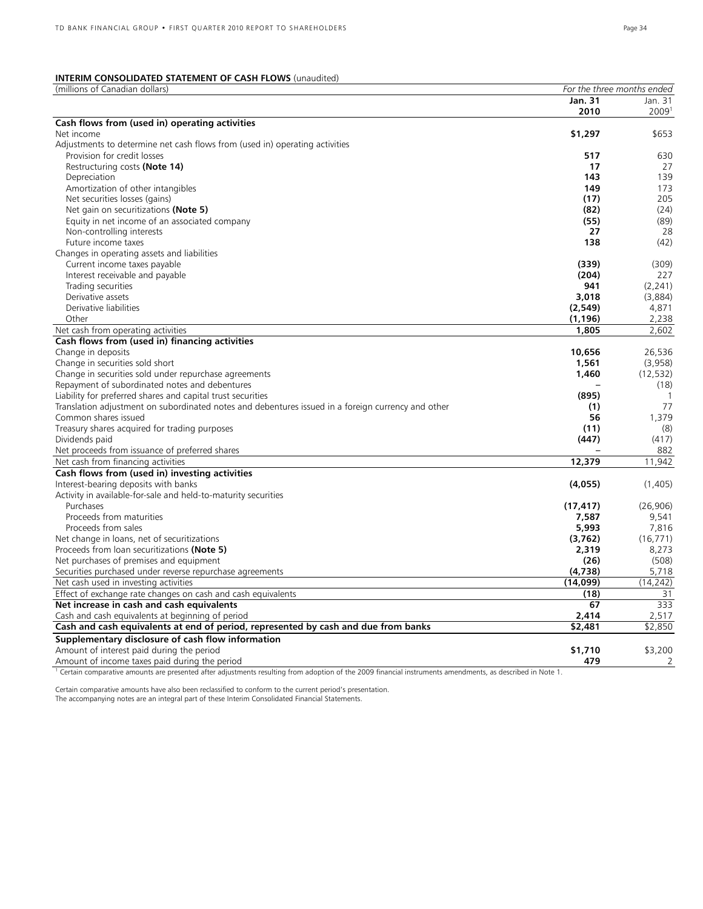## INTERIM CONSOLIDATED STATEMENT OF CASH FLOWS (unaudited)

| (millions of Canadian dollars) | *For the three months ended* | |
|---|---|---|
| | **Jan. 31 2010** | Jan. 31 2009[1] |
| **Cash flows from (used in) operating activities** | | |
| Net income | **$1,297** | $653 |
| Adjustments to determine net cash flows from (used in) operating activities | | |
| Provision for credit losses | **517** | 630 |
| Restructuring costs **(Note 14)** | **17** | 27 |
| Depreciation | **143** | 139 |
| Amortization of other intangibles | **149** | 173 |
| Net securities losses (gains) | **(17)** | 205 |
| Net gain on securitizations **(Note 5)** | **(82)** | (24) |
| Equity in net income of an associated company | **(55)** | (89) |
| Non-controlling interests | **27** | 28 |
| Future income taxes | **138** | (42) |
| Changes in operating assets and liabilities | | |
| Current income taxes payable | **(339)** | (309) |
| Interest receivable and payable | **(204)** | 227 |
| Trading securities | **941** | (2,241) |
| Derivative assets | **3,018** | (3,884) |
| Derivative liabilities | **(2,549)** | 4,871 |
| Other | **(1,196)** | 2,238 |
| Net cash from operating activities | **1,805** | 2,602 |
| **Cash flows from (used in) financing activities** | | |
| Change in deposits | **10,656** | 26,536 |
| Change in securities sold short | **1,561** | (3,958) |
| Change in securities sold under repurchase agreements | **1,460** | (12,532) |
| Repayment of subordinated notes and debentures | **–** | (18) |
| Liability for preferred shares and capital trust securities | **(895)** | 1 |
| Translation adjustment on subordinated notes and debentures issued in a foreign currency and other | **(1)** | 77 |
| Common shares issued | **56** | 1,379 |
| Treasury shares acquired for trading purposes | **(11)** | (8) |
| Dividends paid | **(447)** | (417) |
| Net proceeds from issuance of preferred shares | **–** | 882 |
| Net cash from financing activities | **12,379** | 11,942 |
| **Cash flows from (used in) investing activities** | | |
| Interest-bearing deposits with banks | **(4,055)** | (1,405) |
| Activity in available-for-sale and held-to-maturity securities | | |
| Purchases | **(17,417)** | (26,906) |
| Proceeds from maturities | **7,587** | 9,541 |
| Proceeds from sales | **5,993** | 7,816 |
| Net change in loans, net of securitizations | **(3,762)** | (16,771) |
| Proceeds from loan securitizations **(Note 5)** | **2,319** | 8,273 |
| Net purchases of premises and equipment | **(26)** | (508) |
| Securities purchased under reverse repurchase agreements | **(4,738)** | 5,718 |
| Net cash used in investing activities | **(14,099)** | (14,242) |
| Effect of exchange rate changes on cash and cash equivalents | **(18)** | 31 |
| **Net increase in cash and cash equivalents** | **67** | 333 |
| Cash and cash equivalents at beginning of period | **2,414** | 2,517 |
| **Cash and cash equivalents at end of period, represented by cash and due from banks** | **$2,481** | $2,850 |
| **Supplementary disclosure of cash flow information** | | |
| Amount of interest paid during the period | **$1,710** | $3,200 |
| Amount of income taxes paid during the period | **479** | 2 |

[1] Certain comparative amounts are presented after adjustments resulting from adoption of the 2009 financial instruments amendments, as described in Note 1.

Certain comparative amounts have also been reclassified to conform to the current period's presentation.
The accompanying notes are an integral part of these Interim Consolidated Financial Statements.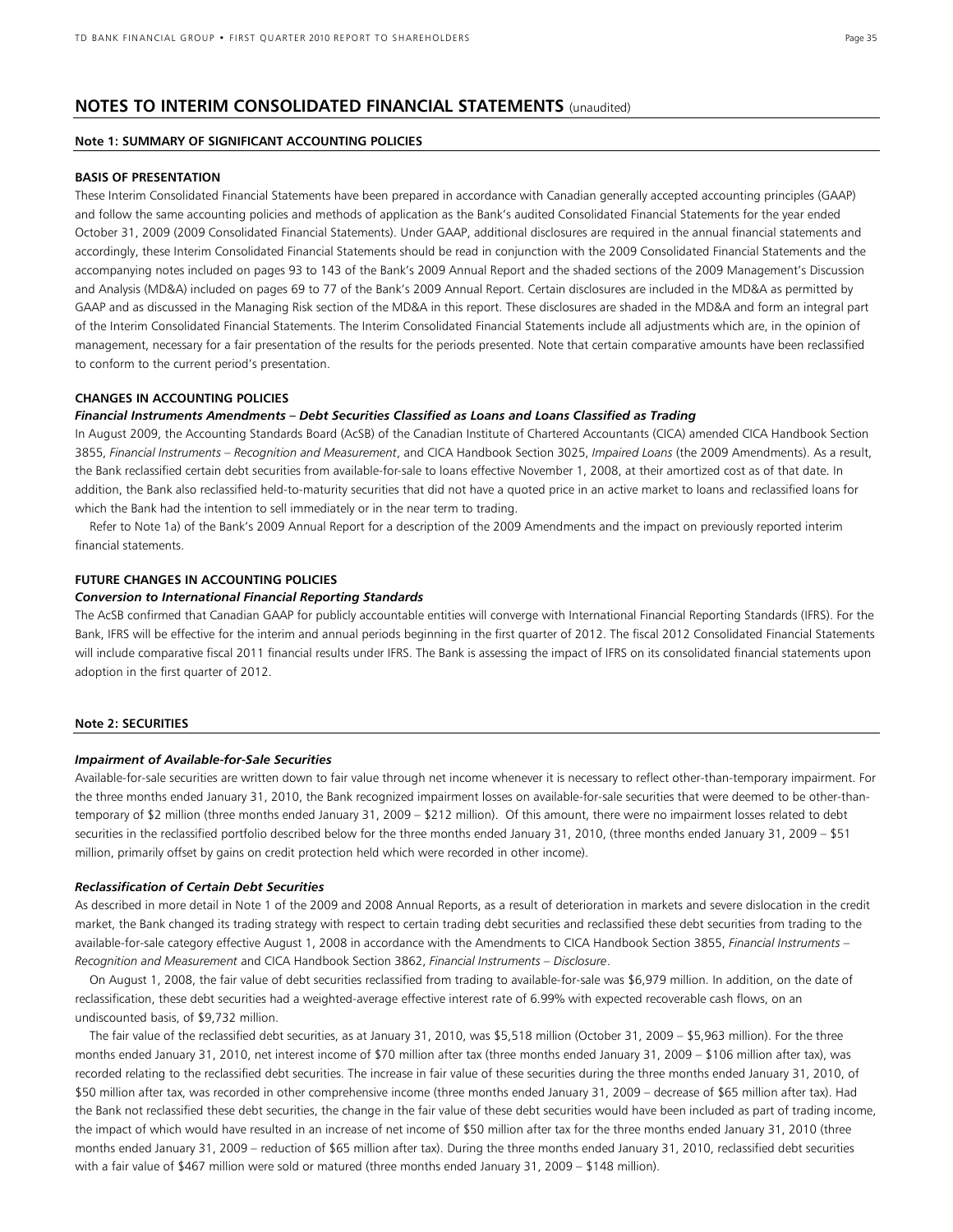# NOTES TO INTERIM CONSOLIDATED FINANCIAL STATEMENTS (unaudited)

## Note 1: SUMMARY OF SIGNIFICANT ACCOUNTING POLICIES

### BASIS OF PRESENTATION

These Interim Consolidated Financial Statements have been prepared in accordance with Canadian generally accepted accounting principles (GAAP) and follow the same accounting policies and methods of application as the Bank's audited Consolidated Financial Statements for the year ended October 31, 2009 (2009 Consolidated Financial Statements). Under GAAP, additional disclosures are required in the annual financial statements and accordingly, these Interim Consolidated Financial Statements should be read in conjunction with the 2009 Consolidated Financial Statements and the accompanying notes included on pages 93 to 143 of the Bank's 2009 Annual Report and the shaded sections of the 2009 Management's Discussion and Analysis (MD&A) included on pages 69 to 77 of the Bank's 2009 Annual Report. Certain disclosures are included in the MD&A as permitted by GAAP and as discussed in the Managing Risk section of the MD&A in this report. These disclosures are shaded in the MD&A and form an integral part of the Interim Consolidated Financial Statements. The Interim Consolidated Financial Statements include all adjustments which are, in the opinion of management, necessary for a fair presentation of the results for the periods presented. Note that certain comparative amounts have been reclassified to conform to the current period's presentation.

### CHANGES IN ACCOUNTING POLICIES

***Financial Instruments Amendments – Debt Securities Classified as Loans and Loans Classified as Trading***

In August 2009, the Accounting Standards Board (AcSB) of the Canadian Institute of Chartered Accountants (CICA) amended CICA Handbook Section 3855, *Financial Instruments – Recognition and Measurement*, and CICA Handbook Section 3025, *Impaired Loans* (the 2009 Amendments). As a result, the Bank reclassified certain debt securities from available-for-sale to loans effective November 1, 2008, at their amortized cost as of that date. In addition, the Bank also reclassified held-to-maturity securities that did not have a quoted price in an active market to loans and reclassified loans for which the Bank had the intention to sell immediately or in the near term to trading.

Refer to Note 1a) of the Bank's 2009 Annual Report for a description of the 2009 Amendments and the impact on previously reported interim financial statements.

### FUTURE CHANGES IN ACCOUNTING POLICIES

***Conversion to International Financial Reporting Standards***

The AcSB confirmed that Canadian GAAP for publicly accountable entities will converge with International Financial Reporting Standards (IFRS). For the Bank, IFRS will be effective for the interim and annual periods beginning in the first quarter of 2012. The fiscal 2012 Consolidated Financial Statements will include comparative fiscal 2011 financial results under IFRS. The Bank is assessing the impact of IFRS on its consolidated financial statements upon adoption in the first quarter of 2012.

## Note 2: SECURITIES

***Impairment of Available-for-Sale Securities***

Available-for-sale securities are written down to fair value through net income whenever it is necessary to reflect other-than-temporary impairment. For the three months ended January 31, 2010, the Bank recognized impairment losses on available-for-sale securities that were deemed to be other-than-temporary of $2 million (three months ended January 31, 2009 – $212 million). Of this amount, there were no impairment losses related to debt securities in the reclassified portfolio described below for the three months ended January 31, 2010, (three months ended January 31, 2009 – $51 million, primarily offset by gains on credit protection held which were recorded in other income).

***Reclassification of Certain Debt Securities***

As described in more detail in Note 1 of the 2009 and 2008 Annual Reports, as a result of deterioration in markets and severe dislocation in the credit market, the Bank changed its trading strategy with respect to certain trading debt securities and reclassified these debt securities from trading to the available-for-sale category effective August 1, 2008 in accordance with the Amendments to CICA Handbook Section 3855, *Financial Instruments – Recognition and Measurement* and CICA Handbook Section 3862, *Financial Instruments – Disclosure*.

On August 1, 2008, the fair value of debt securities reclassified from trading to available-for-sale was $6,979 million. In addition, on the date of reclassification, these debt securities had a weighted-average effective interest rate of 6.99% with expected recoverable cash flows, on an undiscounted basis, of $9,732 million.

The fair value of the reclassified debt securities, as at January 31, 2010, was $5,518 million (October 31, 2009 – $5,963 million). For the three months ended January 31, 2010, net interest income of $70 million after tax (three months ended January 31, 2009 – $106 million after tax), was recorded relating to the reclassified debt securities. The increase in fair value of these securities during the three months ended January 31, 2010, of $50 million after tax, was recorded in other comprehensive income (three months ended January 31, 2009 – decrease of $65 million after tax). Had the Bank not reclassified these debt securities, the change in the fair value of these debt securities would have been included as part of trading income, the impact of which would have resulted in an increase of net income of $50 million after tax for the three months ended January 31, 2010 (three months ended January 31, 2009 – reduction of $65 million after tax). During the three months ended January 31, 2010, reclassified debt securities with a fair value of $467 million were sold or matured (three months ended January 31, 2009 – $148 million).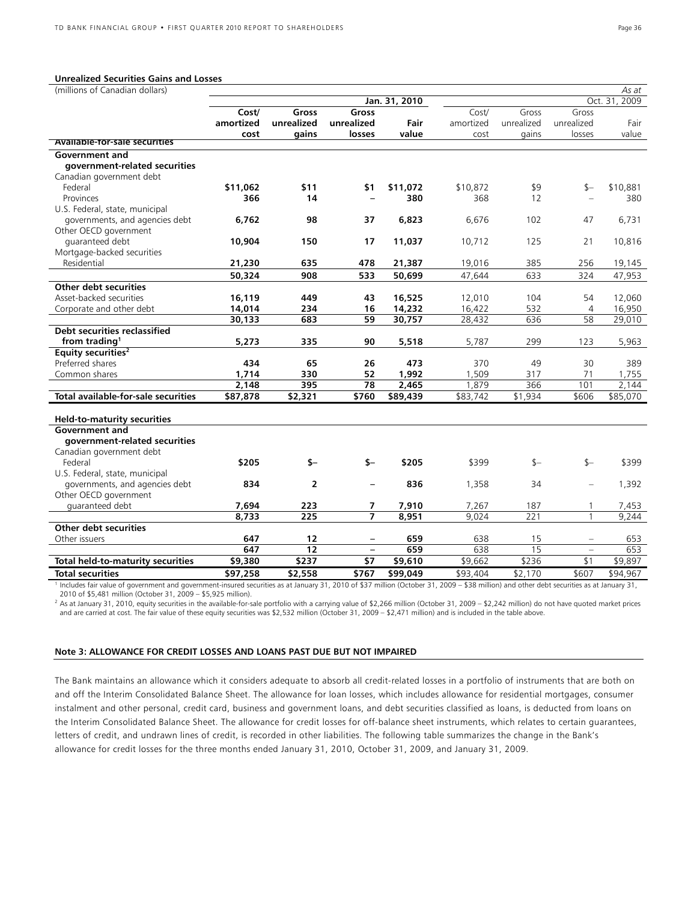**Unrealized Securities Gains and Losses**

| (millions of Canadian dollars) | | | | | | | | *As at* |
|---|---|---|---|---|---|---|---|---|
| | | | | **Jan. 31, 2010** | | | | Oct. 31, 2009 |
| | **Cost/ amortized cost** | **Gross unrealized gains** | **Gross unrealized losses** | **Fair value** | Cost/ amortized cost | Gross unrealized gains | Gross unrealized losses | Fair value |
| **Available-for-sale securities** | | | | | | | | |
| **Government and government-related securities** | | | | | | | | |
| Canadian government debt | | | | | | | | |
| Federal | **$11,062** | **$11** | **$1** | **$11,072** | $10,872 | $9 | $– | $10,881 |
| Provinces | **366** | **14** | **–** | **380** | 368 | 12 | – | 380 |
| U.S. Federal, state, municipal governments, and agencies debt | **6,762** | **98** | **37** | **6,823** | 6,676 | 102 | 47 | 6,731 |
| Other OECD government guaranteed debt | **10,904** | **150** | **17** | **11,037** | 10,712 | 125 | 21 | 10,816 |
| Mortgage-backed securities | | | | | | | | |
| Residential | **21,230** | **635** | **478** | **21,387** | 19,016 | 385 | 256 | 19,145 |
| | **50,324** | **908** | **533** | **50,699** | 47,644 | 633 | 324 | 47,953 |
| **Other debt securities** | | | | | | | | |
| Asset-backed securities | **16,119** | **449** | **43** | **16,525** | 12,010 | 104 | 54 | 12,060 |
| Corporate and other debt | **14,014** | **234** | **16** | **14,232** | 16,422 | 532 | 4 | 16,950 |
| | **30,133** | **683** | **59** | **30,757** | 28,432 | 636 | 58 | 29,010 |
| **Debt securities reclassified from trading[1]** | **5,273** | **335** | **90** | **5,518** | 5,787 | 299 | 123 | 5,963 |
| **Equity securities[2]** | | | | | | | | |
| Preferred shares | **434** | **65** | **26** | **473** | 370 | 49 | 30 | 389 |
| Common shares | **1,714** | **330** | **52** | **1,992** | 1,509 | 317 | 71 | 1,755 |
| | **2,148** | **395** | **78** | **2,465** | 1,879 | 366 | 101 | 2,144 |
| **Total available-for-sale securities** | **$87,878** | **$2,321** | **$760** | **$89,439** | $83,742 | $1,934 | $606 | $85,070 |
| **Held-to-maturity securities** | | | | | | | | |
| **Government and government-related securities** | | | | | | | | |
| Canadian government debt | | | | | | | | |
| Federal | **$205** | **$–** | **$–** | **$205** | $399 | $– | $– | $399 |
| U.S. Federal, state, municipal governments, and agencies debt | **834** | **2** | **–** | **836** | 1,358 | 34 | – | 1,392 |
| Other OECD government guaranteed debt | **7,694** | **223** | **7** | **7,910** | 7,267 | 187 | 1 | 7,453 |
| | **8,733** | **225** | **7** | **8,951** | 9,024 | 221 | 1 | 9,244 |
| **Other debt securities** | | | | | | | | |
| Other issuers | **647** | **12** | **–** | **659** | 638 | 15 | – | 653 |
| | **647** | **12** | **–** | **659** | 638 | 15 | – | 653 |
| **Total held-to-maturity securities** | **$9,380** | **$237** | **$7** | **$9,610** | $9,662 | $236 | $1 | $9,897 |
| **Total securities** | **$97,258** | **$2,558** | **$767** | **$99,049** | $93,404 | $2,170 | $607 | $94,967 |

[1] Includes fair value of government and government-insured securities as at January 31, 2010 of $37 million (October 31, 2009 – $38 million) and other debt securities as at January 31, 2010 of $5,481 million (October 31, 2009 – $5,925 million).

[2] As at January 31, 2010, equity securities in the available-for-sale portfolio with a carrying value of $2,266 million (October 31, 2009 – $2,242 million) do not have quoted market prices and are carried at cost. The fair value of these equity securities was $2,532 million (October 31, 2009 – $2,471 million) and is included in the table above.

## Note 3: ALLOWANCE FOR CREDIT LOSSES AND LOANS PAST DUE BUT NOT IMPAIRED

The Bank maintains an allowance which it considers adequate to absorb all credit-related losses in a portfolio of instruments that are both on and off the Interim Consolidated Balance Sheet. The allowance for loan losses, which includes allowance for residential mortgages, consumer instalment and other personal, credit card, business and government loans, and debt securities classified as loans, is deducted from loans on the Interim Consolidated Balance Sheet. The allowance for credit losses for off-balance sheet instruments, which relates to certain guarantees, letters of credit, and undrawn lines of credit, is recorded in other liabilities. The following table summarizes the change in the Bank's allowance for credit losses for the three months ended January 31, 2010, October 31, 2009, and January 31, 2009.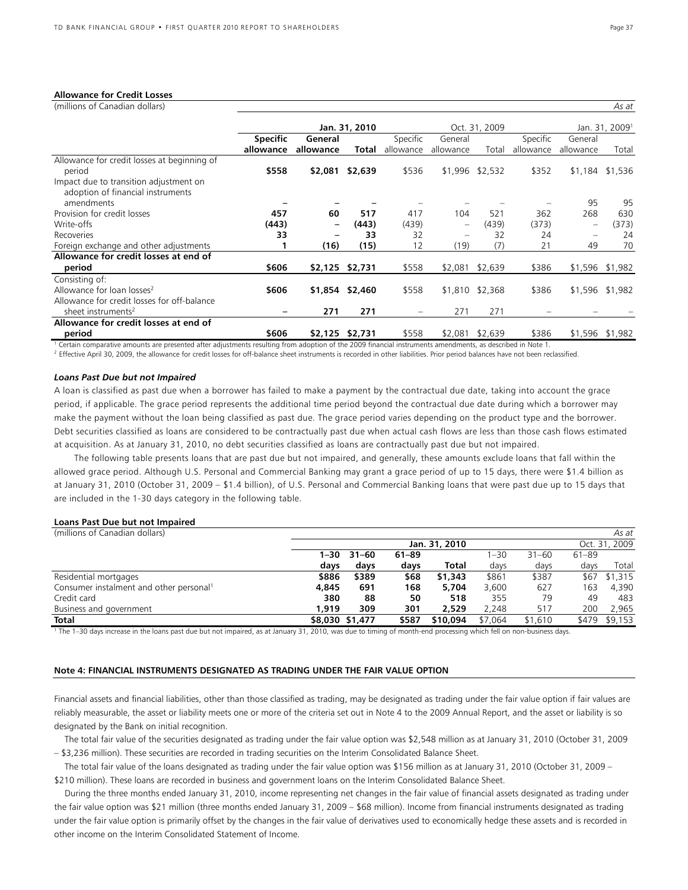**Allowance for Credit Losses**

| (millions of Canadian dollars) | | | | | | | | | As at |
|---|---|---|---|---|---|---|---|---|---|
| | | | **Jan. 31, 2010** | | | Oct. 31, 2009 | | | Jan. 31, 2009[1] |
| | **Specific allowance** | **General allowance** | **Total** | Specific allowance | General allowance | Total | Specific allowance | General allowance | Total |
| Allowance for credit losses at beginning of period | **$558** | **$2,081** | **$2,639** | $536 | $1,996 | $2,532 | $352 | $1,184 | $1,536 |
| Impact due to transition adjustment on adoption of financial instruments amendments | **–** | **–** | **–** | – | – | – | – | 95 | 95 |
| Provision for credit losses | **457** | **60** | **517** | 417 | 104 | 521 | 362 | 268 | 630 |
| Write-offs | **(443)** | **–** | **(443)** | (439) | – | (439) | (373) | – | (373) |
| Recoveries | **33** | **–** | **33** | 32 | – | 32 | 24 | – | 24 |
| Foreign exchange and other adjustments | **1** | **(16)** | **(15)** | 12 | (19) | (7) | 21 | 49 | 70 |
| **Allowance for credit losses at end of period** | **$606** | **$2,125** | **$2,731** | $558 | $2,081 | $2,639 | $386 | $1,596 | $1,982 |
| Consisting of: | | | | | | | | | |
| Allowance for loan losses[2] | **$606** | **$1,854** | **$2,460** | $558 | $1,810 | $2,368 | $386 | $1,596 | $1,982 |
| Allowance for credit losses for off-balance sheet instruments[2] | **–** | **271** | **271** | – | 271 | 271 | – | – | – |
| **Allowance for credit losses at end of period** | **$606** | **$2,125** | **$2,731** | $558 | $2,081 | $2,639 | $386 | $1,596 | $1,982 |

[1] Certain comparative amounts are presented after adjustments resulting from adoption of the 2009 financial instruments amendments, as described in Note 1.
[2] Effective April 30, 2009, the allowance for credit losses for off-balance sheet instruments is recorded in other liabilities. Prior period balances have not been reclassified.

***Loans Past Due but not Impaired***

A loan is classified as past due when a borrower has failed to make a payment by the contractual due date, taking into account the grace period, if applicable. The grace period represents the additional time period beyond the contractual due date during which a borrower may make the payment without the loan being classified as past due. The grace period varies depending on the product type and the borrower. Debt securities classified as loans are considered to be contractually past due when actual cash flows are less than those cash flows estimated at acquisition. As at January 31, 2010, no debt securities classified as loans are contractually past due but not impaired.

The following table presents loans that are past due but not impaired, and generally, these amounts exclude loans that fall within the allowed grace period. Although U.S. Personal and Commercial Banking may grant a grace period of up to 15 days, there were $1.4 billion as at January 31, 2010 (October 31, 2009 – $1.4 billion), of U.S. Personal and Commercial Banking loans that were past due up to 15 days that are included in the 1-30 days category in the following table.

**Loans Past Due but not Impaired**

| (millions of Canadian dollars) | | | | | | | | As at |
|---|---|---|---|---|---|---|---|---|
| | | | | **Jan. 31, 2010** | | | | Oct. 31, 2009 |
| | **1–30 days** | **31–60 days** | **61–89 days** | **Total** | 1–30 days | 31–60 days | 61–89 days | Total |
| Residential mortgages | **$886** | **$389** | **$68** | **$1,343** | $861 | $387 | $67 | $1,315 |
| Consumer instalment and other personal[1] | **4,845** | **691** | **168** | **5,704** | 3,600 | 627 | 163 | 4,390 |
| Credit card | **380** | **88** | **50** | **518** | 355 | 79 | 49 | 483 |
| Business and government | **1,919** | **309** | **301** | **2,529** | 2,248 | 517 | 200 | 2,965 |
| **Total** | **$8,030** | **$1,477** | **$587** | **$10,094** | $7,064 | $1,610 | $479 | $9,153 |

[1] The 1–30 days increase in the loans past due but not impaired, as at January 31, 2010, was due to timing of month-end processing which fell on non-business days.

**Note 4: FINANCIAL INSTRUMENTS DESIGNATED AS TRADING UNDER THE FAIR VALUE OPTION**

Financial assets and financial liabilities, other than those classified as trading, may be designated as trading under the fair value option if fair values are reliably measurable, the asset or liability meets one or more of the criteria set out in Note 4 to the 2009 Annual Report, and the asset or liability is so designated by the Bank on initial recognition.

The total fair value of the securities designated as trading under the fair value option was $2,548 million as at January 31, 2010 (October 31, 2009 – $3,236 million). These securities are recorded in trading securities on the Interim Consolidated Balance Sheet.

The total fair value of the loans designated as trading under the fair value option was $156 million as at January 31, 2010 (October 31, 2009 – $210 million). These loans are recorded in business and government loans on the Interim Consolidated Balance Sheet.

During the three months ended January 31, 2010, income representing net changes in the fair value of financial assets designated as trading under the fair value option was $21 million (three months ended January 31, 2009 – $68 million). Income from financial instruments designated as trading under the fair value option is primarily offset by the changes in the fair value of derivatives used to economically hedge these assets and is recorded in other income on the Interim Consolidated Statement of Income.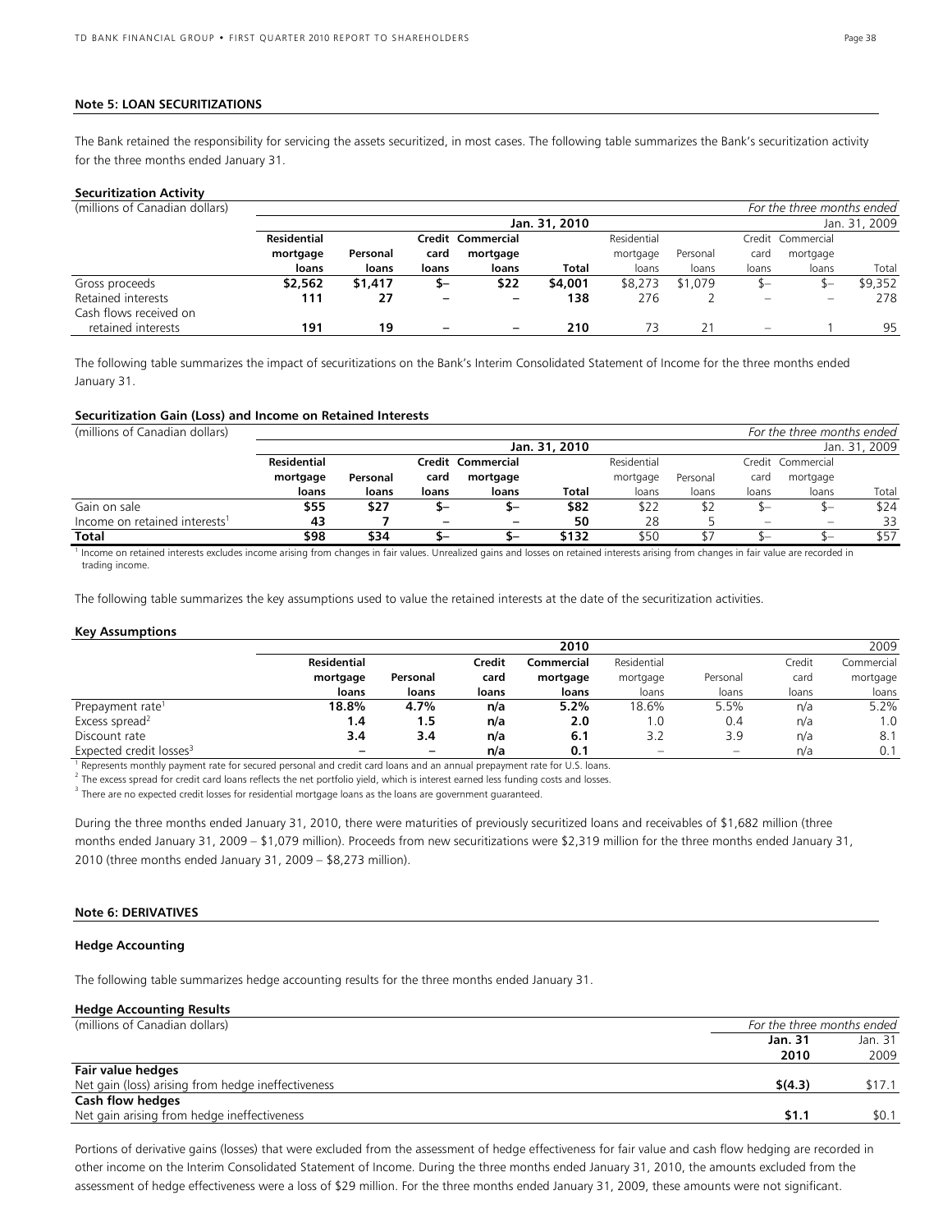## Note 5: LOAN SECURITIZATIONS

The Bank retained the responsibility for servicing the assets securitized, in most cases. The following table summarizes the Bank's securitization activity for the three months ended January 31.

**Securitization Activity**

| (millions of Canadian dollars) | | | | | | | | | | *For the three months ended* |
|---|---|---|---|---|---|---|---|---|---|---|
| | | | | | **Jan. 31, 2010** | | | | | Jan. 31, 2009 |
| | **Residential mortgage loans** | **Personal loans** | **Credit card loans** | **Commercial mortgage loans** | **Total** | Residential mortgage loans | Personal loans | Credit card loans | Commercial mortgage loans | Total |
| Gross proceeds | **$2,562** | **$1,417** | **$–** | **$22** | **$4,001** | $8,273 | $1,079 | $– | $– | $9,352 |
| Retained interests | **111** | **27** | **–** | **–** | **138** | 276 | 2 | – | – | 278 |
| Cash flows received on retained interests | **191** | **19** | **–** | **–** | **210** | 73 | 21 | – | 1 | 95 |

The following table summarizes the impact of securitizations on the Bank's Interim Consolidated Statement of Income for the three months ended January 31.

**Securitization Gain (Loss) and Income on Retained Interests**

| (millions of Canadian dollars) | | | | | | | | | | *For the three months ended* |
|---|---|---|---|---|---|---|---|---|---|---|
| | | | | | **Jan. 31, 2010** | | | | | Jan. 31, 2009 |
| | **Residential mortgage loans** | **Personal loans** | **Credit card loans** | **Commercial mortgage loans** | **Total** | Residential mortgage loans | Personal loans | Credit card loans | Commercial mortgage loans | Total |
| Gain on sale | **$55** | **$27** | **$–** | **$–** | **$82** | $22 | $2 | $– | $– | $24 |
| Income on retained interests[1] | **43** | **7** | **–** | **–** | **50** | 28 | 5 | – | – | 33 |
| **Total** | **$98** | **$34** | **$–** | **$–** | **$132** | $50 | $7 | $– | $– | $57 |

[1] Income on retained interests excludes income arising from changes in fair values. Unrealized gains and losses on retained interests arising from changes in fair value are recorded in trading income.

The following table summarizes the key assumptions used to value the retained interests at the date of the securitization activities.

**Key Assumptions**

| | | | | **2010** | | | | 2009 |
|---|---|---|---|---|---|---|---|---|
| | **Residential mortgage loans** | **Personal loans** | **Credit card loans** | **Commercial mortgage loans** | Residential mortgage loans | Personal loans | Credit card loans | Commercial mortgage loans |
| Prepayment rate[1] | **18.8%** | **4.7%** | **n/a** | **5.2%** | 18.6% | 5.5% | n/a | 5.2% |
| Excess spread[2] | **1.4** | **1.5** | **n/a** | **2.0** | 1.0 | 0.4 | n/a | 1.0 |
| Discount rate | **3.4** | **3.4** | **n/a** | **6.1** | 3.2 | 3.9 | n/a | 8.1 |
| Expected credit losses[3] | **–** | **–** | **n/a** | **0.1** | – | – | n/a | 0.1 |

[1] Represents monthly payment rate for secured personal and credit card loans and an annual prepayment rate for U.S. loans.
[2] The excess spread for credit card loans reflects the net portfolio yield, which is interest earned less funding costs and losses.
[3] There are no expected credit losses for residential mortgage loans as the loans are government guaranteed.

During the three months ended January 31, 2010, there were maturities of previously securitized loans and receivables of $1,682 million (three months ended January 31, 2009 – $1,079 million). Proceeds from new securitizations were $2,319 million for the three months ended January 31, 2010 (three months ended January 31, 2009 – $8,273 million).

## Note 6: DERIVATIVES

### Hedge Accounting

The following table summarizes hedge accounting results for the three months ended January 31.

**Hedge Accounting Results**

| (millions of Canadian dollars) | *For the three months ended* | |
|---|---|---|
| | **Jan. 31 2010** | Jan. 31 2009 |
| **Fair value hedges** | | |
| Net gain (loss) arising from hedge ineffectiveness | **$(4.3)** | $17.1 |
| **Cash flow hedges** | | |
| Net gain arising from hedge ineffectiveness | **$1.1** | $0.1 |

Portions of derivative gains (losses) that were excluded from the assessment of hedge effectiveness for fair value and cash flow hedging are recorded in other income on the Interim Consolidated Statement of Income. During the three months ended January 31, 2010, the amounts excluded from the assessment of hedge effectiveness were a loss of $29 million. For the three months ended January 31, 2009, these amounts were not significant.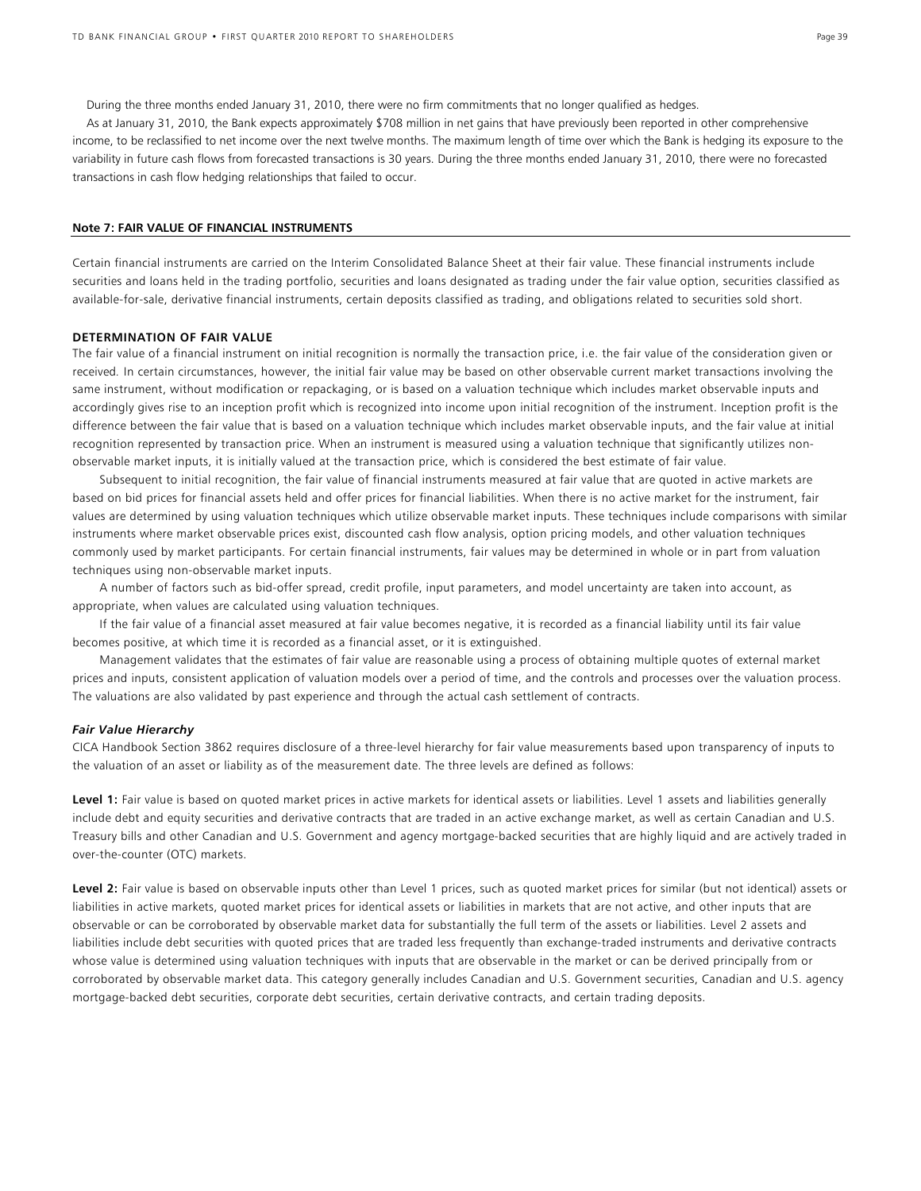During the three months ended January 31, 2010, there were no firm commitments that no longer qualified as hedges.

As at January 31, 2010, the Bank expects approximately $708 million in net gains that have previously been reported in other comprehensive income, to be reclassified to net income over the next twelve months. The maximum length of time over which the Bank is hedging its exposure to the variability in future cash flows from forecasted transactions is 30 years. During the three months ended January 31, 2010, there were no forecasted transactions in cash flow hedging relationships that failed to occur.

## Note 7: FAIR VALUE OF FINANCIAL INSTRUMENTS

Certain financial instruments are carried on the Interim Consolidated Balance Sheet at their fair value. These financial instruments include securities and loans held in the trading portfolio, securities and loans designated as trading under the fair value option, securities classified as available-for-sale, derivative financial instruments, certain deposits classified as trading, and obligations related to securities sold short.

### DETERMINATION OF FAIR VALUE

The fair value of a financial instrument on initial recognition is normally the transaction price, i.e. the fair value of the consideration given or received. In certain circumstances, however, the initial fair value may be based on other observable current market transactions involving the same instrument, without modification or repackaging, or is based on a valuation technique which includes market observable inputs and accordingly gives rise to an inception profit which is recognized into income upon initial recognition of the instrument. Inception profit is the difference between the fair value that is based on a valuation technique which includes market observable inputs, and the fair value at initial recognition represented by transaction price. When an instrument is measured using a valuation technique that significantly utilizes non-observable market inputs, it is initially valued at the transaction price, which is considered the best estimate of fair value.

Subsequent to initial recognition, the fair value of financial instruments measured at fair value that are quoted in active markets are based on bid prices for financial assets held and offer prices for financial liabilities. When there is no active market for the instrument, fair values are determined by using valuation techniques which utilize observable market inputs. These techniques include comparisons with similar instruments where market observable prices exist, discounted cash flow analysis, option pricing models, and other valuation techniques commonly used by market participants. For certain financial instruments, fair values may be determined in whole or in part from valuation techniques using non-observable market inputs.

A number of factors such as bid-offer spread, credit profile, input parameters, and model uncertainty are taken into account, as appropriate, when values are calculated using valuation techniques.

If the fair value of a financial asset measured at fair value becomes negative, it is recorded as a financial liability until its fair value becomes positive, at which time it is recorded as a financial asset, or it is extinguished.

Management validates that the estimates of fair value are reasonable using a process of obtaining multiple quotes of external market prices and inputs, consistent application of valuation models over a period of time, and the controls and processes over the valuation process. The valuations are also validated by past experience and through the actual cash settlement of contracts.

#### *Fair Value Hierarchy*

CICA Handbook Section 3862 requires disclosure of a three-level hierarchy for fair value measurements based upon transparency of inputs to the valuation of an asset or liability as of the measurement date. The three levels are defined as follows:

**Level 1:** Fair value is based on quoted market prices in active markets for identical assets or liabilities. Level 1 assets and liabilities generally include debt and equity securities and derivative contracts that are traded in an active exchange market, as well as certain Canadian and U.S. Treasury bills and other Canadian and U.S. Government and agency mortgage-backed securities that are highly liquid and are actively traded in over-the-counter (OTC) markets.

**Level 2:** Fair value is based on observable inputs other than Level 1 prices, such as quoted market prices for similar (but not identical) assets or liabilities in active markets, quoted market prices for identical assets or liabilities in markets that are not active, and other inputs that are observable or can be corroborated by observable market data for substantially the full term of the assets or liabilities. Level 2 assets and liabilities include debt securities with quoted prices that are traded less frequently than exchange-traded instruments and derivative contracts whose value is determined using valuation techniques with inputs that are observable in the market or can be derived principally from or corroborated by observable market data. This category generally includes Canadian and U.S. Government securities, Canadian and U.S. agency mortgage-backed debt securities, corporate debt securities, certain derivative contracts, and certain trading deposits.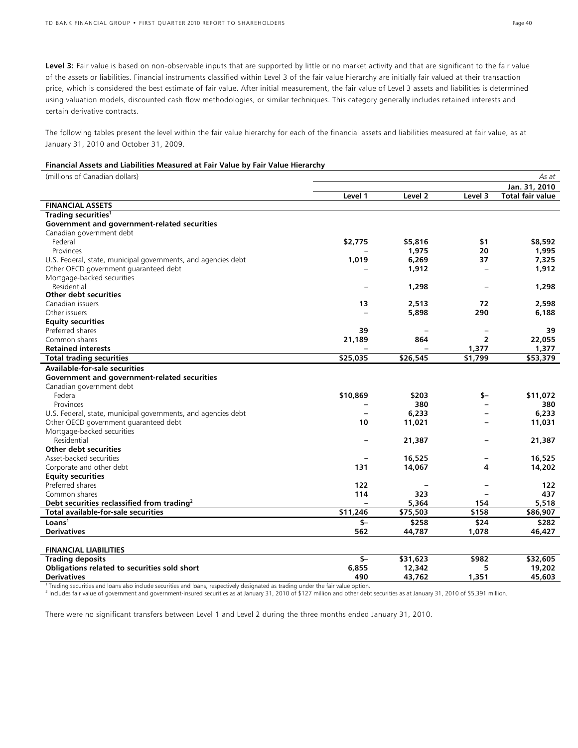**Level 3:** Fair value is based on non-observable inputs that are supported by little or no market activity and that are significant to the fair value of the assets or liabilities. Financial instruments classified within Level 3 of the fair value hierarchy are initially fair valued at their transaction price, which is considered the best estimate of fair value. After initial measurement, the fair value of Level 3 assets and liabilities is determined using valuation models, discounted cash flow methodologies, or similar techniques. This category generally includes retained interests and certain derivative contracts.

The following tables present the level within the fair value hierarchy for each of the financial assets and liabilities measured at fair value, as at January 31, 2010 and October 31, 2009.

**Financial Assets and Liabilities Measured at Fair Value by Fair Value Hierarchy**

| (millions of Canadian dollars) | | | | *As at* |
|---|---|---|---|---|
| | | | | **Jan. 31, 2010** |
| | **Level 1** | **Level 2** | **Level 3** | **Total fair value** |
| **FINANCIAL ASSETS** | | | | |
| **Trading securities**[1] | | | | |
| **Government and government-related securities** | | | | |
| Canadian government debt | | | | |
| Federal | **$2,775** | **$5,816** | **$1** | **$8,592** |
| Provinces | – | **1,975** | **20** | **1,995** |
| U.S. Federal, state, municipal governments, and agencies debt | **1,019** | **6,269** | **37** | **7,325** |
| Other OECD government guaranteed debt | – | **1,912** | – | **1,912** |
| Mortgage-backed securities | | | | |
| Residential | – | **1,298** | – | **1,298** |
| **Other debt securities** | | | | |
| Canadian issuers | **13** | **2,513** | **72** | **2,598** |
| Other issuers | – | **5,898** | **290** | **6,188** |
| **Equity securities** | | | | |
| Preferred shares | **39** | – | – | **39** |
| Common shares | **21,189** | **864** | **2** | **22,055** |
| **Retained interests** | – | – | **1,377** | **1,377** |
| **Total trading securities** | **$25,035** | **$26,545** | **$1,799** | **$53,379** |
| **Available-for-sale securities** | | | | |
| **Government and government-related securities** | | | | |
| Canadian government debt | | | | |
| Federal | **$10,869** | **$203** | **$–** | **$11,072** |
| Provinces | – | **380** | – | **380** |
| U.S. Federal, state, municipal governments, and agencies debt | – | **6,233** | – | **6,233** |
| Other OECD government guaranteed debt | **10** | **11,021** | – | **11,031** |
| Mortgage-backed securities | | | | |
| Residential | – | **21,387** | – | **21,387** |
| **Other debt securities** | | | | |
| Asset-backed securities | – | **16,525** | – | **16,525** |
| Corporate and other debt | **131** | **14,067** | **4** | **14,202** |
| **Equity securities** | | | | |
| Preferred shares | **122** | – | – | **122** |
| Common shares | **114** | **323** | – | **437** |
| **Debt securities reclassified from trading**[2] | – | **5,364** | **154** | **5,518** |
| **Total available-for-sale securities** | **$11,246** | **$75,503** | **$158** | **$86,907** |
| **Loans**[1] | **$–** | **$258** | **$24** | **$282** |
| **Derivatives** | **562** | **44,787** | **1,078** | **46,427** |
| **FINANCIAL LIABILITIES** | | | | |
| **Trading deposits** | **$–** | **$31,623** | **$982** | **$32,605** |
| **Obligations related to securities sold short** | **6,855** | **12,342** | **5** | **19,202** |
| **Derivatives** | **490** | **43,762** | **1,351** | **45,603** |

[1] Trading securities and loans also include securities and loans, respectively designated as trading under the fair value option.
[2] Includes fair value of government and government-insured securities as at January 31, 2010 of $127 million and other debt securities as at January 31, 2010 of $5,391 million.

There were no significant transfers between Level 1 and Level 2 during the three months ended January 31, 2010.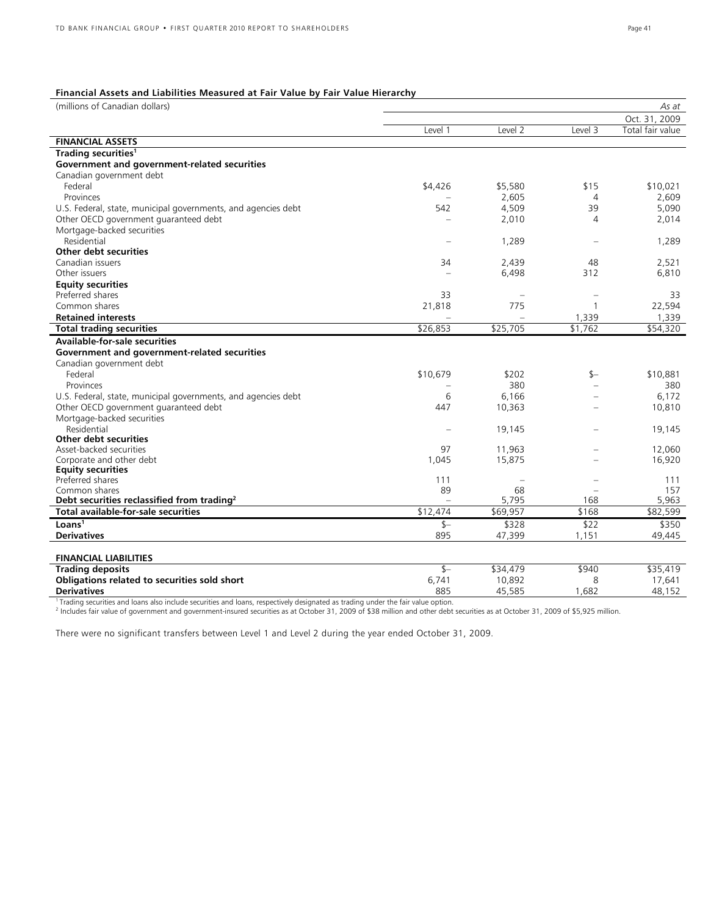**Financial Assets and Liabilities Measured at Fair Value by Fair Value Hierarchy**

| (millions of Canadian dollars) | | | | *As at* |
|---|---|---|---|---|
| | | | | Oct. 31, 2009 |
| | Level 1 | Level 2 | Level 3 | Total fair value |
| **FINANCIAL ASSETS** | | | | |
| **Trading securities[1]** | | | | |
| **Government and government-related securities** | | | | |
| Canadian government debt | | | | |
| Federal | $4,426 | $5,580 | $15 | $10,021 |
| Provinces | – | 2,605 | 4 | 2,609 |
| U.S. Federal, state, municipal governments, and agencies debt | 542 | 4,509 | 39 | 5,090 |
| Other OECD government guaranteed debt | – | 2,010 | 4 | 2,014 |
| Mortgage-backed securities | | | | |
| Residential | – | 1,289 | – | 1,289 |
| **Other debt securities** | | | | |
| Canadian issuers | 34 | 2,439 | 48 | 2,521 |
| Other issuers | – | 6,498 | 312 | 6,810 |
| **Equity securities** | | | | |
| Preferred shares | 33 | – | – | 33 |
| Common shares | 21,818 | 775 | 1 | 22,594 |
| **Retained interests** | – | – | 1,339 | 1,339 |
| **Total trading securities** | $26,853 | $25,705 | $1,762 | $54,320 |
| **Available-for-sale securities** | | | | |
| **Government and government-related securities** | | | | |
| Canadian government debt | | | | |
| Federal | $10,679 | $202 | $– | $10,881 |
| Provinces | – | 380 | – | 380 |
| U.S. Federal, state, municipal governments, and agencies debt | 6 | 6,166 | – | 6,172 |
| Other OECD government guaranteed debt | 447 | 10,363 | – | 10,810 |
| Mortgage-backed securities | | | | |
| Residential | – | 19,145 | – | 19,145 |
| **Other debt securities** | | | | |
| Asset-backed securities | 97 | 11,963 | – | 12,060 |
| Corporate and other debt | 1,045 | 15,875 | – | 16,920 |
| **Equity securities** | | | | |
| Preferred shares | 111 | – | – | 111 |
| Common shares | 89 | 68 | – | 157 |
| **Debt securities reclassified from trading[2]** | – | 5,795 | 168 | 5,963 |
| **Total available-for-sale securities** | $12,474 | $69,957 | $168 | $82,599 |
| **Loans[1]** | $– | $328 | $22 | $350 |
| **Derivatives** | 895 | 47,399 | 1,151 | 49,445 |
| | | | | |
| **FINANCIAL LIABILITIES** | | | | |
| **Trading deposits** | $– | $34,479 | $940 | $35,419 |
| **Obligations related to securities sold short** | 6,741 | 10,892 | 8 | 17,641 |
| **Derivatives** | 885 | 45,585 | 1,682 | 48,152 |

[1] Trading securities and loans also include securities and loans, respectively designated as trading under the fair value option.

[2] Includes fair value of government and government-insured securities as at October 31, 2009 of $38 million and other debt securities as at October 31, 2009 of $5,925 million.

There were no significant transfers between Level 1 and Level 2 during the year ended October 31, 2009.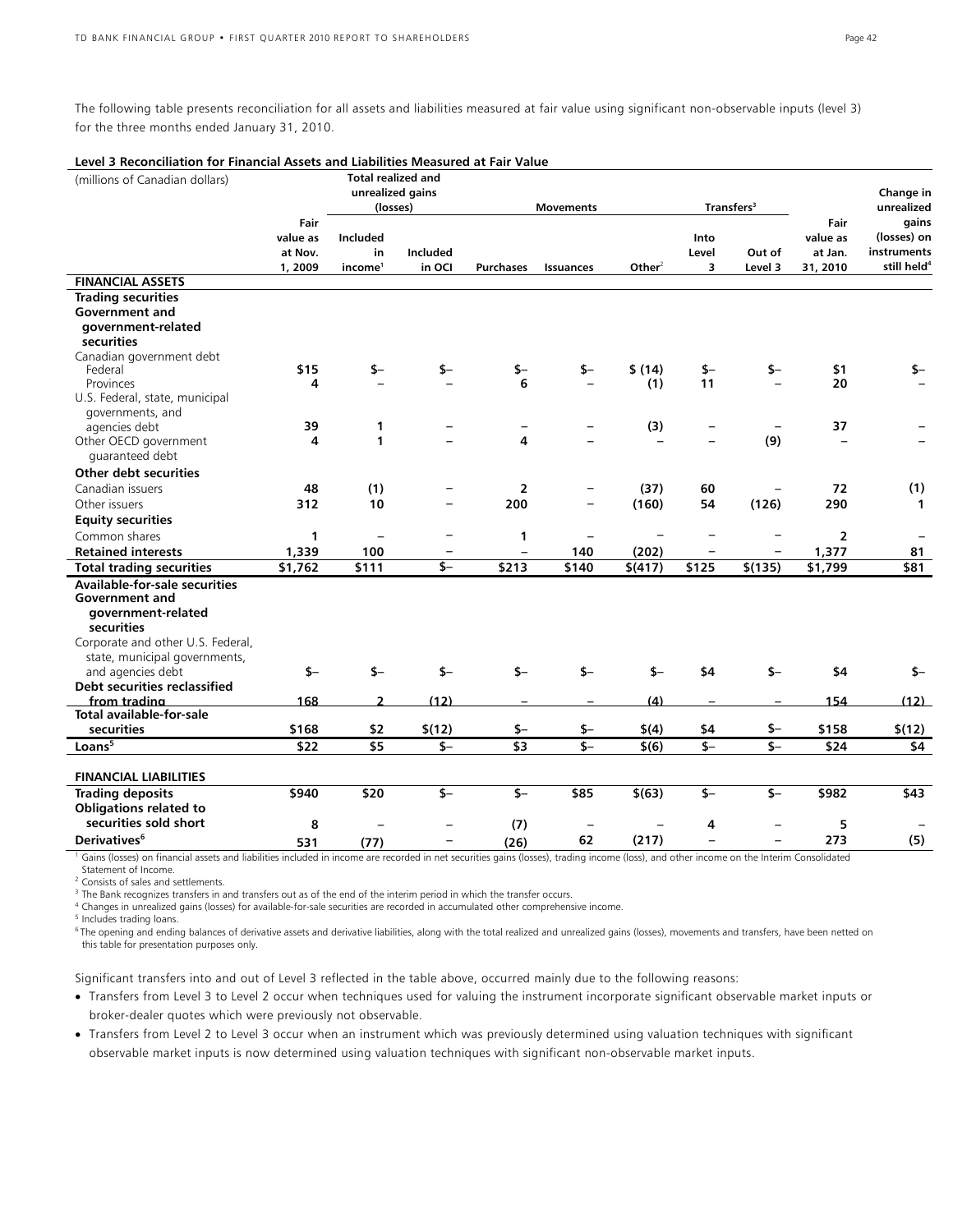The following table presents reconciliation for all assets and liabilities measured at fair value using significant non-observable inputs (level 3) for the three months ended January 31, 2010.

**Level 3 Reconciliation for Financial Assets and Liabilities Measured at Fair Value**

| (millions of Canadian dollars) | | Total realized and unrealized gains (losses) | | Movements | | | Transfers[3] | | | Change in unrealized gains |
|---|---|---|---|---|---|---|---|---|---|---|
| | Fair value as at Nov. 1, 2009 | Included in income[1] | Included in OCI | Purchases | Issuances | Other[2] | Into Level 3 | Out of Level 3 | Fair value as at Jan. 31, 2010 | (losses) on instruments still held[4] |
| **FINANCIAL ASSETS** | | | | | | | | | | |
| **Trading securities** | | | | | | | | | | |
| **Government and government-related securities** | | | | | | | | | | |
| Canadian government debt | | | | | | | | | | |
| Federal | $15 | $– | $– | $– | $– | $ (14) | $– | $– | $1 | $– |
| Provinces | 4 | – | – | 6 | – | (1) | 11 | – | 20 | – |
| U.S. Federal, state, municipal governments, and agencies debt | 39 | 1 | – | – | – | (3) | – | – | 37 | – |
| Other OECD government guaranteed debt | 4 | 1 | – | 4 | – | – | – | (9) | – | – |
| **Other debt securities** | | | | | | | | | | |
| Canadian issuers | 48 | (1) | – | 2 | – | (37) | 60 | – | 72 | (1) |
| Other issuers | 312 | 10 | – | 200 | – | (160) | 54 | (126) | 290 | 1 |
| **Equity securities** | | | | | | | | | | |
| Common shares | 1 | – | – | 1 | – | – | – | – | 2 | – |
| **Retained interests** | 1,339 | 100 | – | – | 140 | (202) | – | – | 1,377 | 81 |
| **Total trading securities** | $1,762 | $111 | $– | $213 | $140 | $(417) | $125 | $(135) | $1,799 | $81 |
| **Available-for-sale securities** | | | | | | | | | | |
| **Government and government-related securities** | | | | | | | | | | |
| Corporate and other U.S. Federal, state, municipal governments, and agencies debt | $– | $– | $– | $– | $– | $– | $4 | $– | $4 | $– |
| **Debt securities reclassified from trading** | 168 | 2 | (12) | – | – | (4) | – | – | 154 | (12) |
| **Total available-for-sale securities** | $168 | $2 | $(12) | $– | $– | $(4) | $4 | $– | $158 | $(12) |
| **Loans[5]** | $22 | $5 | $– | $3 | $– | $(6) | $– | $– | $24 | $4 |
| **FINANCIAL LIABILITIES** | | | | | | | | | | |
| **Trading deposits** | $940 | $20 | $– | $– | $85 | $(63) | $– | $– | $982 | $43 |
| **Obligations related to securities sold short** | 8 | – | – | (7) | – | – | 4 | – | 5 | – |
| **Derivatives[6]** | 531 | (77) | – | (26) | 62 | (217) | – | – | 273 | (5) |

[1] Gains (losses) on financial assets and liabilities included in income are recorded in net securities gains (losses), trading income (loss), and other income on the Interim Consolidated Statement of Income.

[2] Consists of sales and settlements.

[3] The Bank recognizes transfers in and transfers out as of the end of the interim period in which the transfer occurs.

[4] Changes in unrealized gains (losses) for available-for-sale securities are recorded in accumulated other comprehensive income.

[5] Includes trading loans.

[6] The opening and ending balances of derivative assets and derivative liabilities, along with the total realized and unrealized gains (losses), movements and transfers, have been netted on this table for presentation purposes only.

Significant transfers into and out of Level 3 reflected in the table above, occurred mainly due to the following reasons:

- Transfers from Level 3 to Level 2 occur when techniques used for valuing the instrument incorporate significant observable market inputs or broker-dealer quotes which were previously not observable.
- Transfers from Level 2 to Level 3 occur when an instrument which was previously determined using valuation techniques with significant observable market inputs is now determined using valuation techniques with significant non-observable market inputs.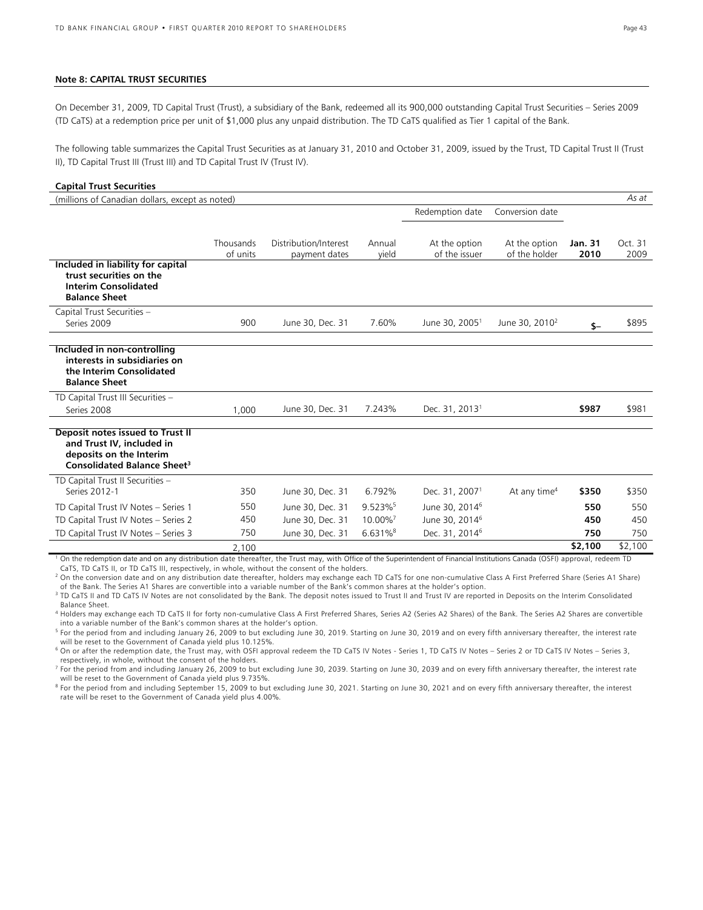## Note 8: CAPITAL TRUST SECURITIES

On December 31, 2009, TD Capital Trust (Trust), a subsidiary of the Bank, redeemed all its 900,000 outstanding Capital Trust Securities – Series 2009 (TD CaTS) at a redemption price per unit of $1,000 plus any unpaid distribution. The TD CaTS qualified as Tier 1 capital of the Bank.

The following table summarizes the Capital Trust Securities as at January 31, 2010 and October 31, 2009, issued by the Trust, TD Capital Trust II (Trust II), TD Capital Trust III (Trust III) and TD Capital Trust IV (Trust IV).

**Capital Trust Securities**

| (millions of Canadian dollars, except as noted) | | | | | | | *As at* |
|---|---|---|---|---|---|---|---|
| | | | | Redemption date | Conversion date | | |
| | Thousands of units | Distribution/Interest payment dates | Annual yield | At the option of the issuer | At the option of the holder | **Jan. 31 2010** | Oct. 31 2009 |
| **Included in liability for capital trust securities on the Interim Consolidated Balance Sheet** | | | | | | | |
| Capital Trust Securities – Series 2009 | 900 | June 30, Dec. 31 | 7.60% | June 30, 2005[1] | June 30, 2010[2] | **$–** | $895 |
| **Included in non-controlling interests in subsidiaries on the Interim Consolidated Balance Sheet** | | | | | | | |
| TD Capital Trust III Securities – Series 2008 | 1,000 | June 30, Dec. 31 | 7.243% | Dec. 31, 2013[1] | | **$987** | $981 |
| **Deposit notes issued to Trust II and Trust IV, included in deposits on the Interim Consolidated Balance Sheet[3]** | | | | | | | |
| TD Capital Trust II Securities – Series 2012-1 | 350 | June 30, Dec. 31 | 6.792% | Dec. 31, 2007[1] | At any time[4] | **$350** | $350 |
| TD Capital Trust IV Notes – Series 1 | 550 | June 30, Dec. 31 | 9.523%[5] | June 30, 2014[6] | | **550** | 550 |
| TD Capital Trust IV Notes – Series 2 | 450 | June 30, Dec. 31 | 10.00%[7] | June 30, 2014[6] | | **450** | 450 |
| TD Capital Trust IV Notes – Series 3 | 750 | June 30, Dec. 31 | 6.631%[8] | Dec. 31, 2014[6] | | **750** | 750 |
| | 2,100 | | | | | **$2,100** | $2,100 |

[1] On the redemption date and on any distribution date thereafter, the Trust may, with Office of the Superintendent of Financial Institutions Canada (OSFI) approval, redeem TD CaTS, TD CaTS II, or TD CaTS III, respectively, in whole, without the consent of the holders.

[2] On the conversion date and on any distribution date thereafter, holders may exchange each TD CaTS for one non-cumulative Class A First Preferred Share (Series A1 Share) of the Bank. The Series A1 Shares are convertible into a variable number of the Bank's common shares at the holder's option.

[3] TD CaTS II and TD CaTS IV Notes are not consolidated by the Bank. The deposit notes issued to Trust II and Trust IV are reported in Deposits on the Interim Consolidated Balance Sheet.

[4] Holders may exchange each TD CaTS II for forty non-cumulative Class A First Preferred Shares, Series A2 (Series A2 Shares) of the Bank. The Series A2 Shares are convertible into a variable number of the Bank's common shares at the holder's option.

[5] For the period from and including January 26, 2009 to but excluding June 30, 2019. Starting on June 30, 2019 and on every fifth anniversary thereafter, the interest rate will be reset to the Government of Canada yield plus 10.125%.

[6] On or after the redemption date, the Trust may, with OSFI approval redeem the TD CaTS IV Notes - Series 1, TD CaTS IV Notes – Series 2 or TD CaTS IV Notes – Series 3, respectively, in whole, without the consent of the holders.

[7] For the period from and including January 26, 2009 to but excluding June 30, 2039. Starting on June 30, 2039 and on every fifth anniversary thereafter, the interest rate will be reset to the Government of Canada yield plus 9.735%.

[8] For the period from and including September 15, 2009 to but excluding June 30, 2021. Starting on June 30, 2021 and on every fifth anniversary thereafter, the interest rate will be reset to the Government of Canada yield plus 4.00%.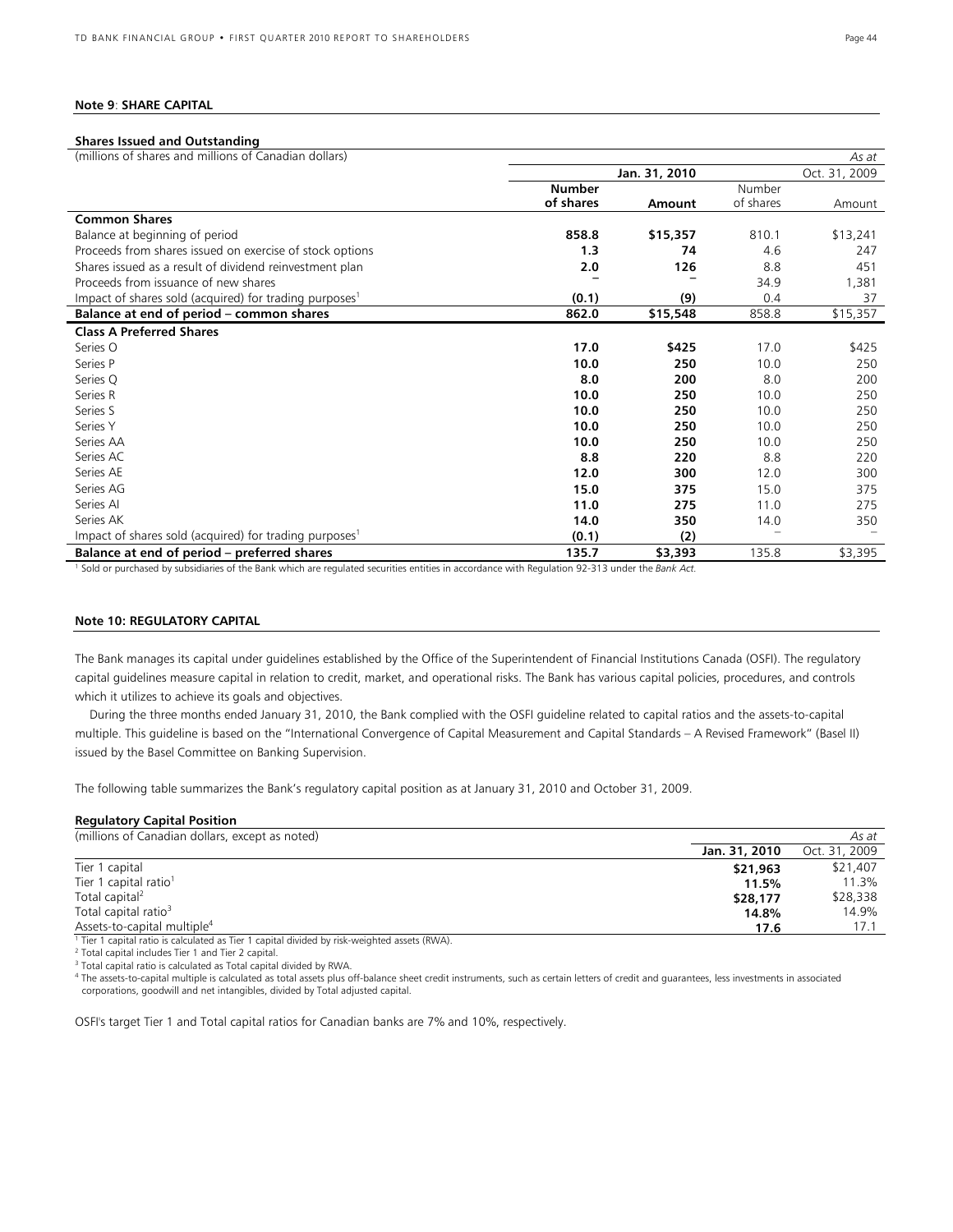**Note 9**: **SHARE CAPITAL**

**Shares Issued and Outstanding**

| (millions of shares and millions of Canadian dollars) | | | | *As at* |
|---|---|---|---|---|
| | Jan. 31, 2010 | | Oct. 31, 2009 | |
| | **Number of shares** | **Amount** | Number of shares | Amount |
| **Common Shares** | | | | |
| Balance at beginning of period | **858.8** | **$15,357** | 810.1 | $13,241 |
| Proceeds from shares issued on exercise of stock options | **1.3** | **74** | 4.6 | 247 |
| Shares issued as a result of dividend reinvestment plan | **2.0** | **126** | 8.8 | 451 |
| Proceeds from issuance of new shares | **–** | **–** | 34.9 | 1,381 |
| Impact of shares sold (acquired) for trading purposes[1] | **(0.1)** | **(9)** | 0.4 | 37 |
| **Balance at end of period – common shares** | **862.0** | **$15,548** | 858.8 | $15,357 |
| **Class A Preferred Shares** | | | | |
| Series O | **17.0** | **$425** | 17.0 | $425 |
| Series P | **10.0** | **250** | 10.0 | 250 |
| Series Q | **8.0** | **200** | 8.0 | 200 |
| Series R | **10.0** | **250** | 10.0 | 250 |
| Series S | **10.0** | **250** | 10.0 | 250 |
| Series Y | **10.0** | **250** | 10.0 | 250 |
| Series AA | **10.0** | **250** | 10.0 | 250 |
| Series AC | **8.8** | **220** | 8.8 | 220 |
| Series AE | **12.0** | **300** | 12.0 | 300 |
| Series AG | **15.0** | **375** | 15.0 | 375 |
| Series AI | **11.0** | **275** | 11.0 | 275 |
| Series AK | **14.0** | **350** | 14.0 | 350 |
| Impact of shares sold (acquired) for trading purposes[1] | **(0.1)** | **(2)** | – | – |
| **Balance at end of period – preferred shares** | **135.7** | **$3,393** | 135.8 | $3,395 |

[1] Sold or purchased by subsidiaries of the Bank which are regulated securities entities in accordance with Regulation 92-313 under the *Bank Act*.

**Note 10: REGULATORY CAPITAL**

The Bank manages its capital under guidelines established by the Office of the Superintendent of Financial Institutions Canada (OSFI). The regulatory capital guidelines measure capital in relation to credit, market, and operational risks. The Bank has various capital policies, procedures, and controls which it utilizes to achieve its goals and objectives.

During the three months ended January 31, 2010, the Bank complied with the OSFI guideline related to capital ratios and the assets-to-capital multiple. This guideline is based on the "International Convergence of Capital Measurement and Capital Standards – A Revised Framework" (Basel II) issued by the Basel Committee on Banking Supervision.

The following table summarizes the Bank's regulatory capital position as at January 31, 2010 and October 31, 2009.

**Regulatory Capital Position**

| (millions of Canadian dollars, except as noted) | | *As at* |
|---|---|---|
| | **Jan. 31, 2010** | Oct. 31, 2009 |
| Tier 1 capital | **$21,963** | $21,407 |
| Tier 1 capital ratio[1] | **11.5%** | 11.3% |
| Total capital[2] | **$28,177** | $28,338 |
| Total capital ratio[3] | **14.8%** | 14.9% |
| Assets-to-capital multiple[4] | **17.6** | 17.1 |

[1] Tier 1 capital ratio is calculated as Tier 1 capital divided by risk-weighted assets (RWA).

[2] Total capital includes Tier 1 and Tier 2 capital.

[3] Total capital ratio is calculated as Total capital divided by RWA.

[4] The assets-to-capital multiple is calculated as total assets plus off-balance sheet credit instruments, such as certain letters of credit and guarantees, less investments in associated corporations, goodwill and net intangibles, divided by Total adjusted capital.

OSFI's target Tier 1 and Total capital ratios for Canadian banks are 7% and 10%, respectively.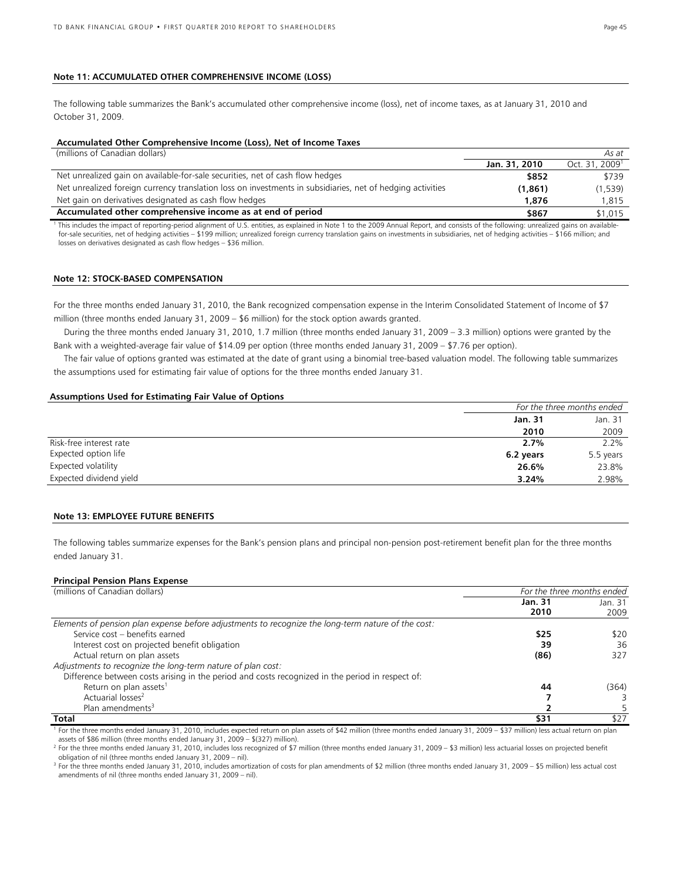## Note 11: ACCUMULATED OTHER COMPREHENSIVE INCOME (LOSS)

The following table summarizes the Bank's accumulated other comprehensive income (loss), net of income taxes, as at January 31, 2010 and October 31, 2009.

### Accumulated Other Comprehensive Income (Loss), Net of Income Taxes

| (millions of Canadian dollars) | | *As at* |
|---|---|---|
| | **Jan. 31, 2010** | Oct. 31, 2009[1] |
| Net unrealized gain on available-for-sale securities, net of cash flow hedges | **$852** | $739 |
| Net unrealized foreign currency translation loss on investments in subsidiaries, net of hedging activities | **(1,861)** | (1,539) |
| Net gain on derivatives designated as cash flow hedges | **1,876** | 1,815 |
| **Accumulated other comprehensive income as at end of period** | **$867** | $1,015 |

[1] This includes the impact of reporting-period alignment of U.S. entities, as explained in Note 1 to the 2009 Annual Report, and consists of the following: unrealized gains on available-for-sale securities, net of hedging activities – $199 million; unrealized foreign currency translation gains on investments in subsidiaries, net of hedging activities – $166 million; and losses on derivatives designated as cash flow hedges – $36 million.

## Note 12: STOCK-BASED COMPENSATION

For the three months ended January 31, 2010, the Bank recognized compensation expense in the Interim Consolidated Statement of Income of $7 million (three months ended January 31, 2009 – $6 million) for the stock option awards granted.

During the three months ended January 31, 2010, 1.7 million (three months ended January 31, 2009 – 3.3 million) options were granted by the Bank with a weighted-average fair value of $14.09 per option (three months ended January 31, 2009 – $7.76 per option).

The fair value of options granted was estimated at the date of grant using a binomial tree-based valuation model. The following table summarizes the assumptions used for estimating fair value of options for the three months ended January 31.

### Assumptions Used for Estimating Fair Value of Options

| | *For the three months ended* | |
|---|---|---|
| | **Jan. 31 2010** | Jan. 31 2009 |
| Risk-free interest rate | **2.7%** | 2.2% |
| Expected option life | **6.2 years** | 5.5 years |
| Expected volatility | **26.6%** | 23.8% |
| Expected dividend yield | **3.24%** | 2.98% |

## Note 13: EMPLOYEE FUTURE BENEFITS

The following tables summarize expenses for the Bank's pension plans and principal non-pension post-retirement benefit plan for the three months ended January 31.

### Principal Pension Plans Expense

| (millions of Canadian dollars) | *For the three months ended* | |
|---|---|---|
| | **Jan. 31 2010** | Jan. 31 2009 |
| *Elements of pension plan expense before adjustments to recognize the long-term nature of the cost:* | | |
| Service cost – benefits earned | **$25** | $20 |
| Interest cost on projected benefit obligation | **39** | 36 |
| Actual return on plan assets | **(86)** | 327 |
| *Adjustments to recognize the long-term nature of plan cost:* | | |
| Difference between costs arising in the period and costs recognized in the period in respect of: | | |
| Return on plan assets[1] | **44** | (364) |
| Actuarial losses[2] | **7** | 3 |
| Plan amendments[3] | **2** | 5 |
| **Total** | **$31** | $27 |

[1] For the three months ended January 31, 2010, includes expected return on plan assets of $42 million (three months ended January 31, 2009 – $37 million) less actual return on plan assets of $86 million (three months ended January 31, 2009 – $(327) million).

[2] For the three months ended January 31, 2010, includes loss recognized of $7 million (three months ended January 31, 2009 – $3 million) less actuarial losses on projected benefit obligation of nil (three months ended January 31, 2009 – nil).

[3] For the three months ended January 31, 2010, includes amortization of costs for plan amendments of $2 million (three months ended January 31, 2009 – $5 million) less actual cost amendments of nil (three months ended January 31, 2009 – nil).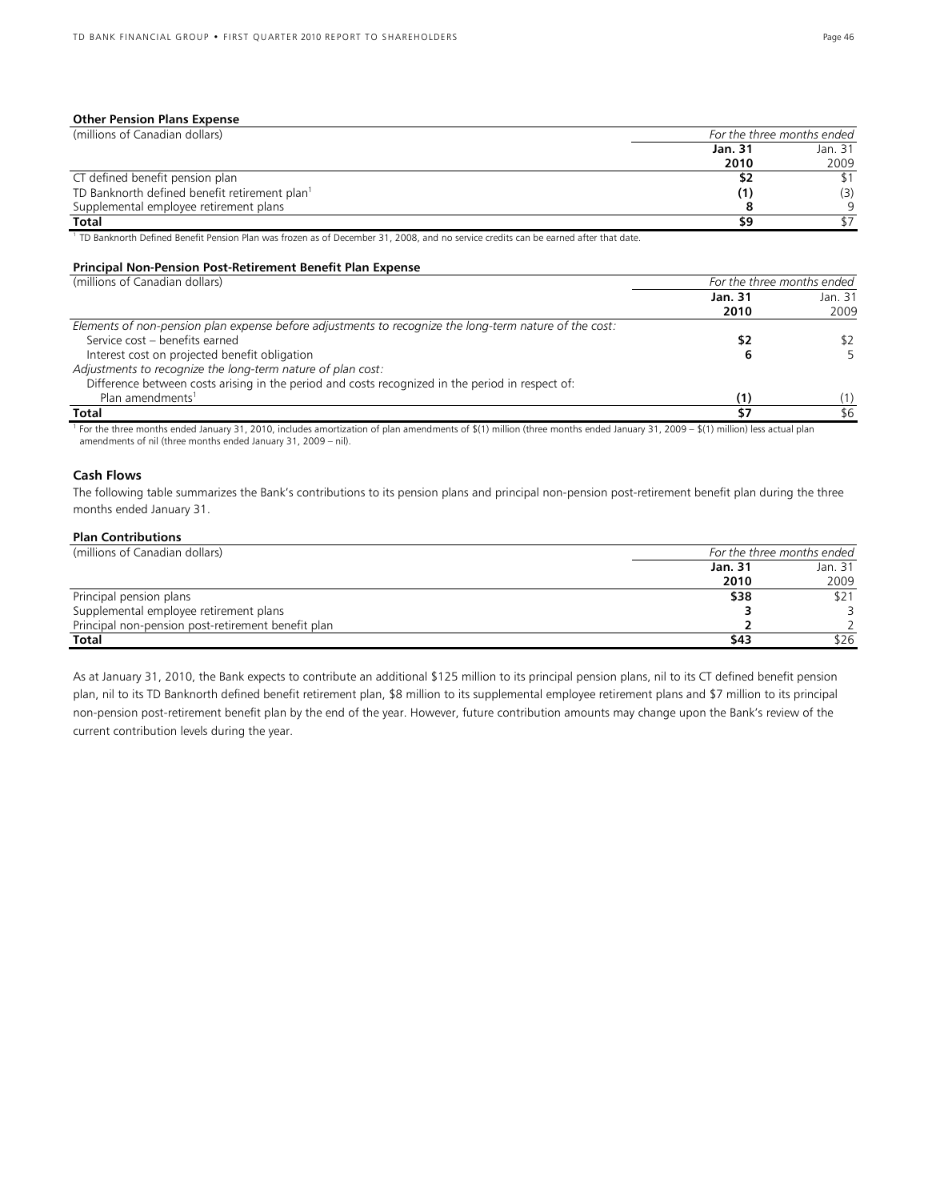**Other Pension Plans Expense**

| (millions of Canadian dollars) | For the three months ended | |
|---|---|---|
| | **Jan. 31 2010** | Jan. 31 2009 |
| CT defined benefit pension plan | **$2** | $1 |
| TD Banknorth defined benefit retirement plan[1] | **(1)** | (3) |
| Supplemental employee retirement plans | **8** | 9 |
| **Total** | **$9** | $7 |

[1] TD Banknorth Defined Benefit Pension Plan was frozen as of December 31, 2008, and no service credits can be earned after that date.

**Principal Non-Pension Post-Retirement Benefit Plan Expense**

| (millions of Canadian dollars) | For the three months ended | |
|---|---|---|
| | **Jan. 31 2010** | Jan. 31 2009 |
| *Elements of non-pension plan expense before adjustments to recognize the long-term nature of the cost:* | | |
| Service cost – benefits earned | **$2** | $2 |
| Interest cost on projected benefit obligation | **6** | 5 |
| *Adjustments to recognize the long-term nature of plan cost:* | | |
| Difference between costs arising in the period and costs recognized in the period in respect of: | | |
| Plan amendments[1] | **(1)** | (1) |
| **Total** | **$7** | $6 |

[1] For the three months ended January 31, 2010, includes amortization of plan amendments of $(1) million (three months ended January 31, 2009 – $(1) million) less actual plan amendments of nil (three months ended January 31, 2009 – nil).

**Cash Flows**

The following table summarizes the Bank's contributions to its pension plans and principal non-pension post-retirement benefit plan during the three months ended January 31.

**Plan Contributions**

| (millions of Canadian dollars) | For the three months ended | |
|---|---|---|
| | **Jan. 31 2010** | Jan. 31 2009 |
| Principal pension plans | **$38** | $21 |
| Supplemental employee retirement plans | **3** | 3 |
| Principal non-pension post-retirement benefit plan | **2** | 2 |
| **Total** | **$43** | $26 |

As at January 31, 2010, the Bank expects to contribute an additional $125 million to its principal pension plans, nil to its CT defined benefit pension plan, nil to its TD Banknorth defined benefit retirement plan, $8 million to its supplemental employee retirement plans and $7 million to its principal non-pension post-retirement benefit plan by the end of the year. However, future contribution amounts may change upon the Bank's review of the current contribution levels during the year.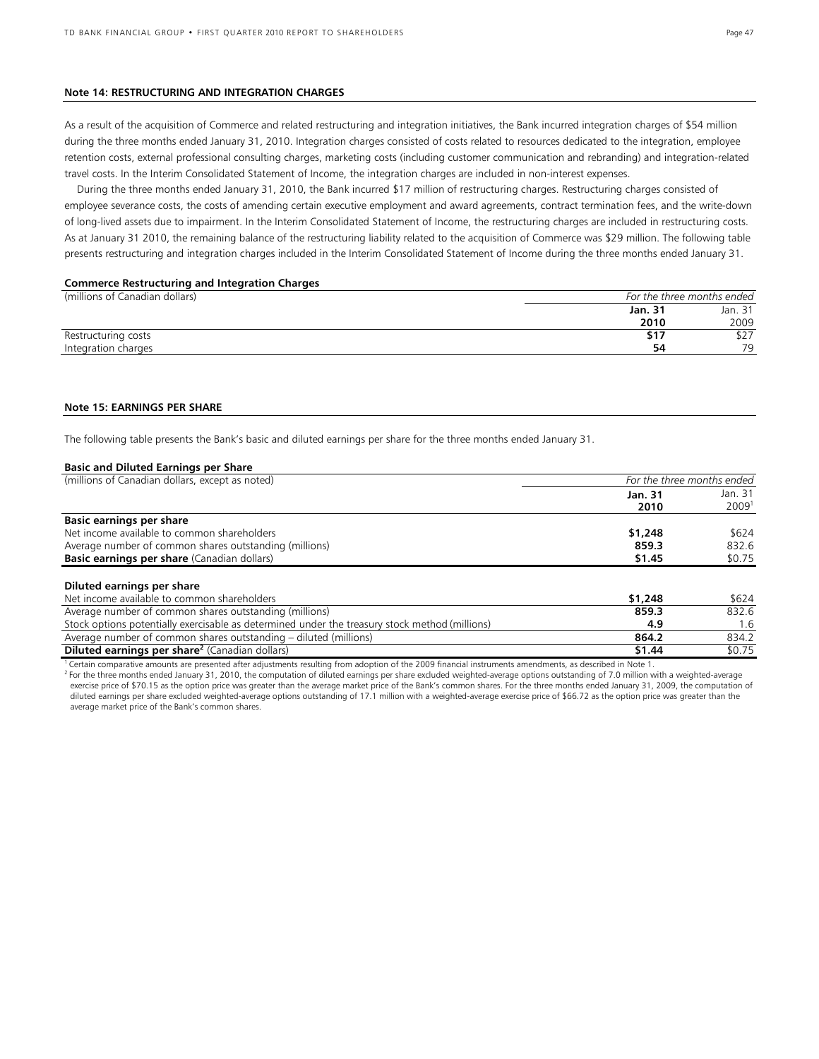### Note 14: RESTRUCTURING AND INTEGRATION CHARGES

As a result of the acquisition of Commerce and related restructuring and integration initiatives, the Bank incurred integration charges of $54 million during the three months ended January 31, 2010. Integration charges consisted of costs related to resources dedicated to the integration, employee retention costs, external professional consulting charges, marketing costs (including customer communication and rebranding) and integration-related travel costs. In the Interim Consolidated Statement of Income, the integration charges are included in non-interest expenses.

During the three months ended January 31, 2010, the Bank incurred $17 million of restructuring charges. Restructuring charges consisted of employee severance costs, the costs of amending certain executive employment and award agreements, contract termination fees, and the write-down of long-lived assets due to impairment. In the Interim Consolidated Statement of Income, the restructuring charges are included in restructuring costs. As at January 31 2010, the remaining balance of the restructuring liability related to the acquisition of Commerce was $29 million. The following table presents restructuring and integration charges included in the Interim Consolidated Statement of Income during the three months ended January 31.

**Commerce Restructuring and Integration Charges**

| (millions of Canadian dollars) | *For the three months ended* | |
|---|---|---|
| | **Jan. 31 2010** | Jan. 31 2009 |
| Restructuring costs | **$17** | $27 |
| Integration charges | **54** | 79 |

### Note 15: EARNINGS PER SHARE

The following table presents the Bank's basic and diluted earnings per share for the three months ended January 31.

**Basic and Diluted Earnings per Share**

| (millions of Canadian dollars, except as noted) | *For the three months ended* | |
|---|---|---|
| | **Jan. 31 2010** | Jan. 31 2009[1] |
| **Basic earnings per share** | | |
| Net income available to common shareholders | **$1,248** | $624 |
| Average number of common shares outstanding (millions) | **859.3** | 832.6 |
| **Basic earnings per share** (Canadian dollars) | **$1.45** | $0.75 |
| **Diluted earnings per share** | | |
| Net income available to common shareholders | **$1,248** | $624 |
| Average number of common shares outstanding (millions) | **859.3** | 832.6 |
| Stock options potentially exercisable as determined under the treasury stock method (millions) | **4.9** | 1.6 |
| Average number of common shares outstanding – diluted (millions) | **864.2** | 834.2 |
| **Diluted earnings per share[2]** (Canadian dollars) | **$1.44** | $0.75 |

[1] Certain comparative amounts are presented after adjustments resulting from adoption of the 2009 financial instruments amendments, as described in Note 1.

[2] For the three months ended January 31, 2010, the computation of diluted earnings per share excluded weighted-average options outstanding of 7.0 million with a weighted-average exercise price of $70.15 as the option price was greater than the average market price of the Bank's common shares. For the three months ended January 31, 2009, the computation of diluted earnings per share excluded weighted-average options outstanding of 17.1 million with a weighted-average exercise price of $66.72 as the option price was greater than the average market price of the Bank's common shares.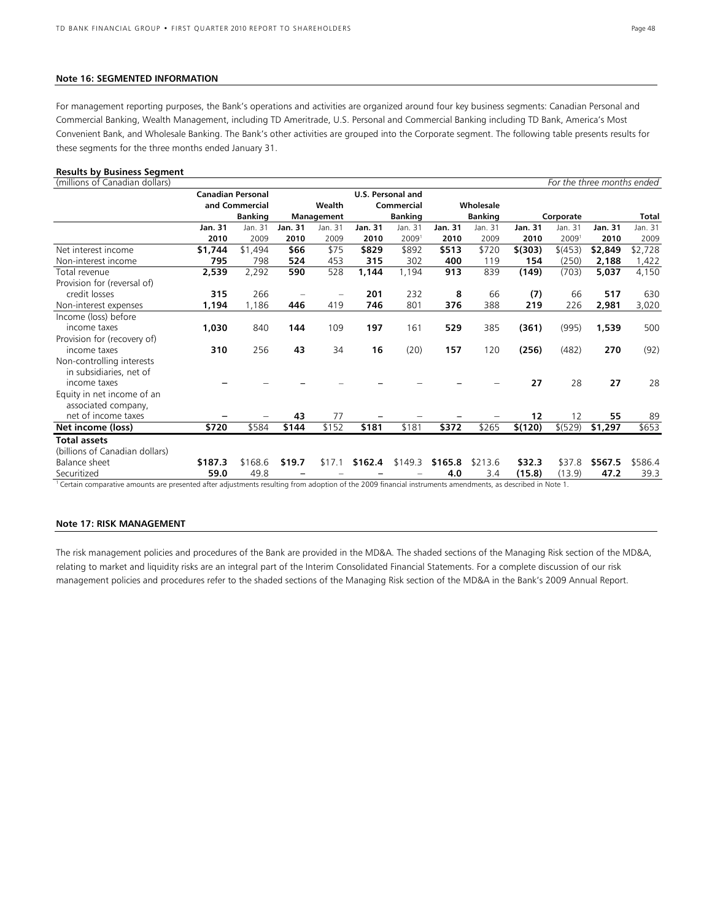#### Note 16: SEGMENTED INFORMATION

For management reporting purposes, the Bank's operations and activities are organized around four key business segments: Canadian Personal and Commercial Banking, Wealth Management, including TD Ameritrade, U.S. Personal and Commercial Banking including TD Bank, America's Most Convenient Bank, and Wholesale Banking. The Bank's other activities are grouped into the Corporate segment. The following table presents results for these segments for the three months ended January 31.

**Results by Business Segment**

(millions of Canadian dollars) *For the three months ended*

| | Canadian Personal and Commercial Banking | | Wealth Management | | U.S. Personal and Commercial Banking | | Wholesale Banking | | Corporate | | Total | |
|---|---|---|---|---|---|---|---|---|---|---|---|---|
| | **Jan. 31 2010** | Jan. 31 2009 | **Jan. 31 2010** | Jan. 31 2009 | **Jan. 31 2010** | Jan. 31 2009[1] | **Jan. 31 2010** | Jan. 31 2009 | **Jan. 31 2010** | Jan. 31 2009[1] | **Jan. 31 2010** | Jan. 31 2009 |
| Net interest income | **$1,744** | $1,494 | **$66** | $75 | **$829** | $892 | **$513** | $720 | **$(303)** | $(453) | **$2,849** | $2,728 |
| Non-interest income | **795** | 798 | **524** | 453 | **315** | 302 | **400** | 119 | **154** | (250) | **2,188** | 1,422 |
| Total revenue | **2,539** | 2,292 | **590** | 528 | **1,144** | 1,194 | **913** | 839 | **(149)** | (703) | **5,037** | 4,150 |
| Provision for (reversal of) credit losses | **315** | 266 | **–** | – | **201** | 232 | **8** | 66 | **(7)** | 66 | **517** | 630 |
| Non-interest expenses | **1,194** | 1,186 | **446** | 419 | **746** | 801 | **376** | 388 | **219** | 226 | **2,981** | 3,020 |
| Income (loss) before income taxes | **1,030** | 840 | **144** | 109 | **197** | 161 | **529** | 385 | **(361)** | (995) | **1,539** | 500 |
| Provision for (recovery of) income taxes | **310** | 256 | **43** | 34 | **16** | (20) | **157** | 120 | **(256)** | (482) | **270** | (92) |
| Non-controlling interests in subsidiaries, net of income taxes | **–** | – | **–** | – | **–** | – | **–** | – | **27** | 28 | **27** | 28 |
| Equity in net income of an associated company, net of income taxes | **–** | – | **43** | 77 | **–** | – | **–** | – | **12** | 12 | **55** | 89 |
| **Net income (loss)** | **$720** | $584 | **$144** | $152 | **$181** | $181 | **$372** | $265 | **$(120)** | $(529) | **$1,297** | $653 |
| **Total assets** (billions of Canadian dollars) | | | | | | | | | | | | |
| Balance sheet | **$187.3** | $168.6 | **$19.7** | $17.1 | **$162.4** | $149.3 | **$165.8** | $213.6 | **$32.3** | $37.8 | **$567.5** | $586.4 |
| Securitized | **59.0** | 49.8 | **–** | – | **–** | – | **4.0** | 3.4 | **(15.8)** | (13.9) | **47.2** | 39.3 |

[1] Certain comparative amounts are presented after adjustments resulting from adoption of the 2009 financial instruments amendments, as described in Note 1.

#### Note 17: RISK MANAGEMENT

The risk management policies and procedures of the Bank are provided in the MD&A. The shaded sections of the Managing Risk section of the MD&A, relating to market and liquidity risks are an integral part of the Interim Consolidated Financial Statements. For a complete discussion of our risk management policies and procedures refer to the shaded sections of the Managing Risk section of the MD&A in the Bank's 2009 Annual Report.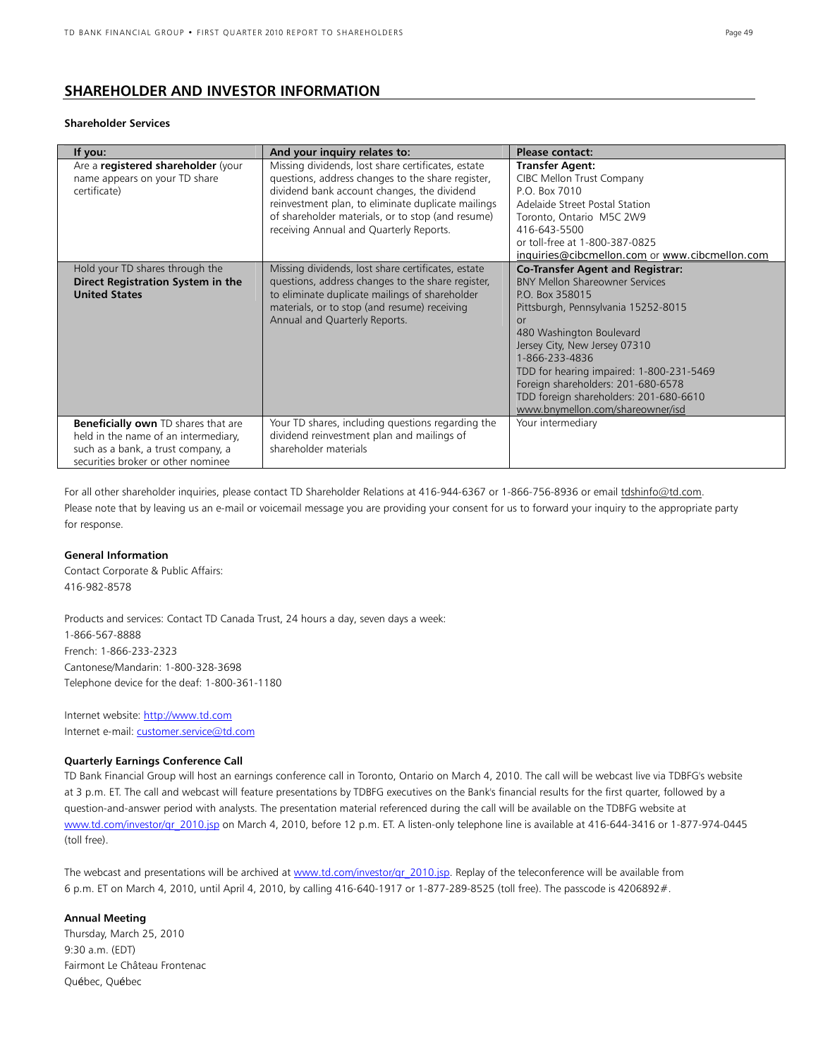## SHAREHOLDER AND INVESTOR INFORMATION

### Shareholder Services

| If you: | And your inquiry relates to: | Please contact: |
|---|---|---|
| Are a **registered shareholder** (your name appears on your TD share certificate) | Missing dividends, lost share certificates, estate questions, address changes to the share register, dividend bank account changes, the dividend reinvestment plan, to eliminate duplicate mailings of shareholder materials, or to stop (and resume) receiving Annual and Quarterly Reports. | **Transfer Agent:**<br>CIBC Mellon Trust Company<br>P.O. Box 7010<br>Adelaide Street Postal Station<br>Toronto, Ontario M5C 2W9<br>416-643-5500<br>or toll-free at 1-800-387-0825<br>inquiries@cibcmellon.com or www.cibcmellon.com |
| Hold your TD shares through the **Direct Registration System in the United States** | Missing dividends, lost share certificates, estate questions, address changes to the share register, to eliminate duplicate mailings of shareholder materials, or to stop (and resume) receiving Annual and Quarterly Reports. | **Co-Transfer Agent and Registrar:**<br>BNY Mellon Shareowner Services<br>P.O. Box 358015<br>Pittsburgh, Pennsylvania 15252-8015<br>or<br>480 Washington Boulevard<br>Jersey City, New Jersey 07310<br>1-866-233-4836<br>TDD for hearing impaired: 1-800-231-5469<br>Foreign shareholders: 201-680-6578<br>TDD foreign shareholders: 201-680-6610<br>www.bnymellon.com/shareowner/isd |
| **Beneficially own** TD shares that are held in the name of an intermediary, such as a bank, a trust company, a securities broker or other nominee | Your TD shares, including questions regarding the dividend reinvestment plan and mailings of shareholder materials | Your intermediary |

For all other shareholder inquiries, please contact TD Shareholder Relations at 416-944-6367 or 1-866-756-8936 or email tdshinfo@td.com. Please note that by leaving us an e-mail or voicemail message you are providing your consent for us to forward your inquiry to the appropriate party for response.

### General Information

Contact Corporate & Public Affairs:
416-982-8578

Products and services: Contact TD Canada Trust, 24 hours a day, seven days a week:
1-866-567-8888
French: 1-866-233-2323
Cantonese/Mandarin: 1-800-328-3698
Telephone device for the deaf: 1-800-361-1180

Internet website: http://www.td.com
Internet e-mail: customer.service@td.com

### Quarterly Earnings Conference Call

TD Bank Financial Group will host an earnings conference call in Toronto, Ontario on March 4, 2010. The call will be webcast live via TDBFG's website at 3 p.m. ET. The call and webcast will feature presentations by TDBFG executives on the Bank's financial results for the first quarter, followed by a question-and-answer period with analysts. The presentation material referenced during the call will be available on the TDBFG website at www.td.com/investor/qr_2010.jsp on March 4, 2010, before 12 p.m. ET. A listen-only telephone line is available at 416-644-3416 or 1-877-974-0445 (toll free).

The webcast and presentations will be archived at www.td.com/investor/qr_2010.jsp. Replay of the teleconference will be available from 6 p.m. ET on March 4, 2010, until April 4, 2010, by calling 416-640-1917 or 1-877-289-8525 (toll free). The passcode is 4206892#.

### Annual Meeting

Thursday, March 25, 2010
9:30 a.m. (EDT)
Fairmont Le Château Frontenac
Québec, Québec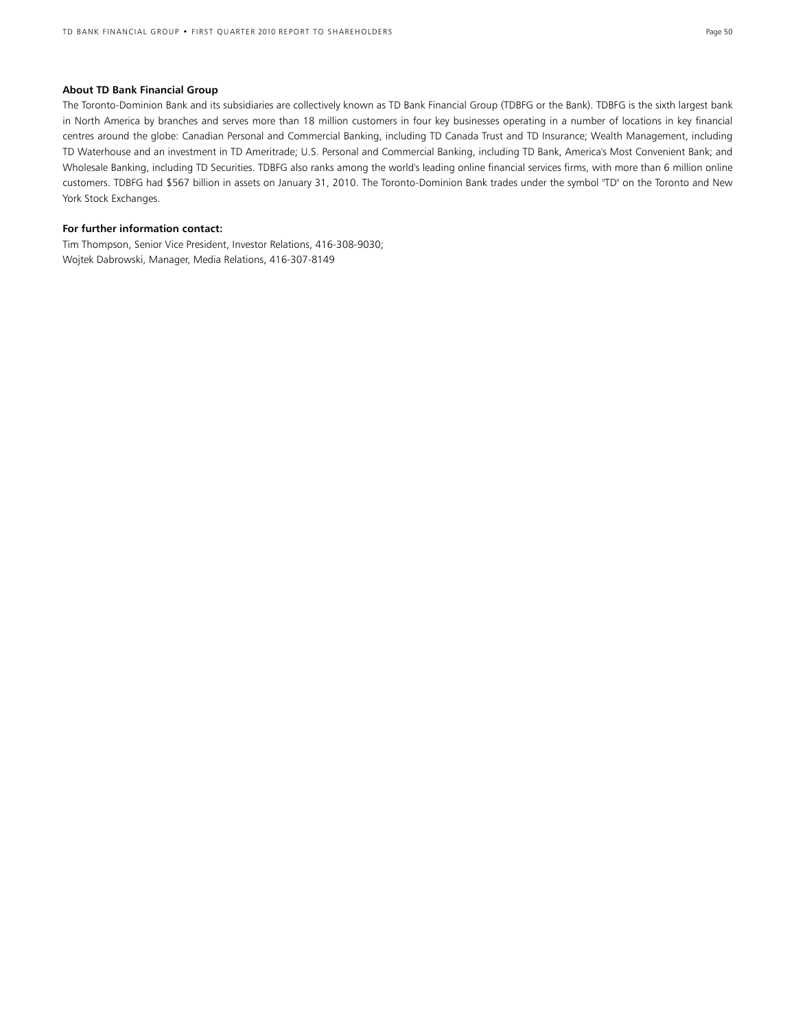**About TD Bank Financial Group**

The Toronto-Dominion Bank and its subsidiaries are collectively known as TD Bank Financial Group (TDBFG or the Bank). TDBFG is the sixth largest bank in North America by branches and serves more than 18 million customers in four key businesses operating in a number of locations in key financial centres around the globe: Canadian Personal and Commercial Banking, including TD Canada Trust and TD Insurance; Wealth Management, including TD Waterhouse and an investment in TD Ameritrade; U.S. Personal and Commercial Banking, including TD Bank, America's Most Convenient Bank; and Wholesale Banking, including TD Securities. TDBFG also ranks among the world's leading online financial services firms, with more than 6 million online customers. TDBFG had $567 billion in assets on January 31, 2010. The Toronto-Dominion Bank trades under the symbol "TD" on the Toronto and New York Stock Exchanges.

**For further information contact:**

Tim Thompson, Senior Vice President, Investor Relations, 416-308-9030;
Wojtek Dabrowski, Manager, Media Relations, 416-307-8149